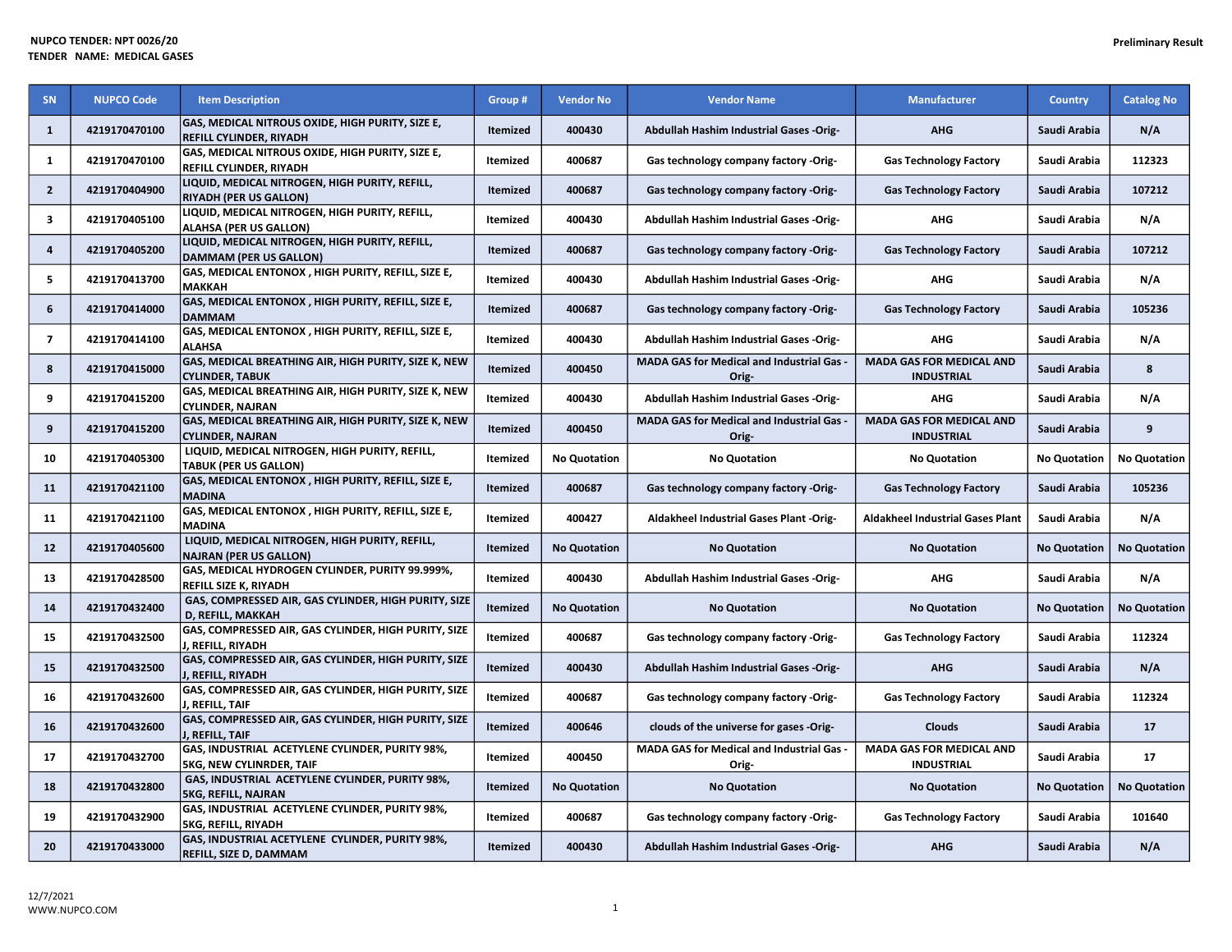**NUPCO TENDER: NPT 0026/20**
**TENDER NAME: MEDICAL GASES**

**Preliminary Result**

| SN | NUPCO Code | Item Description | Group # | Vendor No | Vendor Name | Manufacturer | Country | Catalog No |
|---|---|---|---|---|---|---|---|---|
| 1 | 4219170470100 | GAS, MEDICAL NITROUS OXIDE, HIGH PURITY, SIZE E, REFILL CYLINDER, RIYADH | Itemized | 400430 | Abdullah Hashim Industrial Gases -Orig- | AHG | Saudi Arabia | N/A |
| 1 | 4219170470100 | GAS, MEDICAL NITROUS OXIDE, HIGH PURITY, SIZE E, REFILL CYLINDER, RIYADH | Itemized | 400687 | Gas technology company factory -Orig- | Gas Technology Factory | Saudi Arabia | 112323 |
| 2 | 4219170404900 | LIQUID, MEDICAL NITROGEN, HIGH PURITY, REFILL, RIYADH (PER US GALLON) | Itemized | 400687 | Gas technology company factory -Orig- | Gas Technology Factory | Saudi Arabia | 107212 |
| 3 | 4219170405100 | LIQUID, MEDICAL NITROGEN, HIGH PURITY, REFILL, ALAHSA (PER US GALLON) | Itemized | 400430 | Abdullah Hashim Industrial Gases -Orig- | AHG | Saudi Arabia | N/A |
| 4 | 4219170405200 | LIQUID, MEDICAL NITROGEN, HIGH PURITY, REFILL, DAMMAM (PER US GALLON) | Itemized | 400687 | Gas technology company factory -Orig- | Gas Technology Factory | Saudi Arabia | 107212 |
| 5 | 4219170413700 | GAS, MEDICAL ENTONOX , HIGH PURITY, REFILL, SIZE E, MAKKAH | Itemized | 400430 | Abdullah Hashim Industrial Gases -Orig- | AHG | Saudi Arabia | N/A |
| 6 | 4219170414000 | GAS, MEDICAL ENTONOX , HIGH PURITY, REFILL, SIZE E, DAMMAM | Itemized | 400687 | Gas technology company factory -Orig- | Gas Technology Factory | Saudi Arabia | 105236 |
| 7 | 4219170414100 | GAS, MEDICAL ENTONOX , HIGH PURITY, REFILL, SIZE E, ALAHSA | Itemized | 400430 | Abdullah Hashim Industrial Gases -Orig- | AHG | Saudi Arabia | N/A |
| 8 | 4219170415000 | GAS, MEDICAL BREATHING AIR, HIGH PURITY, SIZE K, NEW CYLINDER, TABUK | Itemized | 400450 | MADA GAS for Medical and Industrial Gas -Orig- | MADA GAS FOR MEDICAL AND INDUSTRIAL | Saudi Arabia | 8 |
| 9 | 4219170415200 | GAS, MEDICAL BREATHING AIR, HIGH PURITY, SIZE K, NEW CYLINDER, NAJRAN | Itemized | 400430 | Abdullah Hashim Industrial Gases -Orig- | AHG | Saudi Arabia | N/A |
| 9 | 4219170415200 | GAS, MEDICAL BREATHING AIR, HIGH PURITY, SIZE K, NEW CYLINDER, NAJRAN | Itemized | 400450 | MADA GAS for Medical and Industrial Gas -Orig- | MADA GAS FOR MEDICAL AND INDUSTRIAL | Saudi Arabia | 9 |
| 10 | 4219170405300 | LIQUID, MEDICAL NITROGEN, HIGH PURITY, REFILL, TABUK (PER US GALLON) | Itemized | No Quotation | No Quotation | No Quotation | No Quotation | No Quotation |
| 11 | 4219170421100 | GAS, MEDICAL ENTONOX , HIGH PURITY, REFILL, SIZE E, MADINA | Itemized | 400687 | Gas technology company factory -Orig- | Gas Technology Factory | Saudi Arabia | 105236 |
| 11 | 4219170421100 | GAS, MEDICAL ENTONOX , HIGH PURITY, REFILL, SIZE E, MADINA | Itemized | 400427 | Aldakheel Industrial Gases Plant -Orig- | Aldakheel Industrial Gases Plant | Saudi Arabia | N/A |
| 12 | 4219170405600 | LIQUID, MEDICAL NITROGEN, HIGH PURITY, REFILL, NAJRAN (PER US GALLON) | Itemized | No Quotation | No Quotation | No Quotation | No Quotation | No Quotation |
| 13 | 4219170428500 | GAS, MEDICAL HYDROGEN CYLINDER, PURITY 99.999%, REFILL SIZE K, RIYADH | Itemized | 400430 | Abdullah Hashim Industrial Gases -Orig- | AHG | Saudi Arabia | N/A |
| 14 | 4219170432400 | GAS, COMPRESSED AIR, GAS CYLINDER, HIGH PURITY, SIZE D, REFILL, MAKKAH | Itemized | No Quotation | No Quotation | No Quotation | No Quotation | No Quotation |
| 15 | 4219170432500 | GAS, COMPRESSED AIR, GAS CYLINDER, HIGH PURITY, SIZE J, REFILL, RIYADH | Itemized | 400687 | Gas technology company factory -Orig- | Gas Technology Factory | Saudi Arabia | 112324 |
| 15 | 4219170432500 | GAS, COMPRESSED AIR, GAS CYLINDER, HIGH PURITY, SIZE J, REFILL, RIYADH | Itemized | 400430 | Abdullah Hashim Industrial Gases -Orig- | AHG | Saudi Arabia | N/A |
| 16 | 4219170432600 | GAS, COMPRESSED AIR, GAS CYLINDER, HIGH PURITY, SIZE J, REFILL, TAIF | Itemized | 400687 | Gas technology company factory -Orig- | Gas Technology Factory | Saudi Arabia | 112324 |
| 16 | 4219170432600 | GAS, COMPRESSED AIR, GAS CYLINDER, HIGH PURITY, SIZE J, REFILL, TAIF | Itemized | 400646 | clouds of the universe for gases -Orig- | Clouds | Saudi Arabia | 17 |
| 17 | 4219170432700 | GAS, INDUSTRIAL ACETYLENE CYLINDER, PURITY 98%, 5KG, NEW CYLINRDER, TAIF | Itemized | 400450 | MADA GAS for Medical and Industrial Gas -Orig- | MADA GAS FOR MEDICAL AND INDUSTRIAL | Saudi Arabia | 17 |
| 18 | 4219170432800 | GAS, INDUSTRIAL ACETYLENE CYLINDER, PURITY 98%, 5KG, REFILL, NAJRAN | Itemized | No Quotation | No Quotation | No Quotation | No Quotation | No Quotation |
| 19 | 4219170432900 | GAS, INDUSTRIAL ACETYLENE CYLINDER, PURITY 98%, 5KG, REFILL, RIYADH | Itemized | 400687 | Gas technology company factory -Orig- | Gas Technology Factory | Saudi Arabia | 101640 |
| 20 | 4219170433000 | GAS, INDUSTRIAL ACETYLENE CYLINDER, PURITY 98%, REFILL, SIZE D, DAMMAM | Itemized | 400430 | Abdullah Hashim Industrial Gases -Orig- | AHG | Saudi Arabia | N/A |

12/7/2021
WWW.NUPCO.COM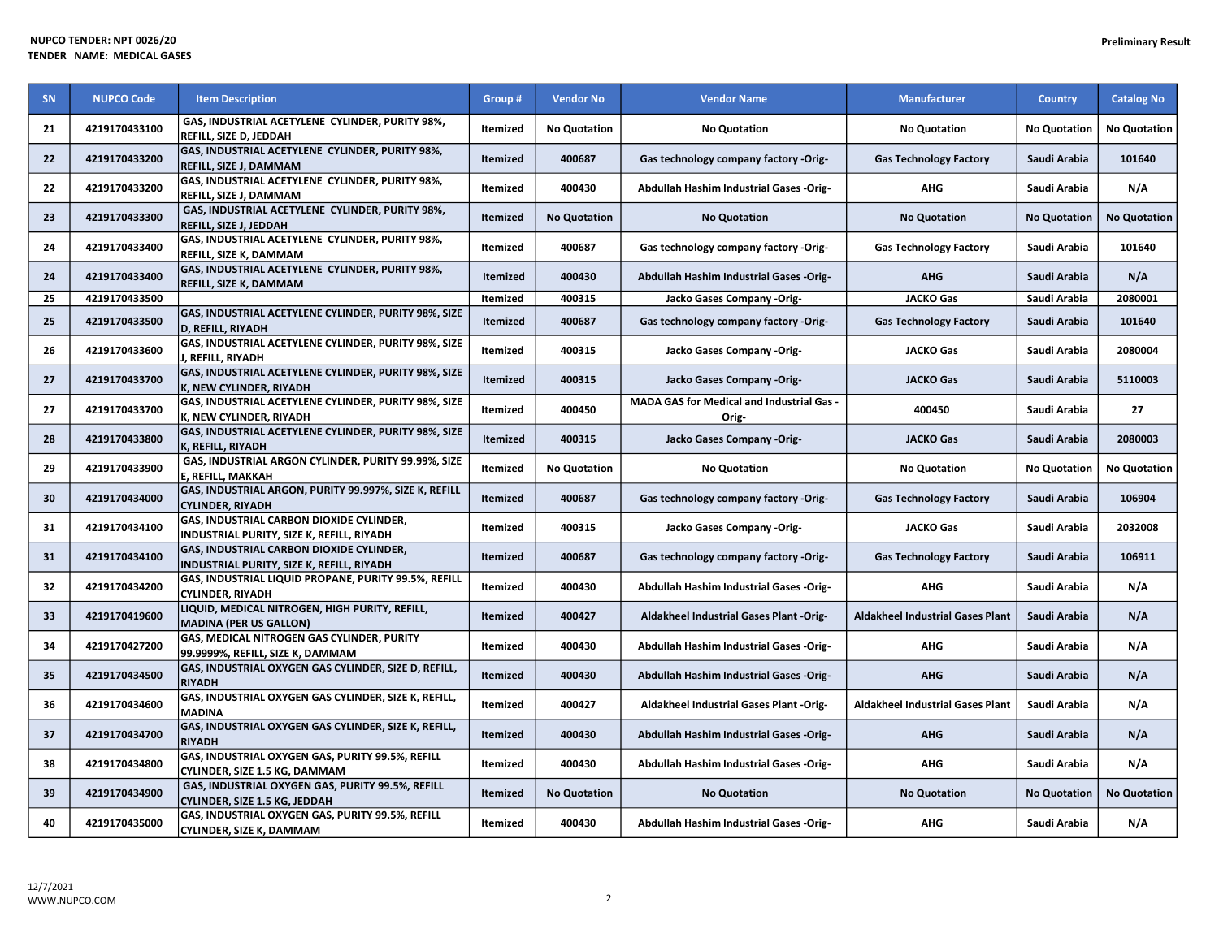**NUPCO TENDER: NPT 0026/20**
**TENDER NAME: MEDICAL GASES**

**Preliminary Result**

| SN | NUPCO Code | Item Description | Group # | Vendor No | Vendor Name | Manufacturer | Country | Catalog No |
|---|---|---|---|---|---|---|---|---|
| 21 | 4219170433100 | GAS, INDUSTRIAL ACETYLENE CYLINDER, PURITY 98%, REFILL, SIZE D, JEDDAH | Itemized | No Quotation | No Quotation | No Quotation | No Quotation | No Quotation |
| 22 | 4219170433200 | GAS, INDUSTRIAL ACETYLENE CYLINDER, PURITY 98%, REFILL, SIZE J, DAMMAM | Itemized | 400687 | Gas technology company factory -Orig- | Gas Technology Factory | Saudi Arabia | 101640 |
| 22 | 4219170433200 | GAS, INDUSTRIAL ACETYLENE CYLINDER, PURITY 98%, REFILL, SIZE J, DAMMAM | Itemized | 400430 | Abdullah Hashim Industrial Gases -Orig- | AHG | Saudi Arabia | N/A |
| 23 | 4219170433300 | GAS, INDUSTRIAL ACETYLENE CYLINDER, PURITY 98%, REFILL, SIZE J, JEDDAH | Itemized | No Quotation | No Quotation | No Quotation | No Quotation | No Quotation |
| 24 | 4219170433400 | GAS, INDUSTRIAL ACETYLENE CYLINDER, PURITY 98%, REFILL, SIZE K, DAMMAM | Itemized | 400687 | Gas technology company factory -Orig- | Gas Technology Factory | Saudi Arabia | 101640 |
| 24 | 4219170433400 | GAS, INDUSTRIAL ACETYLENE CYLINDER, PURITY 98%, REFILL, SIZE K, DAMMAM | Itemized | 400430 | Abdullah Hashim Industrial Gases -Orig- | AHG | Saudi Arabia | N/A |
| 25 | 4219170433500 | | Itemized | 400315 | Jacko Gases Company -Orig- | JACKO Gas | Saudi Arabia | 2080001 |
| 25 | 4219170433500 | GAS, INDUSTRIAL ACETYLENE CYLINDER, PURITY 98%, SIZE D, REFILL, RIYADH | Itemized | 400687 | Gas technology company factory -Orig- | Gas Technology Factory | Saudi Arabia | 101640 |
| 26 | 4219170433600 | GAS, INDUSTRIAL ACETYLENE CYLINDER, PURITY 98%, SIZE J, REFILL, RIYADH | Itemized | 400315 | Jacko Gases Company -Orig- | JACKO Gas | Saudi Arabia | 2080004 |
| 27 | 4219170433700 | GAS, INDUSTRIAL ACETYLENE CYLINDER, PURITY 98%, SIZE K, NEW CYLINDER, RIYADH | Itemized | 400315 | Jacko Gases Company -Orig- | JACKO Gas | Saudi Arabia | 5110003 |
| 27 | 4219170433700 | GAS, INDUSTRIAL ACETYLENE CYLINDER, PURITY 98%, SIZE K, NEW CYLINDER, RIYADH | Itemized | 400450 | MADA GAS for Medical and Industrial Gas -Orig- | 400450 | Saudi Arabia | 27 |
| 28 | 4219170433800 | GAS, INDUSTRIAL ACETYLENE CYLINDER, PURITY 98%, SIZE K, REFILL, RIYADH | Itemized | 400315 | Jacko Gases Company -Orig- | JACKO Gas | Saudi Arabia | 2080003 |
| 29 | 4219170433900 | GAS, INDUSTRIAL ARGON CYLINDER, PURITY 99.99%, SIZE E, REFILL, MAKKAH | Itemized | No Quotation | No Quotation | No Quotation | No Quotation | No Quotation |
| 30 | 4219170434000 | GAS, INDUSTRIAL ARGON, PURITY 99.997%, SIZE K, REFILL CYLINDER, RIYADH | Itemized | 400687 | Gas technology company factory -Orig- | Gas Technology Factory | Saudi Arabia | 106904 |
| 31 | 4219170434100 | GAS, INDUSTRIAL CARBON DIOXIDE CYLINDER, INDUSTRIAL PURITY, SIZE K, REFILL, RIYADH | Itemized | 400315 | Jacko Gases Company -Orig- | JACKO Gas | Saudi Arabia | 2032008 |
| 31 | 4219170434100 | GAS, INDUSTRIAL CARBON DIOXIDE CYLINDER, INDUSTRIAL PURITY, SIZE K, REFILL, RIYADH | Itemized | 400687 | Gas technology company factory -Orig- | Gas Technology Factory | Saudi Arabia | 106911 |
| 32 | 4219170434200 | GAS, INDUSTRIAL LIQUID PROPANE, PURITY 99.5%, REFILL CYLINDER, RIYADH | Itemized | 400430 | Abdullah Hashim Industrial Gases -Orig- | AHG | Saudi Arabia | N/A |
| 33 | 4219170419600 | LIQUID, MEDICAL NITROGEN, HIGH PURITY, REFILL, MADINA (PER US GALLON) | Itemized | 400427 | Aldakheel Industrial Gases Plant -Orig- | Aldakheel Industrial Gases Plant | Saudi Arabia | N/A |
| 34 | 4219170427200 | GAS, MEDICAL NITROGEN GAS CYLINDER, PURITY 99.9999%, REFILL, SIZE K, DAMMAM | Itemized | 400430 | Abdullah Hashim Industrial Gases -Orig- | AHG | Saudi Arabia | N/A |
| 35 | 4219170434500 | GAS, INDUSTRIAL OXYGEN GAS CYLINDER, SIZE D, REFILL, RIYADH | Itemized | 400430 | Abdullah Hashim Industrial Gases -Orig- | AHG | Saudi Arabia | N/A |
| 36 | 4219170434600 | GAS, INDUSTRIAL OXYGEN GAS CYLINDER, SIZE K, REFILL, MADINA | Itemized | 400427 | Aldakheel Industrial Gases Plant -Orig- | Aldakheel Industrial Gases Plant | Saudi Arabia | N/A |
| 37 | 4219170434700 | GAS, INDUSTRIAL OXYGEN GAS CYLINDER, SIZE K, REFILL, RIYADH | Itemized | 400430 | Abdullah Hashim Industrial Gases -Orig- | AHG | Saudi Arabia | N/A |
| 38 | 4219170434800 | GAS, INDUSTRIAL OXYGEN GAS, PURITY 99.5%, REFILL CYLINDER, SIZE 1.5 KG, DAMMAM | Itemized | 400430 | Abdullah Hashim Industrial Gases -Orig- | AHG | Saudi Arabia | N/A |
| 39 | 4219170434900 | GAS, INDUSTRIAL OXYGEN GAS, PURITY 99.5%, REFILL CYLINDER, SIZE 1.5 KG, JEDDAH | Itemized | No Quotation | No Quotation | No Quotation | No Quotation | No Quotation |
| 40 | 4219170435000 | GAS, INDUSTRIAL OXYGEN GAS, PURITY 99.5%, REFILL CYLINDER, SIZE K, DAMMAM | Itemized | 400430 | Abdullah Hashim Industrial Gases -Orig- | AHG | Saudi Arabia | N/A |

12/7/2021
WWW.NUPCO.COM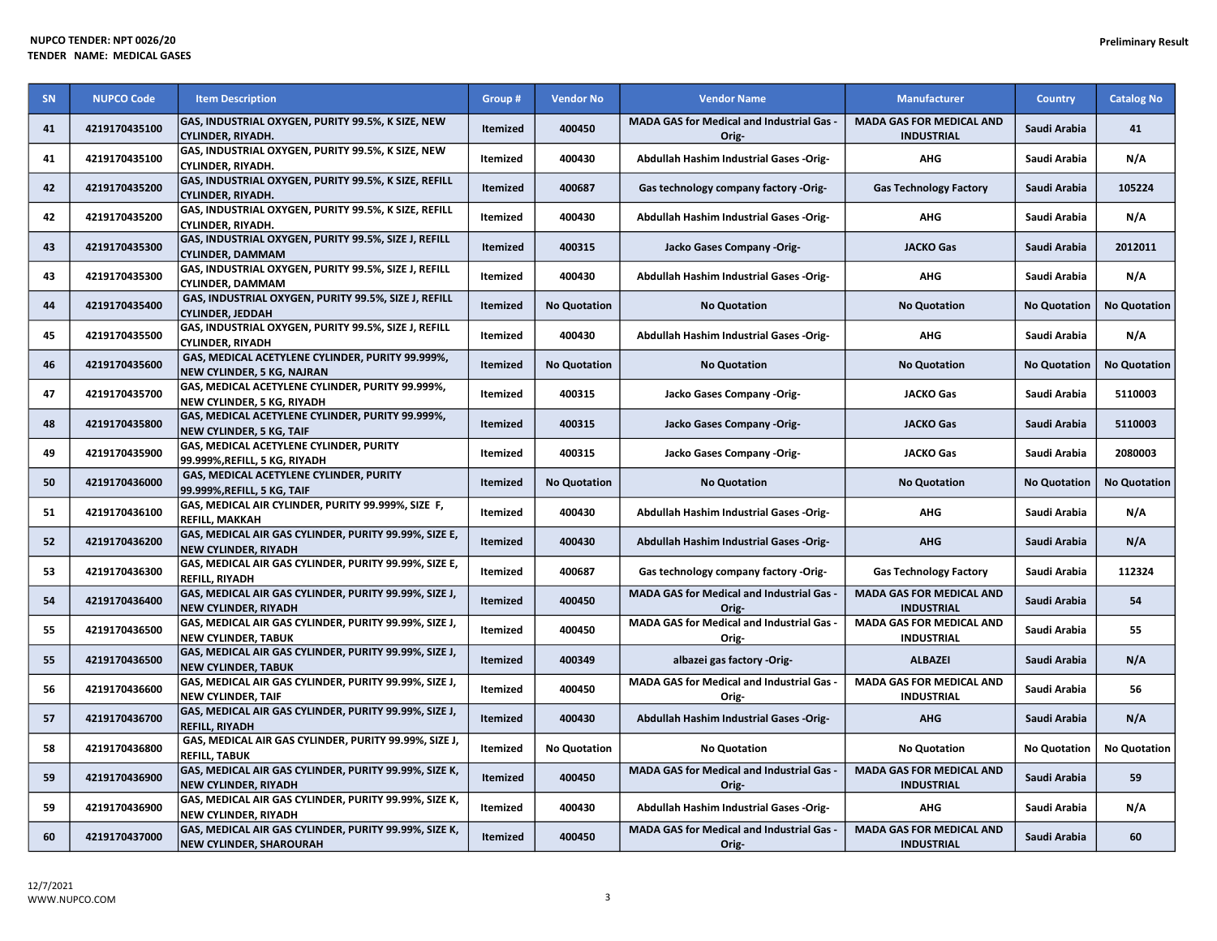NUPCO TENDER: NPT 0026/20
TENDER NAME: MEDICAL GASES

Preliminary Result

| SN | NUPCO Code | Item Description | Group # | Vendor No | Vendor Name | Manufacturer | Country | Catalog No |
|---|---|---|---|---|---|---|---|---|
| 41 | 4219170435100 | GAS, INDUSTRIAL OXYGEN, PURITY 99.5%, K SIZE, NEW CYLINDER, RIYADH. | Itemized | 400450 | MADA GAS for Medical and Industrial Gas -Orig- | MADA GAS FOR MEDICAL AND INDUSTRIAL | Saudi Arabia | 41 |
| 41 | 4219170435100 | GAS, INDUSTRIAL OXYGEN, PURITY 99.5%, K SIZE, NEW CYLINDER, RIYADH. | Itemized | 400430 | Abdullah Hashim Industrial Gases -Orig- | AHG | Saudi Arabia | N/A |
| 42 | 4219170435200 | GAS, INDUSTRIAL OXYGEN, PURITY 99.5%, K SIZE, REFILL CYLINDER, RIYADH. | Itemized | 400687 | Gas technology company factory -Orig- | Gas Technology Factory | Saudi Arabia | 105224 |
| 42 | 4219170435200 | GAS, INDUSTRIAL OXYGEN, PURITY 99.5%, K SIZE, REFILL CYLINDER, RIYADH. | Itemized | 400430 | Abdullah Hashim Industrial Gases -Orig- | AHG | Saudi Arabia | N/A |
| 43 | 4219170435300 | GAS, INDUSTRIAL OXYGEN, PURITY 99.5%, SIZE J, REFILL CYLINDER, DAMMAM | Itemized | 400315 | Jacko Gases Company -Orig- | JACKO Gas | Saudi Arabia | 2012011 |
| 43 | 4219170435300 | GAS, INDUSTRIAL OXYGEN, PURITY 99.5%, SIZE J, REFILL CYLINDER, DAMMAM | Itemized | 400430 | Abdullah Hashim Industrial Gases -Orig- | AHG | Saudi Arabia | N/A |
| 44 | 4219170435400 | GAS, INDUSTRIAL OXYGEN, PURITY 99.5%, SIZE J, REFILL CYLINDER, JEDDAH | Itemized | No Quotation | No Quotation | No Quotation | No Quotation | No Quotation |
| 45 | 4219170435500 | GAS, INDUSTRIAL OXYGEN, PURITY 99.5%, SIZE J, REFILL CYLINDER, RIYADH | Itemized | 400430 | Abdullah Hashim Industrial Gases -Orig- | AHG | Saudi Arabia | N/A |
| 46 | 4219170435600 | GAS, MEDICAL ACETYLENE CYLINDER, PURITY 99.999%, NEW CYLINDER, 5 KG, NAJRAN | Itemized | No Quotation | No Quotation | No Quotation | No Quotation | No Quotation |
| 47 | 4219170435700 | GAS, MEDICAL ACETYLENE CYLINDER, PURITY 99.999%, NEW CYLINDER, 5 KG, RIYADH | Itemized | 400315 | Jacko Gases Company -Orig- | JACKO Gas | Saudi Arabia | 5110003 |
| 48 | 4219170435800 | GAS, MEDICAL ACETYLENE CYLINDER, PURITY 99.999%, NEW CYLINDER, 5 KG, TAIF | Itemized | 400315 | Jacko Gases Company -Orig- | JACKO Gas | Saudi Arabia | 5110003 |
| 49 | 4219170435900 | GAS, MEDICAL ACETYLENE CYLINDER, PURITY 99.999%,REFILL, 5 KG, RIYADH | Itemized | 400315 | Jacko Gases Company -Orig- | JACKO Gas | Saudi Arabia | 2080003 |
| 50 | 4219170436000 | GAS, MEDICAL ACETYLENE CYLINDER, PURITY 99.999%,REFILL, 5 KG, TAIF | Itemized | No Quotation | No Quotation | No Quotation | No Quotation | No Quotation |
| 51 | 4219170436100 | GAS, MEDICAL AIR CYLINDER, PURITY 99.999%, SIZE F, REFILL, MAKKAH | Itemized | 400430 | Abdullah Hashim Industrial Gases -Orig- | AHG | Saudi Arabia | N/A |
| 52 | 4219170436200 | GAS, MEDICAL AIR GAS CYLINDER, PURITY 99.99%, SIZE E, NEW CYLINDER, RIYADH | Itemized | 400430 | Abdullah Hashim Industrial Gases -Orig- | AHG | Saudi Arabia | N/A |
| 53 | 4219170436300 | GAS, MEDICAL AIR GAS CYLINDER, PURITY 99.99%, SIZE E, REFILL, RIYADH | Itemized | 400687 | Gas technology company factory -Orig- | Gas Technology Factory | Saudi Arabia | 112324 |
| 54 | 4219170436400 | GAS, MEDICAL AIR GAS CYLINDER, PURITY 99.99%, SIZE J, NEW CYLINDER, RIYADH | Itemized | 400450 | MADA GAS for Medical and Industrial Gas -Orig- | MADA GAS FOR MEDICAL AND INDUSTRIAL | Saudi Arabia | 54 |
| 55 | 4219170436500 | GAS, MEDICAL AIR GAS CYLINDER, PURITY 99.99%, SIZE J, NEW CYLINDER, TABUK | Itemized | 400450 | MADA GAS for Medical and Industrial Gas -Orig- | MADA GAS FOR MEDICAL AND INDUSTRIAL | Saudi Arabia | 55 |
| 55 | 4219170436500 | GAS, MEDICAL AIR GAS CYLINDER, PURITY 99.99%, SIZE J, NEW CYLINDER, TABUK | Itemized | 400349 | albazei gas factory -Orig- | ALBAZEI | Saudi Arabia | N/A |
| 56 | 4219170436600 | GAS, MEDICAL AIR GAS CYLINDER, PURITY 99.99%, SIZE J, NEW CYLINDER, TAIF | Itemized | 400450 | MADA GAS for Medical and Industrial Gas -Orig- | MADA GAS FOR MEDICAL AND INDUSTRIAL | Saudi Arabia | 56 |
| 57 | 4219170436700 | GAS, MEDICAL AIR GAS CYLINDER, PURITY 99.99%, SIZE J, REFILL, RIYADH | Itemized | 400430 | Abdullah Hashim Industrial Gases -Orig- | AHG | Saudi Arabia | N/A |
| 58 | 4219170436800 | GAS, MEDICAL AIR GAS CYLINDER, PURITY 99.99%, SIZE J, REFILL, TABUK | Itemized | No Quotation | No Quotation | No Quotation | No Quotation | No Quotation |
| 59 | 4219170436900 | GAS, MEDICAL AIR GAS CYLINDER, PURITY 99.99%, SIZE K, NEW CYLINDER, RIYADH | Itemized | 400450 | MADA GAS for Medical and Industrial Gas -Orig- | MADA GAS FOR MEDICAL AND INDUSTRIAL | Saudi Arabia | 59 |
| 59 | 4219170436900 | GAS, MEDICAL AIR GAS CYLINDER, PURITY 99.99%, SIZE K, NEW CYLINDER, RIYADH | Itemized | 400430 | Abdullah Hashim Industrial Gases -Orig- | AHG | Saudi Arabia | N/A |
| 60 | 4219170437000 | GAS, MEDICAL AIR GAS CYLINDER, PURITY 99.99%, SIZE K, NEW CYLINDER, SHAROURAH | Itemized | 400450 | MADA GAS for Medical and Industrial Gas -Orig- | MADA GAS FOR MEDICAL AND INDUSTRIAL | Saudi Arabia | 60 |

12/7/2021
WWW.NUPCO.COM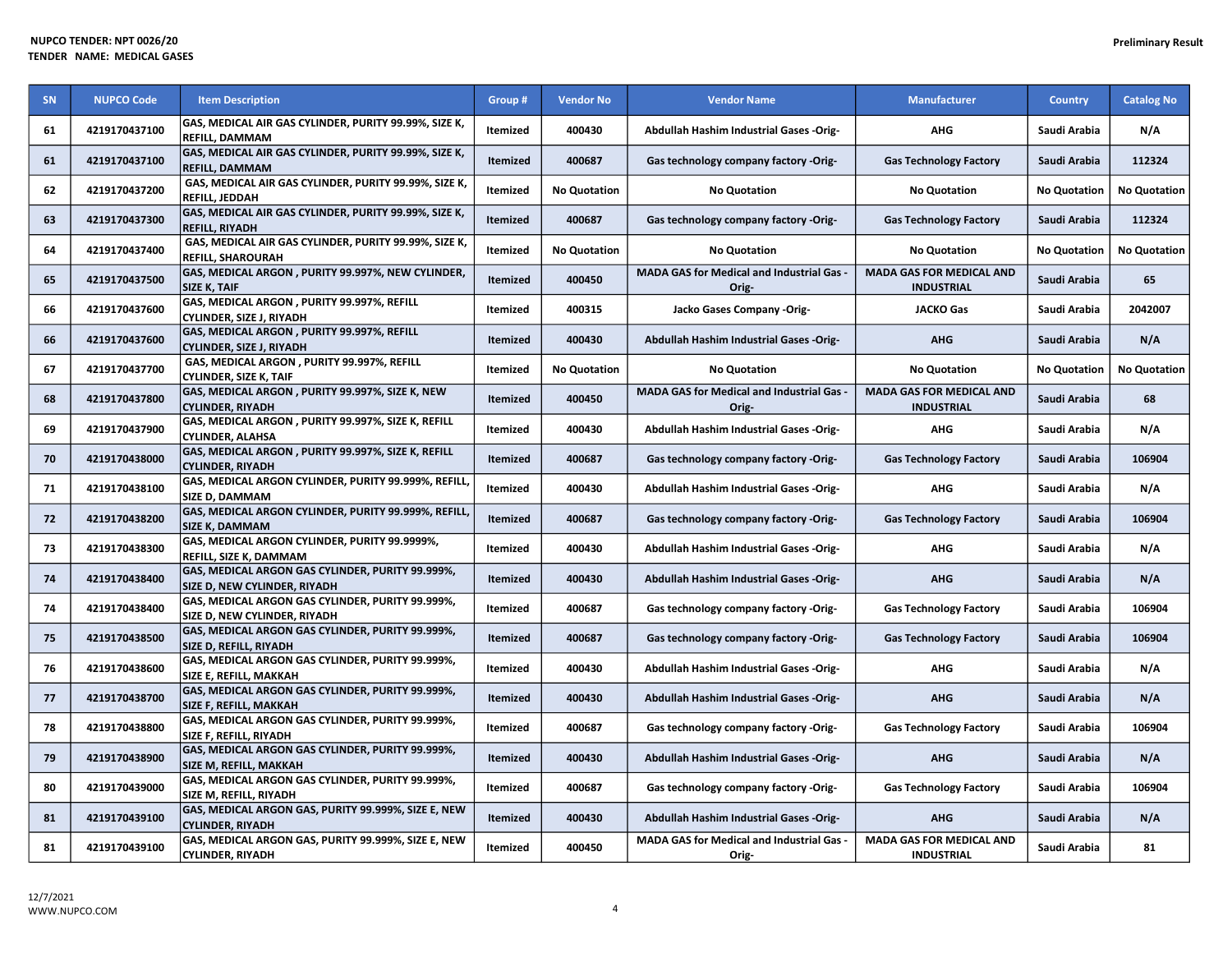NUPCO TENDER: NPT 0026/20
TENDER NAME: MEDICAL GASES

Preliminary Result

| SN | NUPCO Code | Item Description | Group # | Vendor No | Vendor Name | Manufacturer | Country | Catalog No |
|---|---|---|---|---|---|---|---|---|
| 61 | 4219170437100 | GAS, MEDICAL AIR GAS CYLINDER, PURITY 99.99%, SIZE K, REFILL, DAMMAM | Itemized | 400430 | Abdullah Hashim Industrial Gases -Orig- | AHG | Saudi Arabia | N/A |
| 61 | 4219170437100 | GAS, MEDICAL AIR GAS CYLINDER, PURITY 99.99%, SIZE K, REFILL, DAMMAM | Itemized | 400687 | Gas technology company factory -Orig- | Gas Technology Factory | Saudi Arabia | 112324 |
| 62 | 4219170437200 | GAS, MEDICAL AIR GAS CYLINDER, PURITY 99.99%, SIZE K, REFILL, JEDDAH | Itemized | No Quotation | No Quotation | No Quotation | No Quotation | No Quotation |
| 63 | 4219170437300 | GAS, MEDICAL AIR GAS CYLINDER, PURITY 99.99%, SIZE K, REFILL, RIYADH | Itemized | 400687 | Gas technology company factory -Orig- | Gas Technology Factory | Saudi Arabia | 112324 |
| 64 | 4219170437400 | GAS, MEDICAL AIR GAS CYLINDER, PURITY 99.99%, SIZE K, REFILL, SHAROURAH | Itemized | No Quotation | No Quotation | No Quotation | No Quotation | No Quotation |
| 65 | 4219170437500 | GAS, MEDICAL ARGON , PURITY 99.997%, NEW CYLINDER, SIZE K, TAIF | Itemized | 400450 | MADA GAS for Medical and Industrial Gas -Orig- | MADA GAS FOR MEDICAL AND INDUSTRIAL | Saudi Arabia | 65 |
| 66 | 4219170437600 | GAS, MEDICAL ARGON , PURITY 99.997%, REFILL CYLINDER, SIZE J, RIYADH | Itemized | 400315 | Jacko Gases Company -Orig- | JACKO Gas | Saudi Arabia | 2042007 |
| 66 | 4219170437600 | GAS, MEDICAL ARGON , PURITY 99.997%, REFILL CYLINDER, SIZE J, RIYADH | Itemized | 400430 | Abdullah Hashim Industrial Gases -Orig- | AHG | Saudi Arabia | N/A |
| 67 | 4219170437700 | GAS, MEDICAL ARGON , PURITY 99.997%, REFILL CYLINDER, SIZE K, TAIF | Itemized | No Quotation | No Quotation | No Quotation | No Quotation | No Quotation |
| 68 | 4219170437800 | GAS, MEDICAL ARGON , PURITY 99.997%, SIZE K, NEW CYLINDER, RIYADH | Itemized | 400450 | MADA GAS for Medical and Industrial Gas -Orig- | MADA GAS FOR MEDICAL AND INDUSTRIAL | Saudi Arabia | 68 |
| 69 | 4219170437900 | GAS, MEDICAL ARGON , PURITY 99.997%, SIZE K, REFILL CYLINDER, ALAHSA | Itemized | 400430 | Abdullah Hashim Industrial Gases -Orig- | AHG | Saudi Arabia | N/A |
| 70 | 4219170438000 | GAS, MEDICAL ARGON , PURITY 99.997%, SIZE K, REFILL CYLINDER, RIYADH | Itemized | 400687 | Gas technology company factory -Orig- | Gas Technology Factory | Saudi Arabia | 106904 |
| 71 | 4219170438100 | GAS, MEDICAL ARGON CYLINDER, PURITY 99.999%, REFILL, SIZE D, DAMMAM | Itemized | 400430 | Abdullah Hashim Industrial Gases -Orig- | AHG | Saudi Arabia | N/A |
| 72 | 4219170438200 | GAS, MEDICAL ARGON CYLINDER, PURITY 99.999%, REFILL, SIZE K, DAMMAM | Itemized | 400687 | Gas technology company factory -Orig- | Gas Technology Factory | Saudi Arabia | 106904 |
| 73 | 4219170438300 | GAS, MEDICAL ARGON CYLINDER, PURITY 99.9999%, REFILL, SIZE K, DAMMAM | Itemized | 400430 | Abdullah Hashim Industrial Gases -Orig- | AHG | Saudi Arabia | N/A |
| 74 | 4219170438400 | GAS, MEDICAL ARGON GAS CYLINDER, PURITY 99.999%, SIZE D, NEW CYLINDER, RIYADH | Itemized | 400430 | Abdullah Hashim Industrial Gases -Orig- | AHG | Saudi Arabia | N/A |
| 74 | 4219170438400 | GAS, MEDICAL ARGON GAS CYLINDER, PURITY 99.999%, SIZE D, NEW CYLINDER, RIYADH | Itemized | 400687 | Gas technology company factory -Orig- | Gas Technology Factory | Saudi Arabia | 106904 |
| 75 | 4219170438500 | GAS, MEDICAL ARGON GAS CYLINDER, PURITY 99.999%, SIZE D, REFILL, RIYADH | Itemized | 400687 | Gas technology company factory -Orig- | Gas Technology Factory | Saudi Arabia | 106904 |
| 76 | 4219170438600 | GAS, MEDICAL ARGON GAS CYLINDER, PURITY 99.999%, SIZE E, REFILL, MAKKAH | Itemized | 400430 | Abdullah Hashim Industrial Gases -Orig- | AHG | Saudi Arabia | N/A |
| 77 | 4219170438700 | GAS, MEDICAL ARGON GAS CYLINDER, PURITY 99.999%, SIZE F, REFILL, MAKKAH | Itemized | 400430 | Abdullah Hashim Industrial Gases -Orig- | AHG | Saudi Arabia | N/A |
| 78 | 4219170438800 | GAS, MEDICAL ARGON GAS CYLINDER, PURITY 99.999%, SIZE F, REFILL, RIYADH | Itemized | 400687 | Gas technology company factory -Orig- | Gas Technology Factory | Saudi Arabia | 106904 |
| 79 | 4219170438900 | GAS, MEDICAL ARGON GAS CYLINDER, PURITY 99.999%, SIZE M, REFILL, MAKKAH | Itemized | 400430 | Abdullah Hashim Industrial Gases -Orig- | AHG | Saudi Arabia | N/A |
| 80 | 4219170439000 | GAS, MEDICAL ARGON GAS CYLINDER, PURITY 99.999%, SIZE M, REFILL, RIYADH | Itemized | 400687 | Gas technology company factory -Orig- | Gas Technology Factory | Saudi Arabia | 106904 |
| 81 | 4219170439100 | GAS, MEDICAL ARGON GAS, PURITY 99.999%, SIZE E, NEW CYLINDER, RIYADH | Itemized | 400430 | Abdullah Hashim Industrial Gases -Orig- | AHG | Saudi Arabia | N/A |
| 81 | 4219170439100 | GAS, MEDICAL ARGON GAS, PURITY 99.999%, SIZE E, NEW CYLINDER, RIYADH | Itemized | 400450 | MADA GAS for Medical and Industrial Gas -Orig- | MADA GAS FOR MEDICAL AND INDUSTRIAL | Saudi Arabia | 81 |

12/7/2021
WWW.NUPCO.COM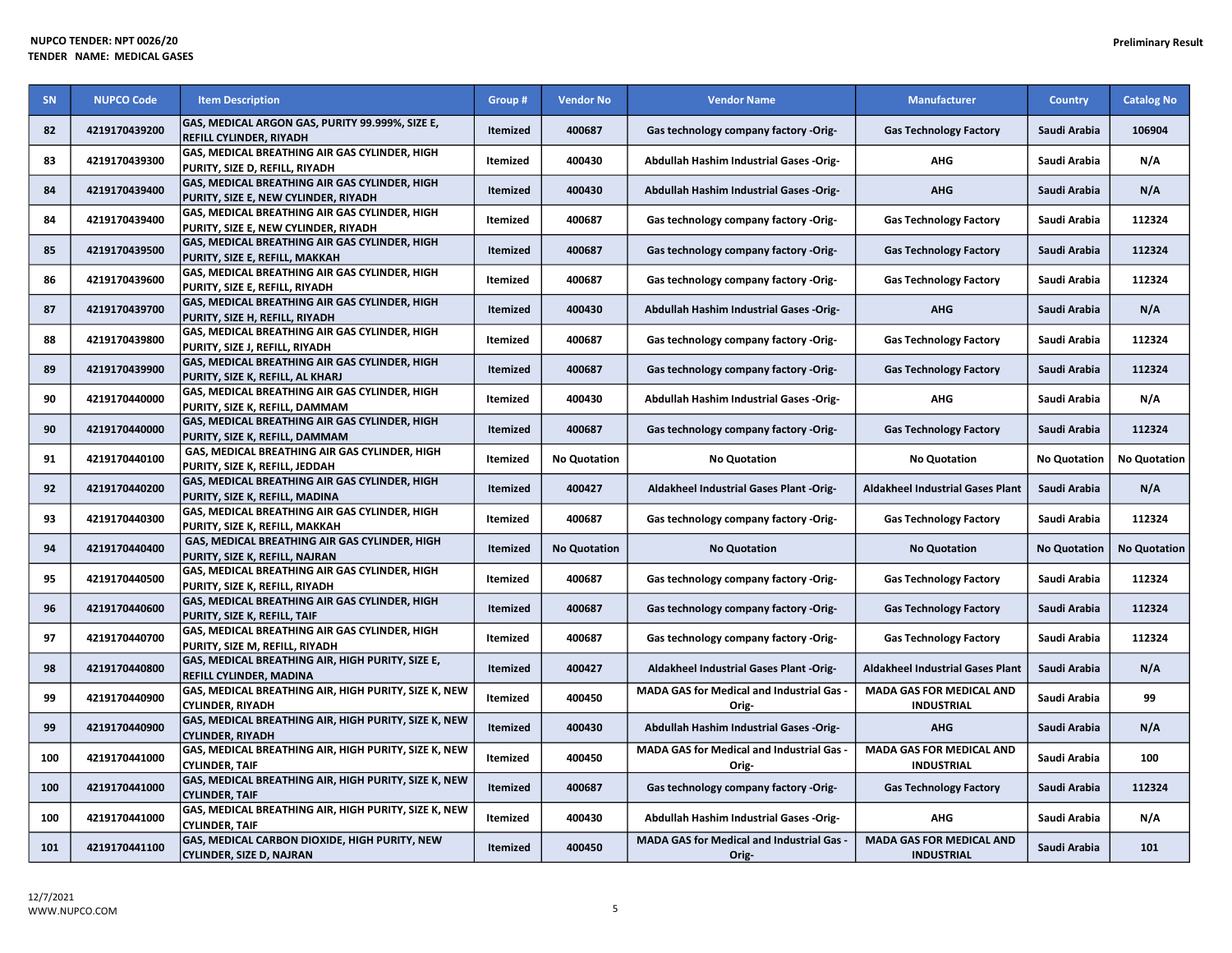NUPCO TENDER: NPT 0026/20

TENDER NAME: MEDICAL GASES

Preliminary Result

| SN | NUPCO Code | Item Description | Group # | Vendor No | Vendor Name | Manufacturer | Country | Catalog No |
|---|---|---|---|---|---|---|---|---|
| 82 | 4219170439200 | GAS, MEDICAL ARGON GAS, PURITY 99.999%, SIZE E, REFILL CYLINDER, RIYADH | Itemized | 400687 | Gas technology company factory -Orig- | Gas Technology Factory | Saudi Arabia | 106904 |
| 83 | 4219170439300 | GAS, MEDICAL BREATHING AIR GAS CYLINDER, HIGH PURITY, SIZE D, REFILL, RIYADH | Itemized | 400430 | Abdullah Hashim Industrial Gases -Orig- | AHG | Saudi Arabia | N/A |
| 84 | 4219170439400 | GAS, MEDICAL BREATHING AIR GAS CYLINDER, HIGH PURITY, SIZE E, NEW CYLINDER, RIYADH | Itemized | 400430 | Abdullah Hashim Industrial Gases -Orig- | AHG | Saudi Arabia | N/A |
| 84 | 4219170439400 | GAS, MEDICAL BREATHING AIR GAS CYLINDER, HIGH PURITY, SIZE E, NEW CYLINDER, RIYADH | Itemized | 400687 | Gas technology company factory -Orig- | Gas Technology Factory | Saudi Arabia | 112324 |
| 85 | 4219170439500 | GAS, MEDICAL BREATHING AIR GAS CYLINDER, HIGH PURITY, SIZE E, REFILL, MAKKAH | Itemized | 400687 | Gas technology company factory -Orig- | Gas Technology Factory | Saudi Arabia | 112324 |
| 86 | 4219170439600 | GAS, MEDICAL BREATHING AIR GAS CYLINDER, HIGH PURITY, SIZE E, REFILL, RIYADH | Itemized | 400687 | Gas technology company factory -Orig- | Gas Technology Factory | Saudi Arabia | 112324 |
| 87 | 4219170439700 | GAS, MEDICAL BREATHING AIR GAS CYLINDER, HIGH PURITY, SIZE H, REFILL, RIYADH | Itemized | 400430 | Abdullah Hashim Industrial Gases -Orig- | AHG | Saudi Arabia | N/A |
| 88 | 4219170439800 | GAS, MEDICAL BREATHING AIR GAS CYLINDER, HIGH PURITY, SIZE J, REFILL, RIYADH | Itemized | 400687 | Gas technology company factory -Orig- | Gas Technology Factory | Saudi Arabia | 112324 |
| 89 | 4219170439900 | GAS, MEDICAL BREATHING AIR GAS CYLINDER, HIGH PURITY, SIZE K, REFILL, AL KHARJ | Itemized | 400687 | Gas technology company factory -Orig- | Gas Technology Factory | Saudi Arabia | 112324 |
| 90 | 4219170440000 | GAS, MEDICAL BREATHING AIR GAS CYLINDER, HIGH PURITY, SIZE K, REFILL, DAMMAM | Itemized | 400430 | Abdullah Hashim Industrial Gases -Orig- | AHG | Saudi Arabia | N/A |
| 90 | 4219170440000 | GAS, MEDICAL BREATHING AIR GAS CYLINDER, HIGH PURITY, SIZE K, REFILL, DAMMAM | Itemized | 400687 | Gas technology company factory -Orig- | Gas Technology Factory | Saudi Arabia | 112324 |
| 91 | 4219170440100 | GAS, MEDICAL BREATHING AIR GAS CYLINDER, HIGH PURITY, SIZE K, REFILL, JEDDAH | Itemized | No Quotation | No Quotation | No Quotation | No Quotation | No Quotation |
| 92 | 4219170440200 | GAS, MEDICAL BREATHING AIR GAS CYLINDER, HIGH PURITY, SIZE K, REFILL, MADINA | Itemized | 400427 | Aldakheel Industrial Gases Plant -Orig- | Aldakheel Industrial Gases Plant | Saudi Arabia | N/A |
| 93 | 4219170440300 | GAS, MEDICAL BREATHING AIR GAS CYLINDER, HIGH PURITY, SIZE K, REFILL, MAKKAH | Itemized | 400687 | Gas technology company factory -Orig- | Gas Technology Factory | Saudi Arabia | 112324 |
| 94 | 4219170440400 | GAS, MEDICAL BREATHING AIR GAS CYLINDER, HIGH PURITY, SIZE K, REFILL, NAJRAN | Itemized | No Quotation | No Quotation | No Quotation | No Quotation | No Quotation |
| 95 | 4219170440500 | GAS, MEDICAL BREATHING AIR GAS CYLINDER, HIGH PURITY, SIZE K, REFILL, RIYADH | Itemized | 400687 | Gas technology company factory -Orig- | Gas Technology Factory | Saudi Arabia | 112324 |
| 96 | 4219170440600 | GAS, MEDICAL BREATHING AIR GAS CYLINDER, HIGH PURITY, SIZE K, REFILL, TAIF | Itemized | 400687 | Gas technology company factory -Orig- | Gas Technology Factory | Saudi Arabia | 112324 |
| 97 | 4219170440700 | GAS, MEDICAL BREATHING AIR GAS CYLINDER, HIGH PURITY, SIZE M, REFILL, RIYADH | Itemized | 400687 | Gas technology company factory -Orig- | Gas Technology Factory | Saudi Arabia | 112324 |
| 98 | 4219170440800 | GAS, MEDICAL BREATHING AIR, HIGH PURITY, SIZE E, REFILL CYLINDER, MADINA | Itemized | 400427 | Aldakheel Industrial Gases Plant -Orig- | Aldakheel Industrial Gases Plant | Saudi Arabia | N/A |
| 99 | 4219170440900 | GAS, MEDICAL BREATHING AIR, HIGH PURITY, SIZE K, NEW CYLINDER, RIYADH | Itemized | 400450 | MADA GAS for Medical and Industrial Gas -Orig- | MADA GAS FOR MEDICAL AND INDUSTRIAL | Saudi Arabia | 99 |
| 99 | 4219170440900 | GAS, MEDICAL BREATHING AIR, HIGH PURITY, SIZE K, NEW CYLINDER, RIYADH | Itemized | 400430 | Abdullah Hashim Industrial Gases -Orig- | AHG | Saudi Arabia | N/A |
| 100 | 4219170441000 | GAS, MEDICAL BREATHING AIR, HIGH PURITY, SIZE K, NEW CYLINDER, TAIF | Itemized | 400450 | MADA GAS for Medical and Industrial Gas -Orig- | MADA GAS FOR MEDICAL AND INDUSTRIAL | Saudi Arabia | 100 |
| 100 | 4219170441000 | GAS, MEDICAL BREATHING AIR, HIGH PURITY, SIZE K, NEW CYLINDER, TAIF | Itemized | 400687 | Gas technology company factory -Orig- | Gas Technology Factory | Saudi Arabia | 112324 |
| 100 | 4219170441000 | GAS, MEDICAL BREATHING AIR, HIGH PURITY, SIZE K, NEW CYLINDER, TAIF | Itemized | 400430 | Abdullah Hashim Industrial Gases -Orig- | AHG | Saudi Arabia | N/A |
| 101 | 4219170441100 | GAS, MEDICAL CARBON DIOXIDE, HIGH PURITY, NEW CYLINDER, SIZE D, NAJRAN | Itemized | 400450 | MADA GAS for Medical and Industrial Gas -Orig- | MADA GAS FOR MEDICAL AND INDUSTRIAL | Saudi Arabia | 101 |

12/7/2021
WWW.NUPCO.COM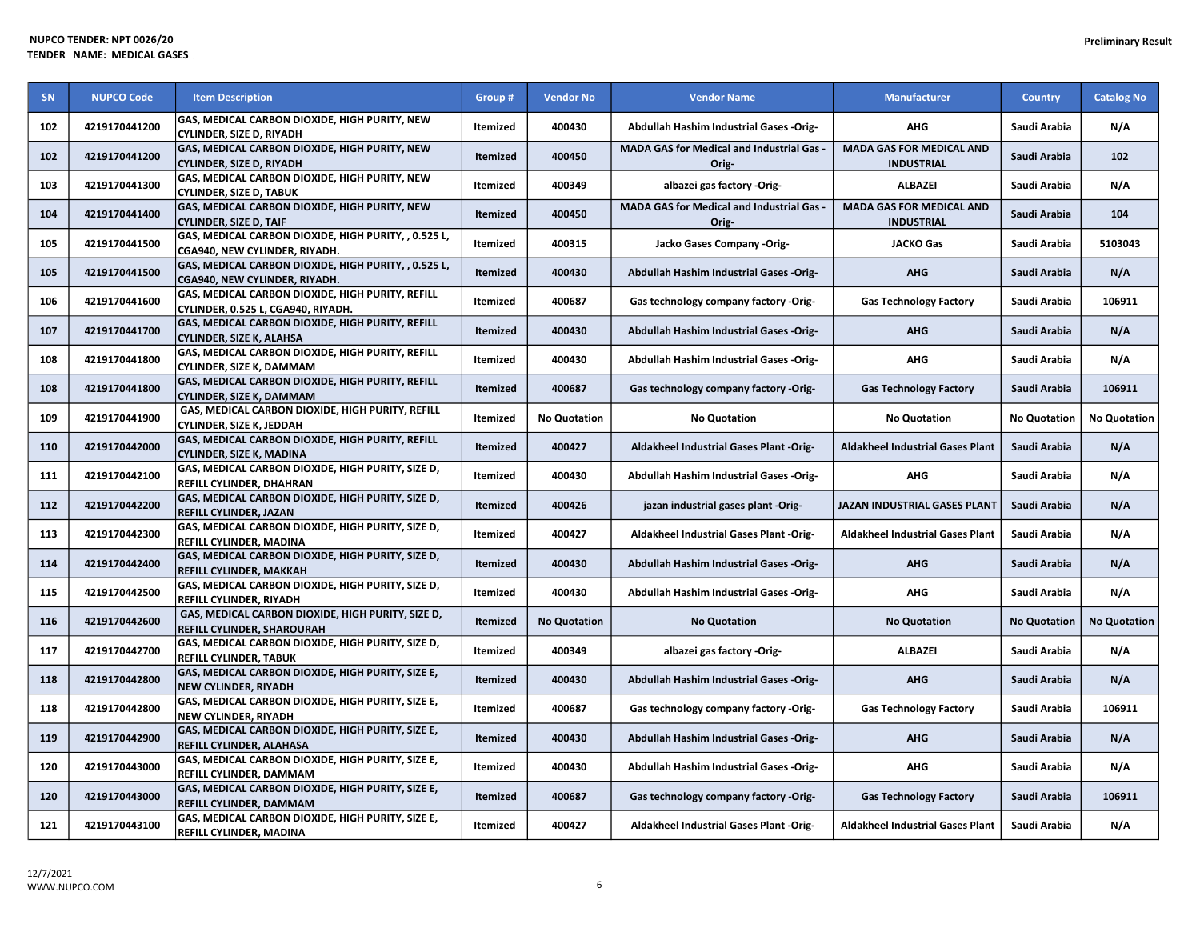NUPCO TENDER: NPT 0026/20
TENDER NAME: MEDICAL GASES

Preliminary Result

| SN | NUPCO Code | Item Description | Group # | Vendor No | Vendor Name | Manufacturer | Country | Catalog No |
|---|---|---|---|---|---|---|---|---|
| 102 | 4219170441200 | GAS, MEDICAL CARBON DIOXIDE, HIGH PURITY, NEW CYLINDER, SIZE D, RIYADH | Itemized | 400430 | Abdullah Hashim Industrial Gases -Orig- | AHG | Saudi Arabia | N/A |
| 102 | 4219170441200 | GAS, MEDICAL CARBON DIOXIDE, HIGH PURITY, NEW CYLINDER, SIZE D, RIYADH | Itemized | 400450 | MADA GAS for Medical and Industrial Gas -Orig- | MADA GAS FOR MEDICAL AND INDUSTRIAL | Saudi Arabia | 102 |
| 103 | 4219170441300 | GAS, MEDICAL CARBON DIOXIDE, HIGH PURITY, NEW CYLINDER, SIZE D, TABUK | Itemized | 400349 | albazei gas factory -Orig- | ALBAZEI | Saudi Arabia | N/A |
| 104 | 4219170441400 | GAS, MEDICAL CARBON DIOXIDE, HIGH PURITY, NEW CYLINDER, SIZE D, TAIF | Itemized | 400450 | MADA GAS for Medical and Industrial Gas -Orig- | MADA GAS FOR MEDICAL AND INDUSTRIAL | Saudi Arabia | 104 |
| 105 | 4219170441500 | GAS, MEDICAL CARBON DIOXIDE, HIGH PURITY, , 0.525 L, CGA940, NEW CYLINDER, RIYADH. | Itemized | 400315 | Jacko Gases Company -Orig- | JACKO Gas | Saudi Arabia | 5103043 |
| 105 | 4219170441500 | GAS, MEDICAL CARBON DIOXIDE, HIGH PURITY, , 0.525 L, CGA940, NEW CYLINDER, RIYADH. | Itemized | 400430 | Abdullah Hashim Industrial Gases -Orig- | AHG | Saudi Arabia | N/A |
| 106 | 4219170441600 | GAS, MEDICAL CARBON DIOXIDE, HIGH PURITY, REFILL CYLINDER, 0.525 L, CGA940, RIYADH. | Itemized | 400687 | Gas technology company factory -Orig- | Gas Technology Factory | Saudi Arabia | 106911 |
| 107 | 4219170441700 | GAS, MEDICAL CARBON DIOXIDE, HIGH PURITY, REFILL CYLINDER, SIZE K, ALAHSA | Itemized | 400430 | Abdullah Hashim Industrial Gases -Orig- | AHG | Saudi Arabia | N/A |
| 108 | 4219170441800 | GAS, MEDICAL CARBON DIOXIDE, HIGH PURITY, REFILL CYLINDER, SIZE K, DAMMAM | Itemized | 400430 | Abdullah Hashim Industrial Gases -Orig- | AHG | Saudi Arabia | N/A |
| 108 | 4219170441800 | GAS, MEDICAL CARBON DIOXIDE, HIGH PURITY, REFILL CYLINDER, SIZE K, DAMMAM | Itemized | 400687 | Gas technology company factory -Orig- | Gas Technology Factory | Saudi Arabia | 106911 |
| 109 | 4219170441900 | GAS, MEDICAL CARBON DIOXIDE, HIGH PURITY, REFILL CYLINDER, SIZE K, JEDDAH | Itemized | No Quotation | No Quotation | No Quotation | No Quotation | No Quotation |
| 110 | 4219170442000 | GAS, MEDICAL CARBON DIOXIDE, HIGH PURITY, REFILL CYLINDER, SIZE K, MADINA | Itemized | 400427 | Aldakheel Industrial Gases Plant -Orig- | Aldakheel Industrial Gases Plant | Saudi Arabia | N/A |
| 111 | 4219170442100 | GAS, MEDICAL CARBON DIOXIDE, HIGH PURITY, SIZE D, REFILL CYLINDER, DHAHRAN | Itemized | 400430 | Abdullah Hashim Industrial Gases -Orig- | AHG | Saudi Arabia | N/A |
| 112 | 4219170442200 | GAS, MEDICAL CARBON DIOXIDE, HIGH PURITY, SIZE D, REFILL CYLINDER, JAZAN | Itemized | 400426 | jazan industrial gases plant -Orig- | JAZAN INDUSTRIAL GASES PLANT | Saudi Arabia | N/A |
| 113 | 4219170442300 | GAS, MEDICAL CARBON DIOXIDE, HIGH PURITY, SIZE D, REFILL CYLINDER, MADINA | Itemized | 400427 | Aldakheel Industrial Gases Plant -Orig- | Aldakheel Industrial Gases Plant | Saudi Arabia | N/A |
| 114 | 4219170442400 | GAS, MEDICAL CARBON DIOXIDE, HIGH PURITY, SIZE D, REFILL CYLINDER, MAKKAH | Itemized | 400430 | Abdullah Hashim Industrial Gases -Orig- | AHG | Saudi Arabia | N/A |
| 115 | 4219170442500 | GAS, MEDICAL CARBON DIOXIDE, HIGH PURITY, SIZE D, REFILL CYLINDER, RIYADH | Itemized | 400430 | Abdullah Hashim Industrial Gases -Orig- | AHG | Saudi Arabia | N/A |
| 116 | 4219170442600 | GAS, MEDICAL CARBON DIOXIDE, HIGH PURITY, SIZE D, REFILL CYLINDER, SHAROURAH | Itemized | No Quotation | No Quotation | No Quotation | No Quotation | No Quotation |
| 117 | 4219170442700 | GAS, MEDICAL CARBON DIOXIDE, HIGH PURITY, SIZE D, REFILL CYLINDER, TABUK | Itemized | 400349 | albazei gas factory -Orig- | ALBAZEI | Saudi Arabia | N/A |
| 118 | 4219170442800 | GAS, MEDICAL CARBON DIOXIDE, HIGH PURITY, SIZE E, NEW CYLINDER, RIYADH | Itemized | 400430 | Abdullah Hashim Industrial Gases -Orig- | AHG | Saudi Arabia | N/A |
| 118 | 4219170442800 | GAS, MEDICAL CARBON DIOXIDE, HIGH PURITY, SIZE E, NEW CYLINDER, RIYADH | Itemized | 400687 | Gas technology company factory -Orig- | Gas Technology Factory | Saudi Arabia | 106911 |
| 119 | 4219170442900 | GAS, MEDICAL CARBON DIOXIDE, HIGH PURITY, SIZE E, REFILL CYLINDER, ALAHASA | Itemized | 400430 | Abdullah Hashim Industrial Gases -Orig- | AHG | Saudi Arabia | N/A |
| 120 | 4219170443000 | GAS, MEDICAL CARBON DIOXIDE, HIGH PURITY, SIZE E, REFILL CYLINDER, DAMMAM | Itemized | 400430 | Abdullah Hashim Industrial Gases -Orig- | AHG | Saudi Arabia | N/A |
| 120 | 4219170443000 | GAS, MEDICAL CARBON DIOXIDE, HIGH PURITY, SIZE E, REFILL CYLINDER, DAMMAM | Itemized | 400687 | Gas technology company factory -Orig- | Gas Technology Factory | Saudi Arabia | 106911 |
| 121 | 4219170443100 | GAS, MEDICAL CARBON DIOXIDE, HIGH PURITY, SIZE E, REFILL CYLINDER, MADINA | Itemized | 400427 | Aldakheel Industrial Gases Plant -Orig- | Aldakheel Industrial Gases Plant | Saudi Arabia | N/A |

12/7/2021
WWW.NUPCO.COM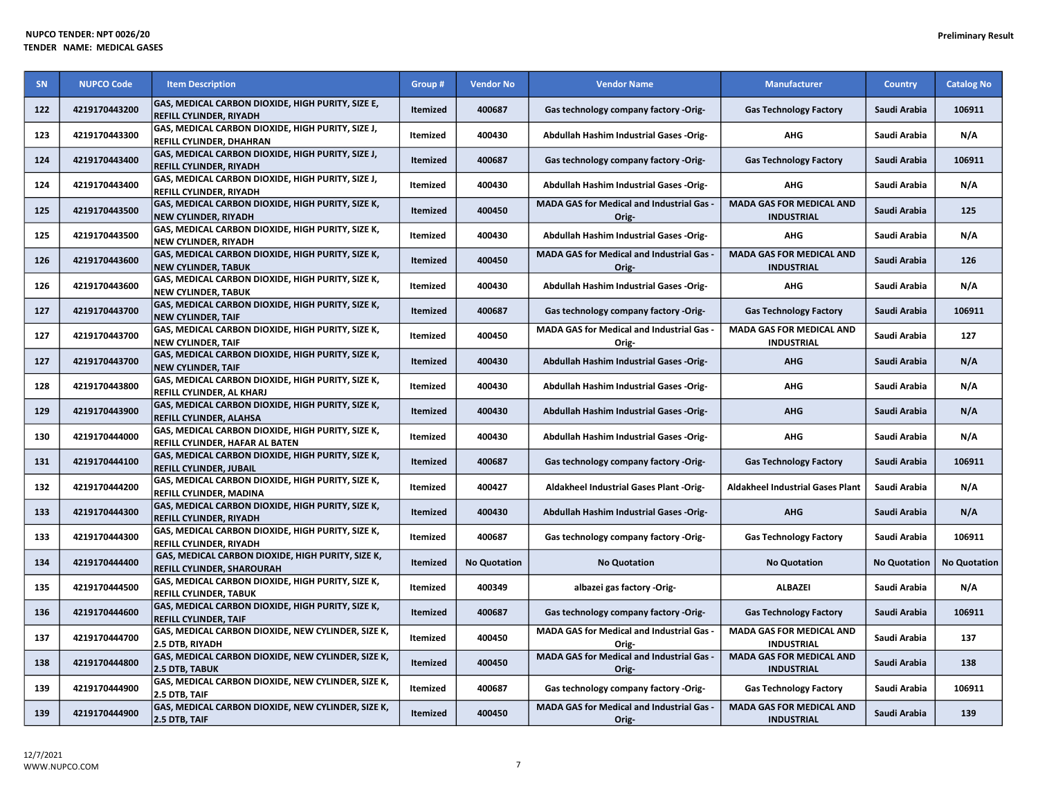NUPCO TENDER: NPT 0026/20
TENDER NAME: MEDICAL GASES

Preliminary Result

| SN | NUPCO Code | Item Description | Group # | Vendor No | Vendor Name | Manufacturer | Country | Catalog No |
|---|---|---|---|---|---|---|---|---|
| 122 | 4219170443200 | GAS, MEDICAL CARBON DIOXIDE, HIGH PURITY, SIZE E, REFILL CYLINDER, RIYADH | Itemized | 400687 | Gas technology company factory -Orig- | Gas Technology Factory | Saudi Arabia | 106911 |
| 123 | 4219170443300 | GAS, MEDICAL CARBON DIOXIDE, HIGH PURITY, SIZE J, REFILL CYLINDER, DHAHRAN | Itemized | 400430 | Abdullah Hashim Industrial Gases -Orig- | AHG | Saudi Arabia | N/A |
| 124 | 4219170443400 | GAS, MEDICAL CARBON DIOXIDE, HIGH PURITY, SIZE J, REFILL CYLINDER, RIYADH | Itemized | 400687 | Gas technology company factory -Orig- | Gas Technology Factory | Saudi Arabia | 106911 |
| 124 | 4219170443400 | GAS, MEDICAL CARBON DIOXIDE, HIGH PURITY, SIZE J, REFILL CYLINDER, RIYADH | Itemized | 400430 | Abdullah Hashim Industrial Gases -Orig- | AHG | Saudi Arabia | N/A |
| 125 | 4219170443500 | GAS, MEDICAL CARBON DIOXIDE, HIGH PURITY, SIZE K, NEW CYLINDER, RIYADH | Itemized | 400450 | MADA GAS for Medical and Industrial Gas -Orig- | MADA GAS FOR MEDICAL AND INDUSTRIAL | Saudi Arabia | 125 |
| 125 | 4219170443500 | GAS, MEDICAL CARBON DIOXIDE, HIGH PURITY, SIZE K, NEW CYLINDER, RIYADH | Itemized | 400430 | Abdullah Hashim Industrial Gases -Orig- | AHG | Saudi Arabia | N/A |
| 126 | 4219170443600 | GAS, MEDICAL CARBON DIOXIDE, HIGH PURITY, SIZE K, NEW CYLINDER, TABUK | Itemized | 400450 | MADA GAS for Medical and Industrial Gas -Orig- | MADA GAS FOR MEDICAL AND INDUSTRIAL | Saudi Arabia | 126 |
| 126 | 4219170443600 | GAS, MEDICAL CARBON DIOXIDE, HIGH PURITY, SIZE K, NEW CYLINDER, TABUK | Itemized | 400430 | Abdullah Hashim Industrial Gases -Orig- | AHG | Saudi Arabia | N/A |
| 127 | 4219170443700 | GAS, MEDICAL CARBON DIOXIDE, HIGH PURITY, SIZE K, NEW CYLINDER, TAIF | Itemized | 400687 | Gas technology company factory -Orig- | Gas Technology Factory | Saudi Arabia | 106911 |
| 127 | 4219170443700 | GAS, MEDICAL CARBON DIOXIDE, HIGH PURITY, SIZE K, NEW CYLINDER, TAIF | Itemized | 400450 | MADA GAS for Medical and Industrial Gas -Orig- | MADA GAS FOR MEDICAL AND INDUSTRIAL | Saudi Arabia | 127 |
| 127 | 4219170443700 | GAS, MEDICAL CARBON DIOXIDE, HIGH PURITY, SIZE K, NEW CYLINDER, TAIF | Itemized | 400430 | Abdullah Hashim Industrial Gases -Orig- | AHG | Saudi Arabia | N/A |
| 128 | 4219170443800 | GAS, MEDICAL CARBON DIOXIDE, HIGH PURITY, SIZE K, REFILL CYLINDER, AL KHARJ | Itemized | 400430 | Abdullah Hashim Industrial Gases -Orig- | AHG | Saudi Arabia | N/A |
| 129 | 4219170443900 | GAS, MEDICAL CARBON DIOXIDE, HIGH PURITY, SIZE K, REFILL CYLINDER, ALAHSA | Itemized | 400430 | Abdullah Hashim Industrial Gases -Orig- | AHG | Saudi Arabia | N/A |
| 130 | 4219170444000 | GAS, MEDICAL CARBON DIOXIDE, HIGH PURITY, SIZE K, REFILL CYLINDER, HAFAR AL BATEN | Itemized | 400430 | Abdullah Hashim Industrial Gases -Orig- | AHG | Saudi Arabia | N/A |
| 131 | 4219170444100 | GAS, MEDICAL CARBON DIOXIDE, HIGH PURITY, SIZE K, REFILL CYLINDER, JUBAIL | Itemized | 400687 | Gas technology company factory -Orig- | Gas Technology Factory | Saudi Arabia | 106911 |
| 132 | 4219170444200 | GAS, MEDICAL CARBON DIOXIDE, HIGH PURITY, SIZE K, REFILL CYLINDER, MADINA | Itemized | 400427 | Aldakheel Industrial Gases Plant -Orig- | Aldakheel Industrial Gases Plant | Saudi Arabia | N/A |
| 133 | 4219170444300 | GAS, MEDICAL CARBON DIOXIDE, HIGH PURITY, SIZE K, REFILL CYLINDER, RIYADH | Itemized | 400430 | Abdullah Hashim Industrial Gases -Orig- | AHG | Saudi Arabia | N/A |
| 133 | 4219170444300 | GAS, MEDICAL CARBON DIOXIDE, HIGH PURITY, SIZE K, REFILL CYLINDER, RIYADH | Itemized | 400687 | Gas technology company factory -Orig- | Gas Technology Factory | Saudi Arabia | 106911 |
| 134 | 4219170444400 | GAS, MEDICAL CARBON DIOXIDE, HIGH PURITY, SIZE K, REFILL CYLINDER, SHAROURAH | Itemized | No Quotation | No Quotation | No Quotation | No Quotation | No Quotation |
| 135 | 4219170444500 | GAS, MEDICAL CARBON DIOXIDE, HIGH PURITY, SIZE K, REFILL CYLINDER, TABUK | Itemized | 400349 | albazei gas factory -Orig- | ALBAZEI | Saudi Arabia | N/A |
| 136 | 4219170444600 | GAS, MEDICAL CARBON DIOXIDE, HIGH PURITY, SIZE K, REFILL CYLINDER, TAIF | Itemized | 400687 | Gas technology company factory -Orig- | Gas Technology Factory | Saudi Arabia | 106911 |
| 137 | 4219170444700 | GAS, MEDICAL CARBON DIOXIDE, NEW CYLINDER, SIZE K, 2.5 DTB, RIYADH | Itemized | 400450 | MADA GAS for Medical and Industrial Gas -Orig- | MADA GAS FOR MEDICAL AND INDUSTRIAL | Saudi Arabia | 137 |
| 138 | 4219170444800 | GAS, MEDICAL CARBON DIOXIDE, NEW CYLINDER, SIZE K, 2.5 DTB, TABUK | Itemized | 400450 | MADA GAS for Medical and Industrial Gas -Orig- | MADA GAS FOR MEDICAL AND INDUSTRIAL | Saudi Arabia | 138 |
| 139 | 4219170444900 | GAS, MEDICAL CARBON DIOXIDE, NEW CYLINDER, SIZE K, 2.5 DTB, TAIF | Itemized | 400687 | Gas technology company factory -Orig- | Gas Technology Factory | Saudi Arabia | 106911 |
| 139 | 4219170444900 | GAS, MEDICAL CARBON DIOXIDE, NEW CYLINDER, SIZE K, 2.5 DTB, TAIF | Itemized | 400450 | MADA GAS for Medical and Industrial Gas -Orig- | MADA GAS FOR MEDICAL AND INDUSTRIAL | Saudi Arabia | 139 |

12/7/2021
WWW.NUPCO.COM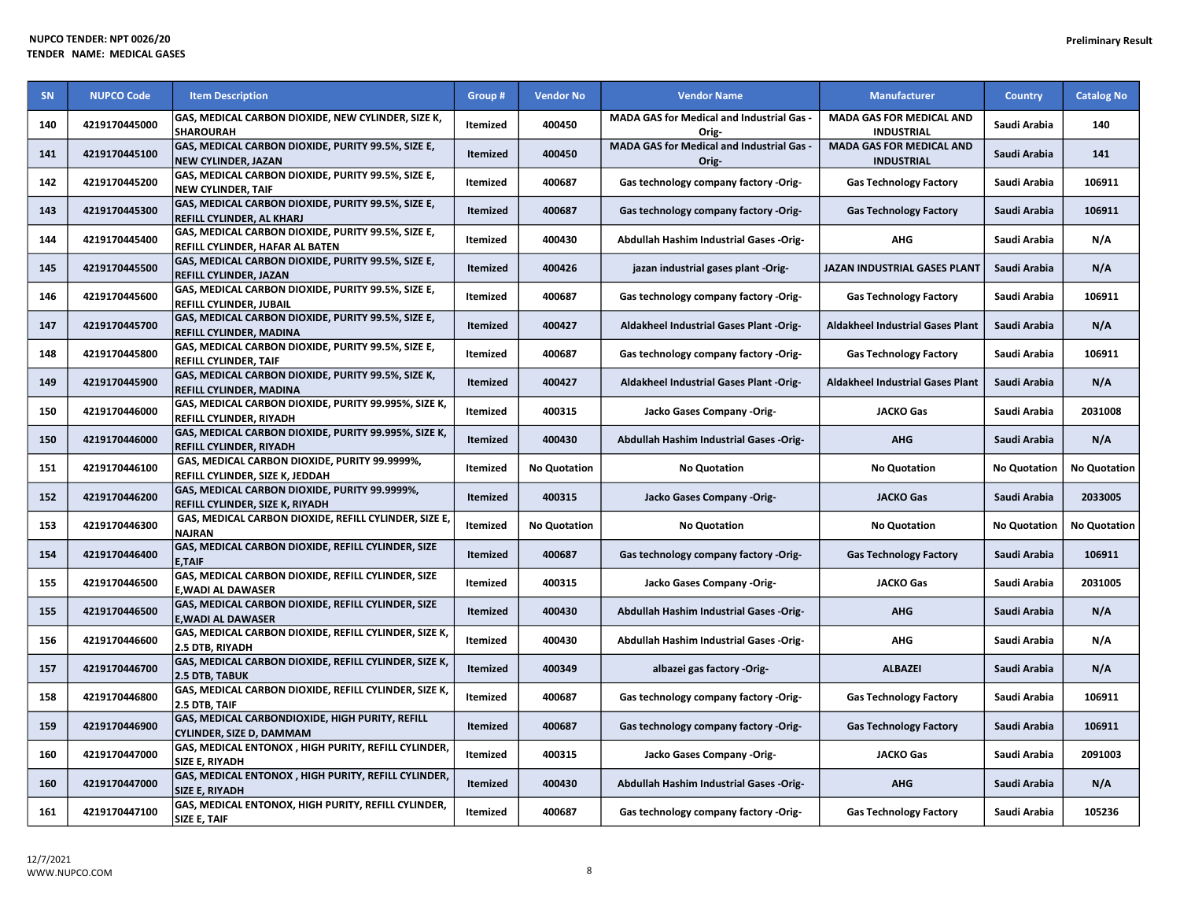NUPCO TENDER: NPT 0026/20
TENDER NAME: MEDICAL GASES

Preliminary Result

| SN | NUPCO Code | Item Description | Group # | Vendor No | Vendor Name | Manufacturer | Country | Catalog No |
|---|---|---|---|---|---|---|---|---|
| 140 | 4219170445000 | GAS, MEDICAL CARBON DIOXIDE, NEW CYLINDER, SIZE K, SHAROURAH | Itemized | 400450 | MADA GAS for Medical and Industrial Gas -Orig- | MADA GAS FOR MEDICAL AND INDUSTRIAL | Saudi Arabia | 140 |
| 141 | 4219170445100 | GAS, MEDICAL CARBON DIOXIDE, PURITY 99.5%, SIZE E, NEW CYLINDER, JAZAN | Itemized | 400450 | MADA GAS for Medical and Industrial Gas -Orig- | MADA GAS FOR MEDICAL AND INDUSTRIAL | Saudi Arabia | 141 |
| 142 | 4219170445200 | GAS, MEDICAL CARBON DIOXIDE, PURITY 99.5%, SIZE E, NEW CYLINDER, TAIF | Itemized | 400687 | Gas technology company factory -Orig- | Gas Technology Factory | Saudi Arabia | 106911 |
| 143 | 4219170445300 | GAS, MEDICAL CARBON DIOXIDE, PURITY 99.5%, SIZE E, REFILL CYLINDER, AL KHARJ | Itemized | 400687 | Gas technology company factory -Orig- | Gas Technology Factory | Saudi Arabia | 106911 |
| 144 | 4219170445400 | GAS, MEDICAL CARBON DIOXIDE, PURITY 99.5%, SIZE E, REFILL CYLINDER, HAFAR AL BATEN | Itemized | 400430 | Abdullah Hashim Industrial Gases -Orig- | AHG | Saudi Arabia | N/A |
| 145 | 4219170445500 | GAS, MEDICAL CARBON DIOXIDE, PURITY 99.5%, SIZE E, REFILL CYLINDER, JAZAN | Itemized | 400426 | jazan industrial gases plant -Orig- | JAZAN INDUSTRIAL GASES PLANT | Saudi Arabia | N/A |
| 146 | 4219170445600 | GAS, MEDICAL CARBON DIOXIDE, PURITY 99.5%, SIZE E, REFILL CYLINDER, JUBAIL | Itemized | 400687 | Gas technology company factory -Orig- | Gas Technology Factory | Saudi Arabia | 106911 |
| 147 | 4219170445700 | GAS, MEDICAL CARBON DIOXIDE, PURITY 99.5%, SIZE E, REFILL CYLINDER, MADINA | Itemized | 400427 | Aldakheel Industrial Gases Plant -Orig- | Aldakheel Industrial Gases Plant | Saudi Arabia | N/A |
| 148 | 4219170445800 | GAS, MEDICAL CARBON DIOXIDE, PURITY 99.5%, SIZE E, REFILL CYLINDER, TAIF | Itemized | 400687 | Gas technology company factory -Orig- | Gas Technology Factory | Saudi Arabia | 106911 |
| 149 | 4219170445900 | GAS, MEDICAL CARBON DIOXIDE, PURITY 99.5%, SIZE K, REFILL CYLINDER, MADINA | Itemized | 400427 | Aldakheel Industrial Gases Plant -Orig- | Aldakheel Industrial Gases Plant | Saudi Arabia | N/A |
| 150 | 4219170446000 | GAS, MEDICAL CARBON DIOXIDE, PURITY 99.995%, SIZE K, REFILL CYLINDER, RIYADH | Itemized | 400315 | Jacko Gases Company -Orig- | JACKO Gas | Saudi Arabia | 2031008 |
| 150 | 4219170446000 | GAS, MEDICAL CARBON DIOXIDE, PURITY 99.995%, SIZE K, REFILL CYLINDER, RIYADH | Itemized | 400430 | Abdullah Hashim Industrial Gases -Orig- | AHG | Saudi Arabia | N/A |
| 151 | 4219170446100 | GAS, MEDICAL CARBON DIOXIDE, PURITY 99.9999%, REFILL CYLINDER, SIZE K, JEDDAH | Itemized | No Quotation | No Quotation | No Quotation | No Quotation | No Quotation |
| 152 | 4219170446200 | GAS, MEDICAL CARBON DIOXIDE, PURITY 99.9999%, REFILL CYLINDER, SIZE K, RIYADH | Itemized | 400315 | Jacko Gases Company -Orig- | JACKO Gas | Saudi Arabia | 2033005 |
| 153 | 4219170446300 | GAS, MEDICAL CARBON DIOXIDE, REFILL CYLINDER, SIZE E, NAJRAN | Itemized | No Quotation | No Quotation | No Quotation | No Quotation | No Quotation |
| 154 | 4219170446400 | GAS, MEDICAL CARBON DIOXIDE, REFILL CYLINDER, SIZE E,TAIF | Itemized | 400687 | Gas technology company factory -Orig- | Gas Technology Factory | Saudi Arabia | 106911 |
| 155 | 4219170446500 | GAS, MEDICAL CARBON DIOXIDE, REFILL CYLINDER, SIZE E,WADI AL DAWASER | Itemized | 400315 | Jacko Gases Company -Orig- | JACKO Gas | Saudi Arabia | 2031005 |
| 155 | 4219170446500 | GAS, MEDICAL CARBON DIOXIDE, REFILL CYLINDER, SIZE E,WADI AL DAWASER | Itemized | 400430 | Abdullah Hashim Industrial Gases -Orig- | AHG | Saudi Arabia | N/A |
| 156 | 4219170446600 | GAS, MEDICAL CARBON DIOXIDE, REFILL CYLINDER, SIZE K, 2.5 DTB, RIYADH | Itemized | 400430 | Abdullah Hashim Industrial Gases -Orig- | AHG | Saudi Arabia | N/A |
| 157 | 4219170446700 | GAS, MEDICAL CARBON DIOXIDE, REFILL CYLINDER, SIZE K, 2.5 DTB, TABUK | Itemized | 400349 | albazei gas factory -Orig- | ALBAZEI | Saudi Arabia | N/A |
| 158 | 4219170446800 | GAS, MEDICAL CARBON DIOXIDE, REFILL CYLINDER, SIZE K, 2.5 DTB, TAIF | Itemized | 400687 | Gas technology company factory -Orig- | Gas Technology Factory | Saudi Arabia | 106911 |
| 159 | 4219170446900 | GAS, MEDICAL CARBONDIOXIDE, HIGH PURITY, REFILL CYLINDER, SIZE D, DAMMAM | Itemized | 400687 | Gas technology company factory -Orig- | Gas Technology Factory | Saudi Arabia | 106911 |
| 160 | 4219170447000 | GAS, MEDICAL ENTONOX , HIGH PURITY, REFILL CYLINDER, SIZE E, RIYADH | Itemized | 400315 | Jacko Gases Company -Orig- | JACKO Gas | Saudi Arabia | 2091003 |
| 160 | 4219170447000 | GAS, MEDICAL ENTONOX , HIGH PURITY, REFILL CYLINDER, SIZE E, RIYADH | Itemized | 400430 | Abdullah Hashim Industrial Gases -Orig- | AHG | Saudi Arabia | N/A |
| 161 | 4219170447100 | GAS, MEDICAL ENTONOX, HIGH PURITY, REFILL CYLINDER, SIZE E, TAIF | Itemized | 400687 | Gas technology company factory -Orig- | Gas Technology Factory | Saudi Arabia | 105236 |

12/7/2021
WWW.NUPCO.COM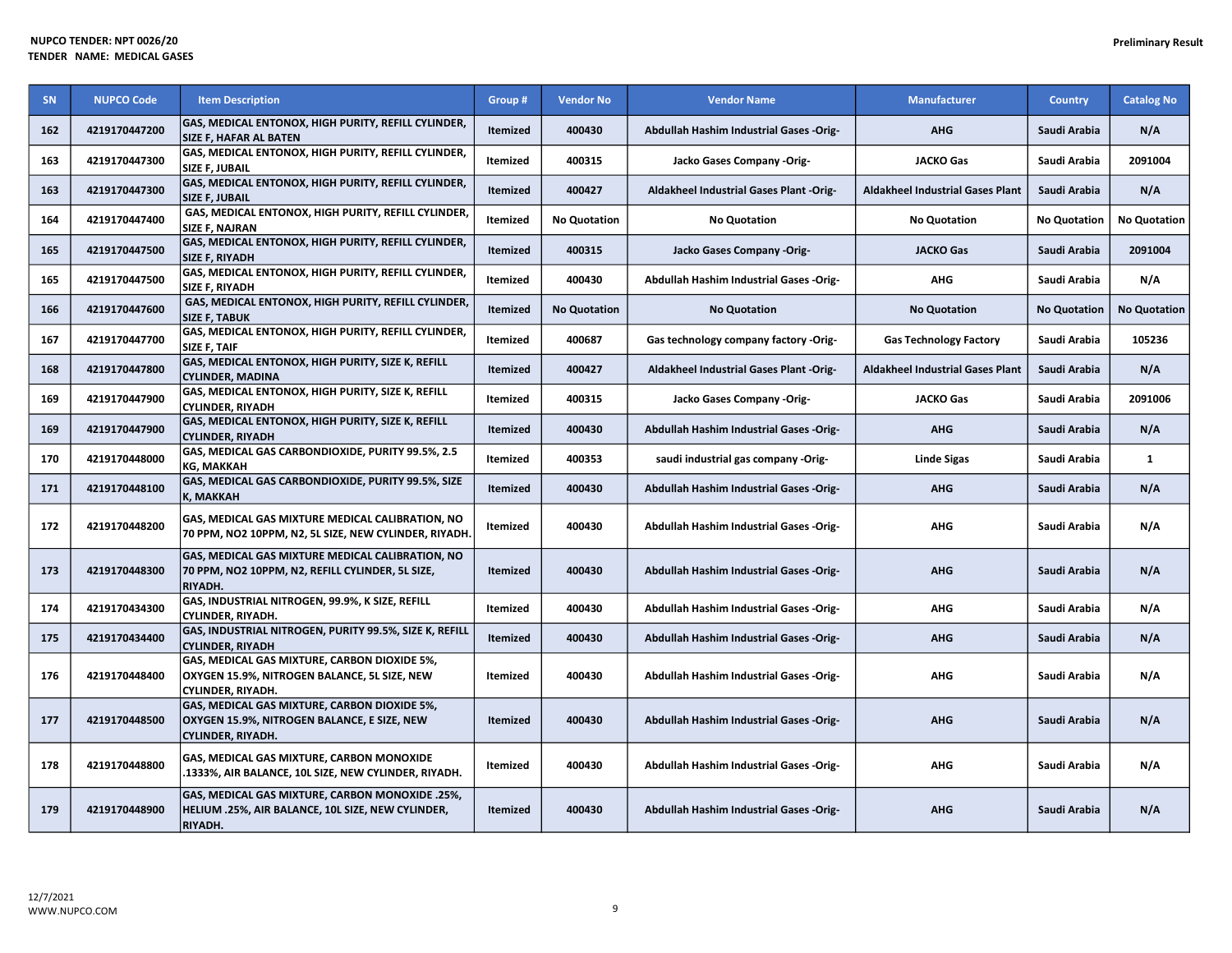NUPCO TENDER: NPT 0026/20
TENDER NAME: MEDICAL GASES

Preliminary Result

| SN | NUPCO Code | Item Description | Group # | Vendor No | Vendor Name | Manufacturer | Country | Catalog No |
|---|---|---|---|---|---|---|---|---|
| 162 | 4219170447200 | GAS, MEDICAL ENTONOX, HIGH PURITY, REFILL CYLINDER, SIZE F, HAFAR AL BATEN | Itemized | 400430 | Abdullah Hashim Industrial Gases -Orig- | AHG | Saudi Arabia | N/A |
| 163 | 4219170447300 | GAS, MEDICAL ENTONOX, HIGH PURITY, REFILL CYLINDER, SIZE F, JUBAIL | Itemized | 400315 | Jacko Gases Company -Orig- | JACKO Gas | Saudi Arabia | 2091004 |
| 163 | 4219170447300 | GAS, MEDICAL ENTONOX, HIGH PURITY, REFILL CYLINDER, SIZE F, JUBAIL | Itemized | 400427 | Aldakheel Industrial Gases Plant -Orig- | Aldakheel Industrial Gases Plant | Saudi Arabia | N/A |
| 164 | 4219170447400 | GAS, MEDICAL ENTONOX, HIGH PURITY, REFILL CYLINDER, SIZE F, NAJRAN | Itemized | No Quotation | No Quotation | No Quotation | No Quotation | No Quotation |
| 165 | 4219170447500 | GAS, MEDICAL ENTONOX, HIGH PURITY, REFILL CYLINDER, SIZE F, RIYADH | Itemized | 400315 | Jacko Gases Company -Orig- | JACKO Gas | Saudi Arabia | 2091004 |
| 165 | 4219170447500 | GAS, MEDICAL ENTONOX, HIGH PURITY, REFILL CYLINDER, SIZE F, RIYADH | Itemized | 400430 | Abdullah Hashim Industrial Gases -Orig- | AHG | Saudi Arabia | N/A |
| 166 | 4219170447600 | GAS, MEDICAL ENTONOX, HIGH PURITY, REFILL CYLINDER, SIZE F, TABUK | Itemized | No Quotation | No Quotation | No Quotation | No Quotation | No Quotation |
| 167 | 4219170447700 | GAS, MEDICAL ENTONOX, HIGH PURITY, REFILL CYLINDER, SIZE F, TAIF | Itemized | 400687 | Gas technology company factory -Orig- | Gas Technology Factory | Saudi Arabia | 105236 |
| 168 | 4219170447800 | GAS, MEDICAL ENTONOX, HIGH PURITY, SIZE K, REFILL CYLINDER, MADINA | Itemized | 400427 | Aldakheel Industrial Gases Plant -Orig- | Aldakheel Industrial Gases Plant | Saudi Arabia | N/A |
| 169 | 4219170447900 | GAS, MEDICAL ENTONOX, HIGH PURITY, SIZE K, REFILL CYLINDER, RIYADH | Itemized | 400315 | Jacko Gases Company -Orig- | JACKO Gas | Saudi Arabia | 2091006 |
| 169 | 4219170447900 | GAS, MEDICAL ENTONOX, HIGH PURITY, SIZE K, REFILL CYLINDER, RIYADH | Itemized | 400430 | Abdullah Hashim Industrial Gases -Orig- | AHG | Saudi Arabia | N/A |
| 170 | 4219170448000 | GAS, MEDICAL GAS CARBONDIOXIDE, PURITY 99.5%, 2.5 KG, MAKKAH | Itemized | 400353 | saudi industrial gas company -Orig- | Linde Sigas | Saudi Arabia | 1 |
| 171 | 4219170448100 | GAS, MEDICAL GAS CARBONDIOXIDE, PURITY 99.5%, SIZE K, MAKKAH | Itemized | 400430 | Abdullah Hashim Industrial Gases -Orig- | AHG | Saudi Arabia | N/A |
| 172 | 4219170448200 | GAS, MEDICAL GAS MIXTURE MEDICAL CALIBRATION, NO 70 PPM, NO2 10PPM, N2, 5L SIZE, NEW CYLINDER, RIYADH. | Itemized | 400430 | Abdullah Hashim Industrial Gases -Orig- | AHG | Saudi Arabia | N/A |
| 173 | 4219170448300 | GAS, MEDICAL GAS MIXTURE MEDICAL CALIBRATION, NO 70 PPM, NO2 10PPM, N2, REFILL CYLINDER, 5L SIZE, RIYADH. | Itemized | 400430 | Abdullah Hashim Industrial Gases -Orig- | AHG | Saudi Arabia | N/A |
| 174 | 4219170434300 | GAS, INDUSTRIAL NITROGEN, 99.9%, K SIZE, REFILL CYLINDER, RIYADH. | Itemized | 400430 | Abdullah Hashim Industrial Gases -Orig- | AHG | Saudi Arabia | N/A |
| 175 | 4219170434400 | GAS, INDUSTRIAL NITROGEN, PURITY 99.5%, SIZE K, REFILL CYLINDER, RIYADH | Itemized | 400430 | Abdullah Hashim Industrial Gases -Orig- | AHG | Saudi Arabia | N/A |
| 176 | 4219170448400 | GAS, MEDICAL GAS MIXTURE, CARBON DIOXIDE 5%, OXYGEN 15.9%, NITROGEN BALANCE, 5L SIZE, NEW CYLINDER, RIYADH. | Itemized | 400430 | Abdullah Hashim Industrial Gases -Orig- | AHG | Saudi Arabia | N/A |
| 177 | 4219170448500 | GAS, MEDICAL GAS MIXTURE, CARBON DIOXIDE 5%, OXYGEN 15.9%, NITROGEN BALANCE, E SIZE, NEW CYLINDER, RIYADH. | Itemized | 400430 | Abdullah Hashim Industrial Gases -Orig- | AHG | Saudi Arabia | N/A |
| 178 | 4219170448800 | GAS, MEDICAL GAS MIXTURE, CARBON MONOXIDE .1333%, AIR BALANCE, 10L SIZE, NEW CYLINDER, RIYADH. | Itemized | 400430 | Abdullah Hashim Industrial Gases -Orig- | AHG | Saudi Arabia | N/A |
| 179 | 4219170448900 | GAS, MEDICAL GAS MIXTURE, CARBON MONOXIDE .25%, HELIUM .25%, AIR BALANCE, 10L SIZE, NEW CYLINDER, RIYADH. | Itemized | 400430 | Abdullah Hashim Industrial Gases -Orig- | AHG | Saudi Arabia | N/A |

12/7/2021
WWW.NUPCO.COM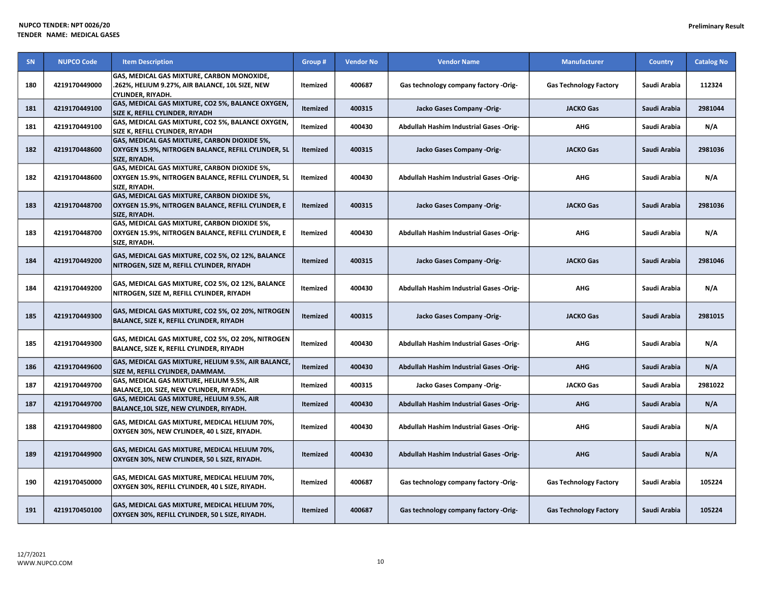NUPCO TENDER: NPT 0026/20
TENDER NAME: MEDICAL GASES

Preliminary Result

| SN | NUPCO Code | Item Description | Group # | Vendor No | Vendor Name | Manufacturer | Country | Catalog No |
|---|---|---|---|---|---|---|---|---|
| 180 | 4219170449000 | GAS, MEDICAL GAS MIXTURE, CARBON MONOXIDE, .262%, HELIUM 9.27%, AIR BALANCE, 10L SIZE, NEW CYLINDER, RIYADH. | Itemized | 400687 | Gas technology company factory -Orig- | Gas Technology Factory | Saudi Arabia | 112324 |
| 181 | 4219170449100 | GAS, MEDICAL GAS MIXTURE, CO2 5%, BALANCE OXYGEN, SIZE K, REFILL CYLINDER, RIYADH | Itemized | 400315 | Jacko Gases Company -Orig- | JACKO Gas | Saudi Arabia | 2981044 |
| 181 | 4219170449100 | GAS, MEDICAL GAS MIXTURE, CO2 5%, BALANCE OXYGEN, SIZE K, REFILL CYLINDER, RIYADH | Itemized | 400430 | Abdullah Hashim Industrial Gases -Orig- | AHG | Saudi Arabia | N/A |
| 182 | 4219170448600 | GAS, MEDICAL GAS MIXTURE, CARBON DIOXIDE 5%, OXYGEN 15.9%, NITROGEN BALANCE, REFILL CYLINDER, 5L SIZE, RIYADH. | Itemized | 400315 | Jacko Gases Company -Orig- | JACKO Gas | Saudi Arabia | 2981036 |
| 182 | 4219170448600 | GAS, MEDICAL GAS MIXTURE, CARBON DIOXIDE 5%, OXYGEN 15.9%, NITROGEN BALANCE, REFILL CYLINDER, 5L SIZE, RIYADH. | Itemized | 400430 | Abdullah Hashim Industrial Gases -Orig- | AHG | Saudi Arabia | N/A |
| 183 | 4219170448700 | GAS, MEDICAL GAS MIXTURE, CARBON DIOXIDE 5%, OXYGEN 15.9%, NITROGEN BALANCE, REFILL CYLINDER, E SIZE, RIYADH. | Itemized | 400315 | Jacko Gases Company -Orig- | JACKO Gas | Saudi Arabia | 2981036 |
| 183 | 4219170448700 | GAS, MEDICAL GAS MIXTURE, CARBON DIOXIDE 5%, OXYGEN 15.9%, NITROGEN BALANCE, REFILL CYLINDER, E SIZE, RIYADH. | Itemized | 400430 | Abdullah Hashim Industrial Gases -Orig- | AHG | Saudi Arabia | N/A |
| 184 | 4219170449200 | GAS, MEDICAL GAS MIXTURE, CO2 5%, O2 12%, BALANCE NITROGEN, SIZE M, REFILL CYLINDER, RIYADH | Itemized | 400315 | Jacko Gases Company -Orig- | JACKO Gas | Saudi Arabia | 2981046 |
| 184 | 4219170449200 | GAS, MEDICAL GAS MIXTURE, CO2 5%, O2 12%, BALANCE NITROGEN, SIZE M, REFILL CYLINDER, RIYADH | Itemized | 400430 | Abdullah Hashim Industrial Gases -Orig- | AHG | Saudi Arabia | N/A |
| 185 | 4219170449300 | GAS, MEDICAL GAS MIXTURE, CO2 5%, O2 20%, NITROGEN BALANCE, SIZE K, REFILL CYLINDER, RIYADH | Itemized | 400315 | Jacko Gases Company -Orig- | JACKO Gas | Saudi Arabia | 2981015 |
| 185 | 4219170449300 | GAS, MEDICAL GAS MIXTURE, CO2 5%, O2 20%, NITROGEN BALANCE, SIZE K, REFILL CYLINDER, RIYADH | Itemized | 400430 | Abdullah Hashim Industrial Gases -Orig- | AHG | Saudi Arabia | N/A |
| 186 | 4219170449600 | GAS, MEDICAL GAS MIXTURE, HELIUM 9.5%, AIR BALANCE, SIZE M, REFILL CYLINDER, DAMMAM. | Itemized | 400430 | Abdullah Hashim Industrial Gases -Orig- | AHG | Saudi Arabia | N/A |
| 187 | 4219170449700 | GAS, MEDICAL GAS MIXTURE, HELIUM 9.5%, AIR BALANCE,10L SIZE, NEW CYLINDER, RIYADH. | Itemized | 400315 | Jacko Gases Company -Orig- | JACKO Gas | Saudi Arabia | 2981022 |
| 187 | 4219170449700 | GAS, MEDICAL GAS MIXTURE, HELIUM 9.5%, AIR BALANCE,10L SIZE, NEW CYLINDER, RIYADH. | Itemized | 400430 | Abdullah Hashim Industrial Gases -Orig- | AHG | Saudi Arabia | N/A |
| 188 | 4219170449800 | GAS, MEDICAL GAS MIXTURE, MEDICAL HELIUM 70%, OXYGEN 30%, NEW CYLINDER, 40 L SIZE, RIYADH. | Itemized | 400430 | Abdullah Hashim Industrial Gases -Orig- | AHG | Saudi Arabia | N/A |
| 189 | 4219170449900 | GAS, MEDICAL GAS MIXTURE, MEDICAL HELIUM 70%, OXYGEN 30%, NEW CYLINDER, 50 L SIZE, RIYADH. | Itemized | 400430 | Abdullah Hashim Industrial Gases -Orig- | AHG | Saudi Arabia | N/A |
| 190 | 4219170450000 | GAS, MEDICAL GAS MIXTURE, MEDICAL HELIUM 70%, OXYGEN 30%, REFILL CYLINDER, 40 L SIZE, RIYADH. | Itemized | 400687 | Gas technology company factory -Orig- | Gas Technology Factory | Saudi Arabia | 105224 |
| 191 | 4219170450100 | GAS, MEDICAL GAS MIXTURE, MEDICAL HELIUM 70%, OXYGEN 30%, REFILL CYLINDER, 50 L SIZE, RIYADH. | Itemized | 400687 | Gas technology company factory -Orig- | Gas Technology Factory | Saudi Arabia | 105224 |

12/7/2021
WWW.NUPCO.COM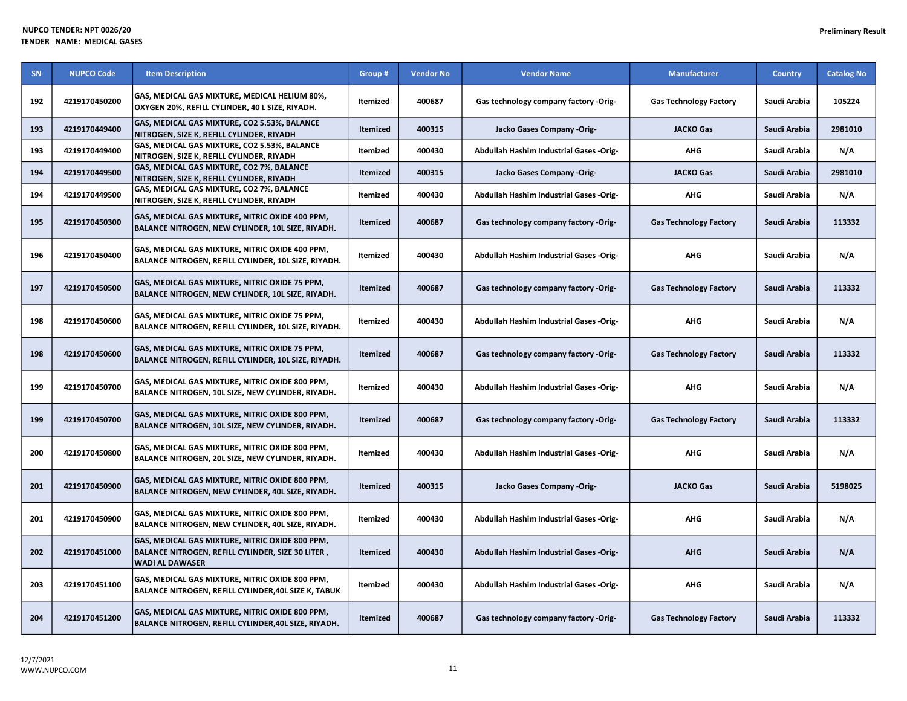NUPCO TENDER: NPT 0026/20
TENDER NAME: MEDICAL GASES

Preliminary Result

| SN | NUPCO Code | Item Description | Group # | Vendor No | Vendor Name | Manufacturer | Country | Catalog No |
|---|---|---|---|---|---|---|---|---|
| 192 | 4219170450200 | GAS, MEDICAL GAS MIXTURE, MEDICAL HELIUM 80%, OXYGEN 20%, REFILL CYLINDER, 40 L SIZE, RIYADH. | Itemized | 400687 | Gas technology company factory -Orig- | Gas Technology Factory | Saudi Arabia | 105224 |
| 193 | 4219170449400 | GAS, MEDICAL GAS MIXTURE, CO2 5.53%, BALANCE NITROGEN, SIZE K, REFILL CYLINDER, RIYADH | Itemized | 400315 | Jacko Gases Company -Orig- | JACKO Gas | Saudi Arabia | 2981010 |
| 193 | 4219170449400 | GAS, MEDICAL GAS MIXTURE, CO2 5.53%, BALANCE NITROGEN, SIZE K, REFILL CYLINDER, RIYADH | Itemized | 400430 | Abdullah Hashim Industrial Gases -Orig- | AHG | Saudi Arabia | N/A |
| 194 | 4219170449500 | GAS, MEDICAL GAS MIXTURE, CO2 7%, BALANCE NITROGEN, SIZE K, REFILL CYLINDER, RIYADH | Itemized | 400315 | Jacko Gases Company -Orig- | JACKO Gas | Saudi Arabia | 2981010 |
| 194 | 4219170449500 | GAS, MEDICAL GAS MIXTURE, CO2 7%, BALANCE NITROGEN, SIZE K, REFILL CYLINDER, RIYADH | Itemized | 400430 | Abdullah Hashim Industrial Gases -Orig- | AHG | Saudi Arabia | N/A |
| 195 | 4219170450300 | GAS, MEDICAL GAS MIXTURE, NITRIC OXIDE 400 PPM, BALANCE NITROGEN, NEW CYLINDER, 10L SIZE, RIYADH. | Itemized | 400687 | Gas technology company factory -Orig- | Gas Technology Factory | Saudi Arabia | 113332 |
| 196 | 4219170450400 | GAS, MEDICAL GAS MIXTURE, NITRIC OXIDE 400 PPM, BALANCE NITROGEN, REFILL CYLINDER, 10L SIZE, RIYADH. | Itemized | 400430 | Abdullah Hashim Industrial Gases -Orig- | AHG | Saudi Arabia | N/A |
| 197 | 4219170450500 | GAS, MEDICAL GAS MIXTURE, NITRIC OXIDE 75 PPM, BALANCE NITROGEN, NEW CYLINDER, 10L SIZE, RIYADH. | Itemized | 400687 | Gas technology company factory -Orig- | Gas Technology Factory | Saudi Arabia | 113332 |
| 198 | 4219170450600 | GAS, MEDICAL GAS MIXTURE, NITRIC OXIDE 75 PPM, BALANCE NITROGEN, REFILL CYLINDER, 10L SIZE, RIYADH. | Itemized | 400430 | Abdullah Hashim Industrial Gases -Orig- | AHG | Saudi Arabia | N/A |
| 198 | 4219170450600 | GAS, MEDICAL GAS MIXTURE, NITRIC OXIDE 75 PPM, BALANCE NITROGEN, REFILL CYLINDER, 10L SIZE, RIYADH. | Itemized | 400687 | Gas technology company factory -Orig- | Gas Technology Factory | Saudi Arabia | 113332 |
| 199 | 4219170450700 | GAS, MEDICAL GAS MIXTURE, NITRIC OXIDE 800 PPM, BALANCE NITROGEN, 10L SIZE, NEW CYLINDER, RIYADH. | Itemized | 400430 | Abdullah Hashim Industrial Gases -Orig- | AHG | Saudi Arabia | N/A |
| 199 | 4219170450700 | GAS, MEDICAL GAS MIXTURE, NITRIC OXIDE 800 PPM, BALANCE NITROGEN, 10L SIZE, NEW CYLINDER, RIYADH. | Itemized | 400687 | Gas technology company factory -Orig- | Gas Technology Factory | Saudi Arabia | 113332 |
| 200 | 4219170450800 | GAS, MEDICAL GAS MIXTURE, NITRIC OXIDE 800 PPM, BALANCE NITROGEN, 20L SIZE, NEW CYLINDER, RIYADH. | Itemized | 400430 | Abdullah Hashim Industrial Gases -Orig- | AHG | Saudi Arabia | N/A |
| 201 | 4219170450900 | GAS, MEDICAL GAS MIXTURE, NITRIC OXIDE 800 PPM, BALANCE NITROGEN, NEW CYLINDER, 40L SIZE, RIYADH. | Itemized | 400315 | Jacko Gases Company -Orig- | JACKO Gas | Saudi Arabia | 5198025 |
| 201 | 4219170450900 | GAS, MEDICAL GAS MIXTURE, NITRIC OXIDE 800 PPM, BALANCE NITROGEN, NEW CYLINDER, 40L SIZE, RIYADH. | Itemized | 400430 | Abdullah Hashim Industrial Gases -Orig- | AHG | Saudi Arabia | N/A |
| 202 | 4219170451000 | GAS, MEDICAL GAS MIXTURE, NITRIC OXIDE 800 PPM, BALANCE NITROGEN, REFILL CYLINDER, SIZE 30 LITER , WADI AL DAWASER | Itemized | 400430 | Abdullah Hashim Industrial Gases -Orig- | AHG | Saudi Arabia | N/A |
| 203 | 4219170451100 | GAS, MEDICAL GAS MIXTURE, NITRIC OXIDE 800 PPM, BALANCE NITROGEN, REFILL CYLINDER,40L SIZE K, TABUK | Itemized | 400430 | Abdullah Hashim Industrial Gases -Orig- | AHG | Saudi Arabia | N/A |
| 204 | 4219170451200 | GAS, MEDICAL GAS MIXTURE, NITRIC OXIDE 800 PPM, BALANCE NITROGEN, REFILL CYLINDER,40L SIZE, RIYADH. | Itemized | 400687 | Gas technology company factory -Orig- | Gas Technology Factory | Saudi Arabia | 113332 |

12/7/2021
WWW.NUPCO.COM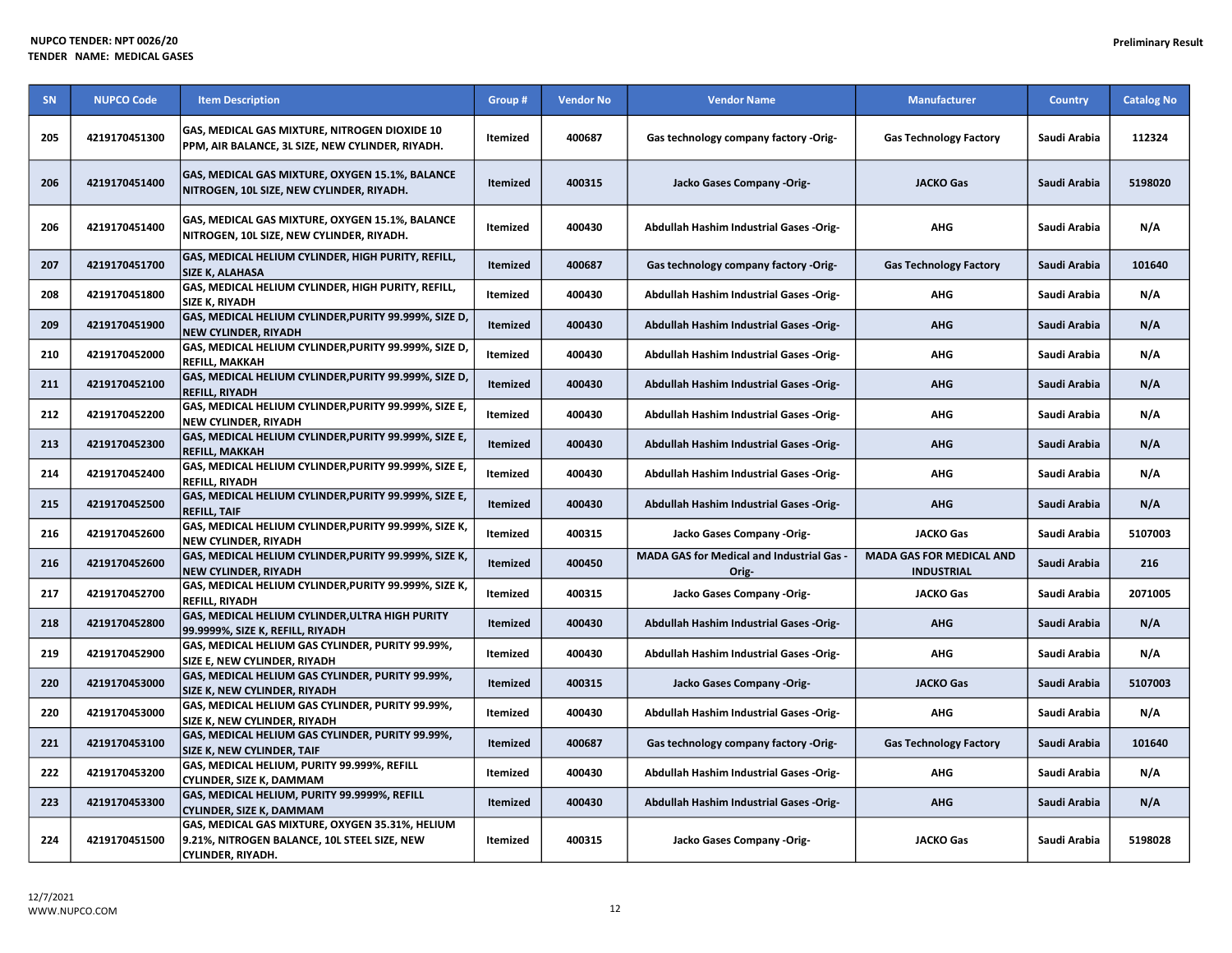NUPCO TENDER: NPT 0026/20
TENDER NAME: MEDICAL GASES

Preliminary Result

| SN | NUPCO Code | Item Description | Group # | Vendor No | Vendor Name | Manufacturer | Country | Catalog No |
|---|---|---|---|---|---|---|---|---|
| 205 | 4219170451300 | GAS, MEDICAL GAS MIXTURE, NITROGEN DIOXIDE 10 PPM, AIR BALANCE, 3L SIZE, NEW CYLINDER, RIYADH. | Itemized | 400687 | Gas technology company factory -Orig- | Gas Technology Factory | Saudi Arabia | 112324 |
| 206 | 4219170451400 | GAS, MEDICAL GAS MIXTURE, OXYGEN 15.1%, BALANCE NITROGEN, 10L SIZE, NEW CYLINDER, RIYADH. | Itemized | 400315 | Jacko Gases Company -Orig- | JACKO Gas | Saudi Arabia | 5198020 |
| 206 | 4219170451400 | GAS, MEDICAL GAS MIXTURE, OXYGEN 15.1%, BALANCE NITROGEN, 10L SIZE, NEW CYLINDER, RIYADH. | Itemized | 400430 | Abdullah Hashim Industrial Gases -Orig- | AHG | Saudi Arabia | N/A |
| 207 | 4219170451700 | GAS, MEDICAL HELIUM CYLINDER, HIGH PURITY, REFILL, SIZE K, ALAHASA | Itemized | 400687 | Gas technology company factory -Orig- | Gas Technology Factory | Saudi Arabia | 101640 |
| 208 | 4219170451800 | GAS, MEDICAL HELIUM CYLINDER, HIGH PURITY, REFILL, SIZE K, RIYADH | Itemized | 400430 | Abdullah Hashim Industrial Gases -Orig- | AHG | Saudi Arabia | N/A |
| 209 | 4219170451900 | GAS, MEDICAL HELIUM CYLINDER,PURITY 99.999%, SIZE D, NEW CYLINDER, RIYADH | Itemized | 400430 | Abdullah Hashim Industrial Gases -Orig- | AHG | Saudi Arabia | N/A |
| 210 | 4219170452000 | GAS, MEDICAL HELIUM CYLINDER,PURITY 99.999%, SIZE D, REFILL, MAKKAH | Itemized | 400430 | Abdullah Hashim Industrial Gases -Orig- | AHG | Saudi Arabia | N/A |
| 211 | 4219170452100 | GAS, MEDICAL HELIUM CYLINDER,PURITY 99.999%, SIZE D, REFILL, RIYADH | Itemized | 400430 | Abdullah Hashim Industrial Gases -Orig- | AHG | Saudi Arabia | N/A |
| 212 | 4219170452200 | GAS, MEDICAL HELIUM CYLINDER,PURITY 99.999%, SIZE E, NEW CYLINDER, RIYADH | Itemized | 400430 | Abdullah Hashim Industrial Gases -Orig- | AHG | Saudi Arabia | N/A |
| 213 | 4219170452300 | GAS, MEDICAL HELIUM CYLINDER,PURITY 99.999%, SIZE E, REFILL, MAKKAH | Itemized | 400430 | Abdullah Hashim Industrial Gases -Orig- | AHG | Saudi Arabia | N/A |
| 214 | 4219170452400 | GAS, MEDICAL HELIUM CYLINDER,PURITY 99.999%, SIZE E, REFILL, RIYADH | Itemized | 400430 | Abdullah Hashim Industrial Gases -Orig- | AHG | Saudi Arabia | N/A |
| 215 | 4219170452500 | GAS, MEDICAL HELIUM CYLINDER,PURITY 99.999%, SIZE E, REFILL, TAIF | Itemized | 400430 | Abdullah Hashim Industrial Gases -Orig- | AHG | Saudi Arabia | N/A |
| 216 | 4219170452600 | GAS, MEDICAL HELIUM CYLINDER,PURITY 99.999%, SIZE K, NEW CYLINDER, RIYADH | Itemized | 400315 | Jacko Gases Company -Orig- | JACKO Gas | Saudi Arabia | 5107003 |
| 216 | 4219170452600 | GAS, MEDICAL HELIUM CYLINDER,PURITY 99.999%, SIZE K, NEW CYLINDER, RIYADH | Itemized | 400450 | MADA GAS for Medical and Industrial Gas -Orig- | MADA GAS FOR MEDICAL AND INDUSTRIAL | Saudi Arabia | 216 |
| 217 | 4219170452700 | GAS, MEDICAL HELIUM CYLINDER,PURITY 99.999%, SIZE K, REFILL, RIYADH | Itemized | 400315 | Jacko Gases Company -Orig- | JACKO Gas | Saudi Arabia | 2071005 |
| 218 | 4219170452800 | GAS, MEDICAL HELIUM CYLINDER,ULTRA HIGH PURITY 99.9999%, SIZE K, REFILL, RIYADH | Itemized | 400430 | Abdullah Hashim Industrial Gases -Orig- | AHG | Saudi Arabia | N/A |
| 219 | 4219170452900 | GAS, MEDICAL HELIUM GAS CYLINDER, PURITY 99.99%, SIZE E, NEW CYLINDER, RIYADH | Itemized | 400430 | Abdullah Hashim Industrial Gases -Orig- | AHG | Saudi Arabia | N/A |
| 220 | 4219170453000 | GAS, MEDICAL HELIUM GAS CYLINDER, PURITY 99.99%, SIZE K, NEW CYLINDER, RIYADH | Itemized | 400315 | Jacko Gases Company -Orig- | JACKO Gas | Saudi Arabia | 5107003 |
| 220 | 4219170453000 | GAS, MEDICAL HELIUM GAS CYLINDER, PURITY 99.99%, SIZE K, NEW CYLINDER, RIYADH | Itemized | 400430 | Abdullah Hashim Industrial Gases -Orig- | AHG | Saudi Arabia | N/A |
| 221 | 4219170453100 | GAS, MEDICAL HELIUM GAS CYLINDER, PURITY 99.99%, SIZE K, NEW CYLINDER, TAIF | Itemized | 400687 | Gas technology company factory -Orig- | Gas Technology Factory | Saudi Arabia | 101640 |
| 222 | 4219170453200 | GAS, MEDICAL HELIUM, PURITY 99.999%, REFILL CYLINDER, SIZE K, DAMMAM | Itemized | 400430 | Abdullah Hashim Industrial Gases -Orig- | AHG | Saudi Arabia | N/A |
| 223 | 4219170453300 | GAS, MEDICAL HELIUM, PURITY 99.9999%, REFILL CYLINDER, SIZE K, DAMMAM | Itemized | 400430 | Abdullah Hashim Industrial Gases -Orig- | AHG | Saudi Arabia | N/A |
| 224 | 4219170451500 | GAS, MEDICAL GAS MIXTURE, OXYGEN 35.31%, HELIUM 9.21%, NITROGEN BALANCE, 10L STEEL SIZE, NEW CYLINDER, RIYADH. | Itemized | 400315 | Jacko Gases Company -Orig- | JACKO Gas | Saudi Arabia | 5198028 |

12/7/2021
WWW.NUPCO.COM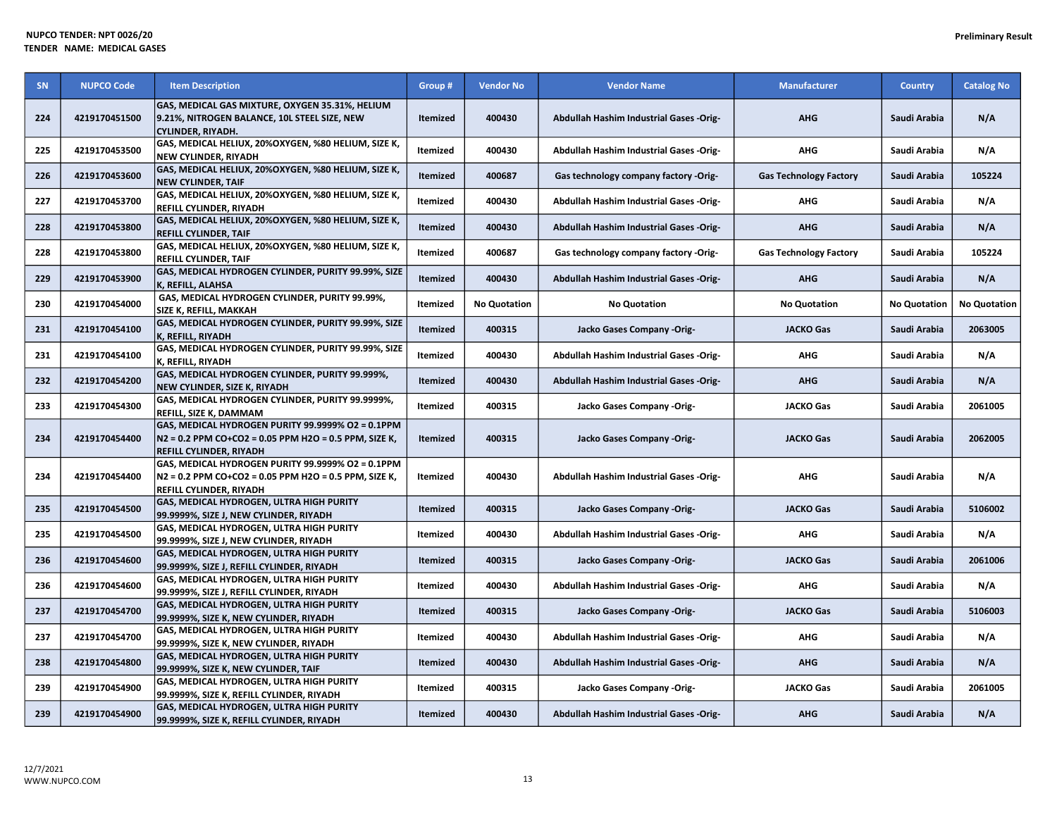**NUPCO TENDER: NPT 0026/20**
**TENDER NAME: MEDICAL GASES**

**Preliminary Result**

| SN | NUPCO Code | Item Description | Group # | Vendor No | Vendor Name | Manufacturer | Country | Catalog No |
|---|---|---|---|---|---|---|---|---|
| 224 | 4219170451500 | GAS, MEDICAL GAS MIXTURE, OXYGEN 35.31%, HELIUM 9.21%, NITROGEN BALANCE, 10L STEEL SIZE, NEW CYLINDER, RIYADH. | Itemized | 400430 | Abdullah Hashim Industrial Gases -Orig- | AHG | Saudi Arabia | N/A |
| 225 | 4219170453500 | GAS, MEDICAL HELIUX, 20%OXYGEN, %80 HELIUM, SIZE K, NEW CYLINDER, RIYADH | Itemized | 400430 | Abdullah Hashim Industrial Gases -Orig- | AHG | Saudi Arabia | N/A |
| 226 | 4219170453600 | GAS, MEDICAL HELIUX, 20%OXYGEN, %80 HELIUM, SIZE K, NEW CYLINDER, TAIF | Itemized | 400687 | Gas technology company factory -Orig- | Gas Technology Factory | Saudi Arabia | 105224 |
| 227 | 4219170453700 | GAS, MEDICAL HELIUX, 20%OXYGEN, %80 HELIUM, SIZE K, REFILL CYLINDER, RIYADH | Itemized | 400430 | Abdullah Hashim Industrial Gases -Orig- | AHG | Saudi Arabia | N/A |
| 228 | 4219170453800 | GAS, MEDICAL HELIUX, 20%OXYGEN, %80 HELIUM, SIZE K, REFILL CYLINDER, TAIF | Itemized | 400430 | Abdullah Hashim Industrial Gases -Orig- | AHG | Saudi Arabia | N/A |
| 228 | 4219170453800 | GAS, MEDICAL HELIUX, 20%OXYGEN, %80 HELIUM, SIZE K, REFILL CYLINDER, TAIF | Itemized | 400687 | Gas technology company factory -Orig- | Gas Technology Factory | Saudi Arabia | 105224 |
| 229 | 4219170453900 | GAS, MEDICAL HYDROGEN CYLINDER, PURITY 99.99%, SIZE K, REFILL, ALAHSA | Itemized | 400430 | Abdullah Hashim Industrial Gases -Orig- | AHG | Saudi Arabia | N/A |
| 230 | 4219170454000 | GAS, MEDICAL HYDROGEN CYLINDER, PURITY 99.99%, SIZE K, REFILL, MAKKAH | Itemized | No Quotation | No Quotation | No Quotation | No Quotation | No Quotation |
| 231 | 4219170454100 | GAS, MEDICAL HYDROGEN CYLINDER, PURITY 99.99%, SIZE K, REFILL, RIYADH | Itemized | 400315 | Jacko Gases Company -Orig- | JACKO Gas | Saudi Arabia | 2063005 |
| 231 | 4219170454100 | GAS, MEDICAL HYDROGEN CYLINDER, PURITY 99.99%, SIZE K, REFILL, RIYADH | Itemized | 400430 | Abdullah Hashim Industrial Gases -Orig- | AHG | Saudi Arabia | N/A |
| 232 | 4219170454200 | GAS, MEDICAL HYDROGEN CYLINDER, PURITY 99.999%, NEW CYLINDER, SIZE K, RIYADH | Itemized | 400430 | Abdullah Hashim Industrial Gases -Orig- | AHG | Saudi Arabia | N/A |
| 233 | 4219170454300 | GAS, MEDICAL HYDROGEN CYLINDER, PURITY 99.9999%, REFILL, SIZE K, DAMMAM | Itemized | 400315 | Jacko Gases Company -Orig- | JACKO Gas | Saudi Arabia | 2061005 |
| 234 | 4219170454400 | GAS, MEDICAL HYDROGEN PURITY 99.9999% O2 = 0.1PPM N2 = 0.2 PPM CO+CO2 = 0.05 PPM H2O = 0.5 PPM, SIZE K, REFILL CYLINDER, RIYADH | Itemized | 400315 | Jacko Gases Company -Orig- | JACKO Gas | Saudi Arabia | 2062005 |
| 234 | 4219170454400 | GAS, MEDICAL HYDROGEN PURITY 99.9999% O2 = 0.1PPM N2 = 0.2 PPM CO+CO2 = 0.05 PPM H2O = 0.5 PPM, SIZE K, REFILL CYLINDER, RIYADH | Itemized | 400430 | Abdullah Hashim Industrial Gases -Orig- | AHG | Saudi Arabia | N/A |
| 235 | 4219170454500 | GAS, MEDICAL HYDROGEN, ULTRA HIGH PURITY 99.9999%, SIZE J, NEW CYLINDER, RIYADH | Itemized | 400315 | Jacko Gases Company -Orig- | JACKO Gas | Saudi Arabia | 5106002 |
| 235 | 4219170454500 | GAS, MEDICAL HYDROGEN, ULTRA HIGH PURITY 99.9999%, SIZE J, NEW CYLINDER, RIYADH | Itemized | 400430 | Abdullah Hashim Industrial Gases -Orig- | AHG | Saudi Arabia | N/A |
| 236 | 4219170454600 | GAS, MEDICAL HYDROGEN, ULTRA HIGH PURITY 99.9999%, SIZE J, REFILL CYLINDER, RIYADH | Itemized | 400315 | Jacko Gases Company -Orig- | JACKO Gas | Saudi Arabia | 2061006 |
| 236 | 4219170454600 | GAS, MEDICAL HYDROGEN, ULTRA HIGH PURITY 99.9999%, SIZE J, REFILL CYLINDER, RIYADH | Itemized | 400430 | Abdullah Hashim Industrial Gases -Orig- | AHG | Saudi Arabia | N/A |
| 237 | 4219170454700 | GAS, MEDICAL HYDROGEN, ULTRA HIGH PURITY 99.9999%, SIZE K, NEW CYLINDER, RIYADH | Itemized | 400315 | Jacko Gases Company -Orig- | JACKO Gas | Saudi Arabia | 5106003 |
| 237 | 4219170454700 | GAS, MEDICAL HYDROGEN, ULTRA HIGH PURITY 99.9999%, SIZE K, NEW CYLINDER, RIYADH | Itemized | 400430 | Abdullah Hashim Industrial Gases -Orig- | AHG | Saudi Arabia | N/A |
| 238 | 4219170454800 | GAS, MEDICAL HYDROGEN, ULTRA HIGH PURITY 99.9999%, SIZE K, NEW CYLINDER, TAIF | Itemized | 400430 | Abdullah Hashim Industrial Gases -Orig- | AHG | Saudi Arabia | N/A |
| 239 | 4219170454900 | GAS, MEDICAL HYDROGEN, ULTRA HIGH PURITY 99.9999%, SIZE K, REFILL CYLINDER, RIYADH | Itemized | 400315 | Jacko Gases Company -Orig- | JACKO Gas | Saudi Arabia | 2061005 |
| 239 | 4219170454900 | GAS, MEDICAL HYDROGEN, ULTRA HIGH PURITY 99.9999%, SIZE K, REFILL CYLINDER, RIYADH | Itemized | 400430 | Abdullah Hashim Industrial Gases -Orig- | AHG | Saudi Arabia | N/A |

12/7/2021
WWW.NUPCO.COM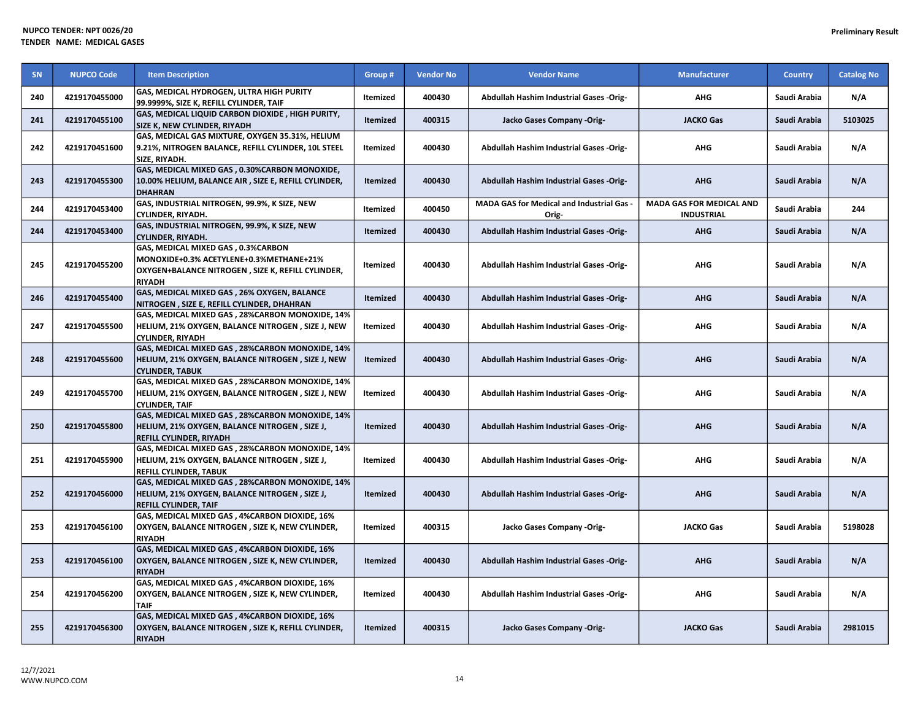NUPCO TENDER: NPT 0026/20
TENDER NAME: MEDICAL GASES

Preliminary Result

| SN | NUPCO Code | Item Description | Group # | Vendor No | Vendor Name | Manufacturer | Country | Catalog No |
|---|---|---|---|---|---|---|---|---|
| 240 | 4219170455000 | GAS, MEDICAL HYDROGEN, ULTRA HIGH PURITY 99.9999%, SIZE K, REFILL CYLINDER, TAIF | Itemized | 400430 | Abdullah Hashim Industrial Gases -Orig- | AHG | Saudi Arabia | N/A |
| 241 | 4219170455100 | GAS, MEDICAL LIQUID CARBON DIOXIDE , HIGH PURITY, SIZE K, NEW CYLINDER, RIYADH | Itemized | 400315 | Jacko Gases Company -Orig- | JACKO Gas | Saudi Arabia | 5103025 |
| 242 | 4219170451600 | GAS, MEDICAL GAS MIXTURE, OXYGEN 35.31%, HELIUM 9.21%, NITROGEN BALANCE, REFILL CYLINDER, 10L STEEL SIZE, RIYADH. | Itemized | 400430 | Abdullah Hashim Industrial Gases -Orig- | AHG | Saudi Arabia | N/A |
| 243 | 4219170455300 | GAS, MEDICAL MIXED GAS , 0.30%CARBON MONOXIDE, 10.00% HELIUM, BALANCE AIR , SIZE E, REFILL CYLINDER, DHAHRAN | Itemized | 400430 | Abdullah Hashim Industrial Gases -Orig- | AHG | Saudi Arabia | N/A |
| 244 | 4219170453400 | GAS, INDUSTRIAL NITROGEN, 99.9%, K SIZE, NEW CYLINDER, RIYADH. | Itemized | 400450 | MADA GAS for Medical and Industrial Gas -Orig- | MADA GAS FOR MEDICAL AND INDUSTRIAL | Saudi Arabia | 244 |
| 244 | 4219170453400 | GAS, INDUSTRIAL NITROGEN, 99.9%, K SIZE, NEW CYLINDER, RIYADH. | Itemized | 400430 | Abdullah Hashim Industrial Gases -Orig- | AHG | Saudi Arabia | N/A |
| 245 | 4219170455200 | GAS, MEDICAL MIXED GAS , 0.3%CARBON MONOXIDE+0.3% ACETYLENE+0.3%METHANE+21% OXYGEN+BALANCE NITROGEN , SIZE K, REFILL CYLINDER, RIYADH | Itemized | 400430 | Abdullah Hashim Industrial Gases -Orig- | AHG | Saudi Arabia | N/A |
| 246 | 4219170455400 | GAS, MEDICAL MIXED GAS , 26% OXYGEN, BALANCE NITROGEN , SIZE E, REFILL CYLINDER, DHAHRAN | Itemized | 400430 | Abdullah Hashim Industrial Gases -Orig- | AHG | Saudi Arabia | N/A |
| 247 | 4219170455500 | GAS, MEDICAL MIXED GAS , 28%CARBON MONOXIDE, 14% HELIUM, 21% OXYGEN, BALANCE NITROGEN , SIZE J, NEW CYLINDER, RIYADH | Itemized | 400430 | Abdullah Hashim Industrial Gases -Orig- | AHG | Saudi Arabia | N/A |
| 248 | 4219170455600 | GAS, MEDICAL MIXED GAS , 28%CARBON MONOXIDE, 14% HELIUM, 21% OXYGEN, BALANCE NITROGEN , SIZE J, NEW CYLINDER, TABUK | Itemized | 400430 | Abdullah Hashim Industrial Gases -Orig- | AHG | Saudi Arabia | N/A |
| 249 | 4219170455700 | GAS, MEDICAL MIXED GAS , 28%CARBON MONOXIDE, 14% HELIUM, 21% OXYGEN, BALANCE NITROGEN , SIZE J, NEW CYLINDER, TAIF | Itemized | 400430 | Abdullah Hashim Industrial Gases -Orig- | AHG | Saudi Arabia | N/A |
| 250 | 4219170455800 | GAS, MEDICAL MIXED GAS , 28%CARBON MONOXIDE, 14% HELIUM, 21% OXYGEN, BALANCE NITROGEN , SIZE J, REFILL CYLINDER, RIYADH | Itemized | 400430 | Abdullah Hashim Industrial Gases -Orig- | AHG | Saudi Arabia | N/A |
| 251 | 4219170455900 | GAS, MEDICAL MIXED GAS , 28%CARBON MONOXIDE, 14% HELIUM, 21% OXYGEN, BALANCE NITROGEN , SIZE J, REFILL CYLINDER, TABUK | Itemized | 400430 | Abdullah Hashim Industrial Gases -Orig- | AHG | Saudi Arabia | N/A |
| 252 | 4219170456000 | GAS, MEDICAL MIXED GAS , 28%CARBON MONOXIDE, 14% HELIUM, 21% OXYGEN, BALANCE NITROGEN , SIZE J, REFILL CYLINDER, TAIF | Itemized | 400430 | Abdullah Hashim Industrial Gases -Orig- | AHG | Saudi Arabia | N/A |
| 253 | 4219170456100 | GAS, MEDICAL MIXED GAS , 4%CARBON DIOXIDE, 16% OXYGEN, BALANCE NITROGEN , SIZE K, NEW CYLINDER, RIYADH | Itemized | 400315 | Jacko Gases Company -Orig- | JACKO Gas | Saudi Arabia | 5198028 |
| 253 | 4219170456100 | GAS, MEDICAL MIXED GAS , 4%CARBON DIOXIDE, 16% OXYGEN, BALANCE NITROGEN , SIZE K, NEW CYLINDER, RIYADH | Itemized | 400430 | Abdullah Hashim Industrial Gases -Orig- | AHG | Saudi Arabia | N/A |
| 254 | 4219170456200 | GAS, MEDICAL MIXED GAS , 4%CARBON DIOXIDE, 16% OXYGEN, BALANCE NITROGEN , SIZE K, NEW CYLINDER, TAIF | Itemized | 400430 | Abdullah Hashim Industrial Gases -Orig- | AHG | Saudi Arabia | N/A |
| 255 | 4219170456300 | GAS, MEDICAL MIXED GAS , 4%CARBON DIOXIDE, 16% OXYGEN, BALANCE NITROGEN , SIZE K, REFILL CYLINDER, RIYADH | Itemized | 400315 | Jacko Gases Company -Orig- | JACKO Gas | Saudi Arabia | 2981015 |

12/7/2021
WWW.NUPCO.COM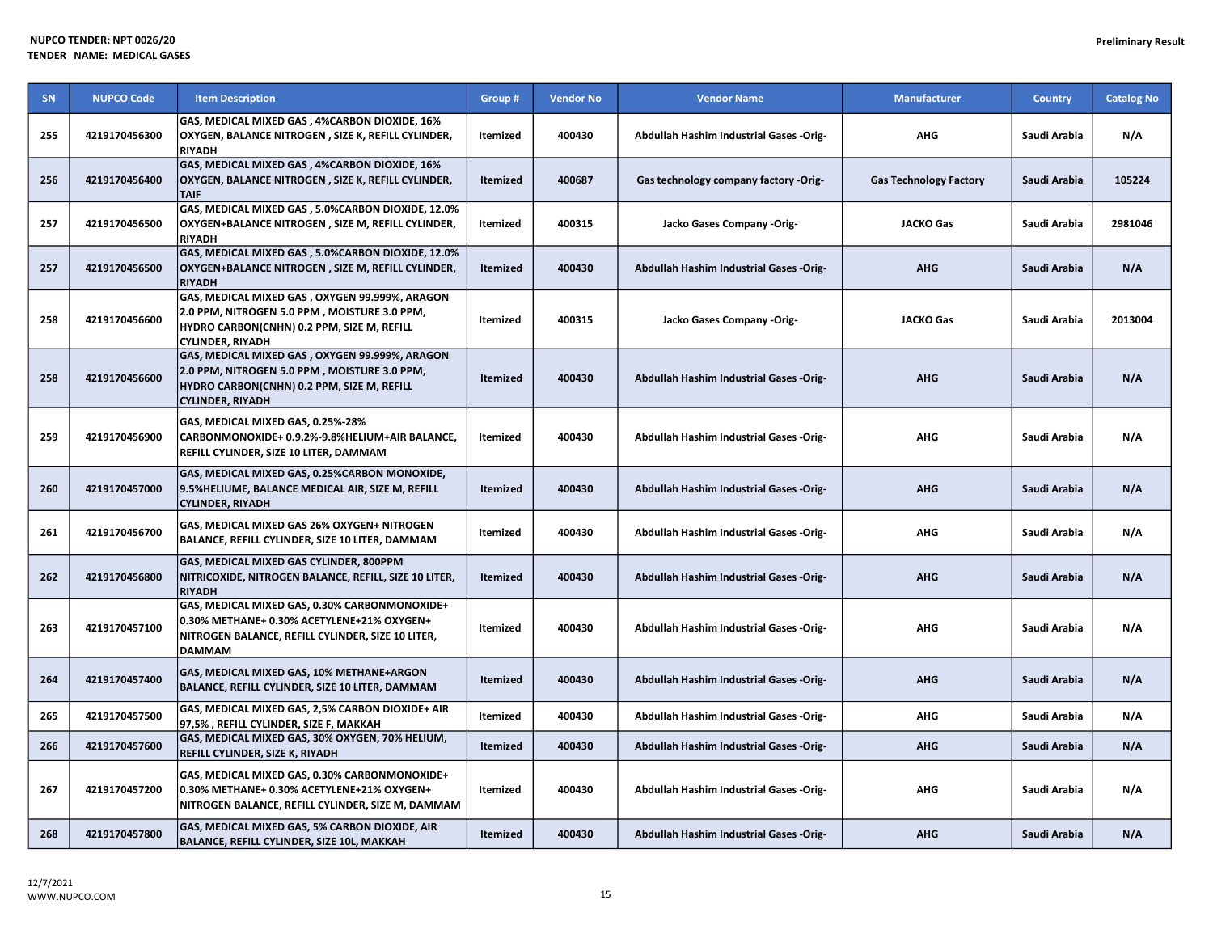NUPCO TENDER: NPT 0026/20
TENDER NAME: MEDICAL GASES

Preliminary Result

| SN | NUPCO Code | Item Description | Group # | Vendor No | Vendor Name | Manufacturer | Country | Catalog No |
|---|---|---|---|---|---|---|---|---|
| 255 | 4219170456300 | GAS, MEDICAL MIXED GAS , 4%CARBON DIOXIDE, 16% OXYGEN, BALANCE NITROGEN , SIZE K, REFILL CYLINDER, RIYADH | Itemized | 400430 | Abdullah Hashim Industrial Gases -Orig- | AHG | Saudi Arabia | N/A |
| 256 | 4219170456400 | GAS, MEDICAL MIXED GAS , 4%CARBON DIOXIDE, 16% OXYGEN, BALANCE NITROGEN , SIZE K, REFILL CYLINDER, TAIF | Itemized | 400687 | Gas technology company factory -Orig- | Gas Technology Factory | Saudi Arabia | 105224 |
| 257 | 4219170456500 | GAS, MEDICAL MIXED GAS , 5.0%CARBON DIOXIDE, 12.0% OXYGEN+BALANCE NITROGEN , SIZE M, REFILL CYLINDER, RIYADH | Itemized | 400315 | Jacko Gases Company -Orig- | JACKO Gas | Saudi Arabia | 2981046 |
| 257 | 4219170456500 | GAS, MEDICAL MIXED GAS , 5.0%CARBON DIOXIDE, 12.0% OXYGEN+BALANCE NITROGEN , SIZE M, REFILL CYLINDER, RIYADH | Itemized | 400430 | Abdullah Hashim Industrial Gases -Orig- | AHG | Saudi Arabia | N/A |
| 258 | 4219170456600 | GAS, MEDICAL MIXED GAS , OXYGEN 99.999%, ARAGON 2.0 PPM, NITROGEN 5.0 PPM , MOISTURE 3.0 PPM, HYDRO CARBON(CNHN) 0.2 PPM, SIZE M, REFILL CYLINDER, RIYADH | Itemized | 400315 | Jacko Gases Company -Orig- | JACKO Gas | Saudi Arabia | 2013004 |
| 258 | 4219170456600 | GAS, MEDICAL MIXED GAS , OXYGEN 99.999%, ARAGON 2.0 PPM, NITROGEN 5.0 PPM , MOISTURE 3.0 PPM, HYDRO CARBON(CNHN) 0.2 PPM, SIZE M, REFILL CYLINDER, RIYADH | Itemized | 400430 | Abdullah Hashim Industrial Gases -Orig- | AHG | Saudi Arabia | N/A |
| 259 | 4219170456900 | GAS, MEDICAL MIXED GAS, 0.25%-28% CARBONMONOXIDE+ 0.9.2%-9.8%HELIUM+AIR BALANCE, REFILL CYLINDER, SIZE 10 LITER, DAMMAM | Itemized | 400430 | Abdullah Hashim Industrial Gases -Orig- | AHG | Saudi Arabia | N/A |
| 260 | 4219170457000 | GAS, MEDICAL MIXED GAS, 0.25%CARBON MONOXIDE, 9.5%HELIUME, BALANCE MEDICAL AIR, SIZE M, REFILL CYLINDER, RIYADH | Itemized | 400430 | Abdullah Hashim Industrial Gases -Orig- | AHG | Saudi Arabia | N/A |
| 261 | 4219170456700 | GAS, MEDICAL MIXED GAS 26% OXYGEN+ NITROGEN BALANCE, REFILL CYLINDER, SIZE 10 LITER, DAMMAM | Itemized | 400430 | Abdullah Hashim Industrial Gases -Orig- | AHG | Saudi Arabia | N/A |
| 262 | 4219170456800 | GAS, MEDICAL MIXED GAS CYLINDER, 800PPM NITRICOXIDE, NITROGEN BALANCE, REFILL, SIZE 10 LITER, RIYADH | Itemized | 400430 | Abdullah Hashim Industrial Gases -Orig- | AHG | Saudi Arabia | N/A |
| 263 | 4219170457100 | GAS, MEDICAL MIXED GAS, 0.30% CARBONMONOXIDE+ 0.30% METHANE+ 0.30% ACETYLENE+21% OXYGEN+ NITROGEN BALANCE, REFILL CYLINDER, SIZE 10 LITER, DAMMAM | Itemized | 400430 | Abdullah Hashim Industrial Gases -Orig- | AHG | Saudi Arabia | N/A |
| 264 | 4219170457400 | GAS, MEDICAL MIXED GAS, 10% METHANE+ARGON BALANCE, REFILL CYLINDER, SIZE 10 LITER, DAMMAM | Itemized | 400430 | Abdullah Hashim Industrial Gases -Orig- | AHG | Saudi Arabia | N/A |
| 265 | 4219170457500 | GAS, MEDICAL MIXED GAS, 2,5% CARBON DIOXIDE+ AIR 97,5% , REFILL CYLINDER, SIZE F, MAKKAH | Itemized | 400430 | Abdullah Hashim Industrial Gases -Orig- | AHG | Saudi Arabia | N/A |
| 266 | 4219170457600 | GAS, MEDICAL MIXED GAS, 30% OXYGEN, 70% HELIUM, REFILL CYLINDER, SIZE K, RIYADH | Itemized | 400430 | Abdullah Hashim Industrial Gases -Orig- | AHG | Saudi Arabia | N/A |
| 267 | 4219170457200 | GAS, MEDICAL MIXED GAS, 0.30% CARBONMONOXIDE+ 0.30% METHANE+ 0.30% ACETYLENE+21% OXYGEN+ NITROGEN BALANCE, REFILL CYLINDER, SIZE M, DAMMAM | Itemized | 400430 | Abdullah Hashim Industrial Gases -Orig- | AHG | Saudi Arabia | N/A |
| 268 | 4219170457800 | GAS, MEDICAL MIXED GAS, 5% CARBON DIOXIDE, AIR BALANCE, REFILL CYLINDER, SIZE 10L, MAKKAH | Itemized | 400430 | Abdullah Hashim Industrial Gases -Orig- | AHG | Saudi Arabia | N/A |

12/7/2021
WWW.NUPCO.COM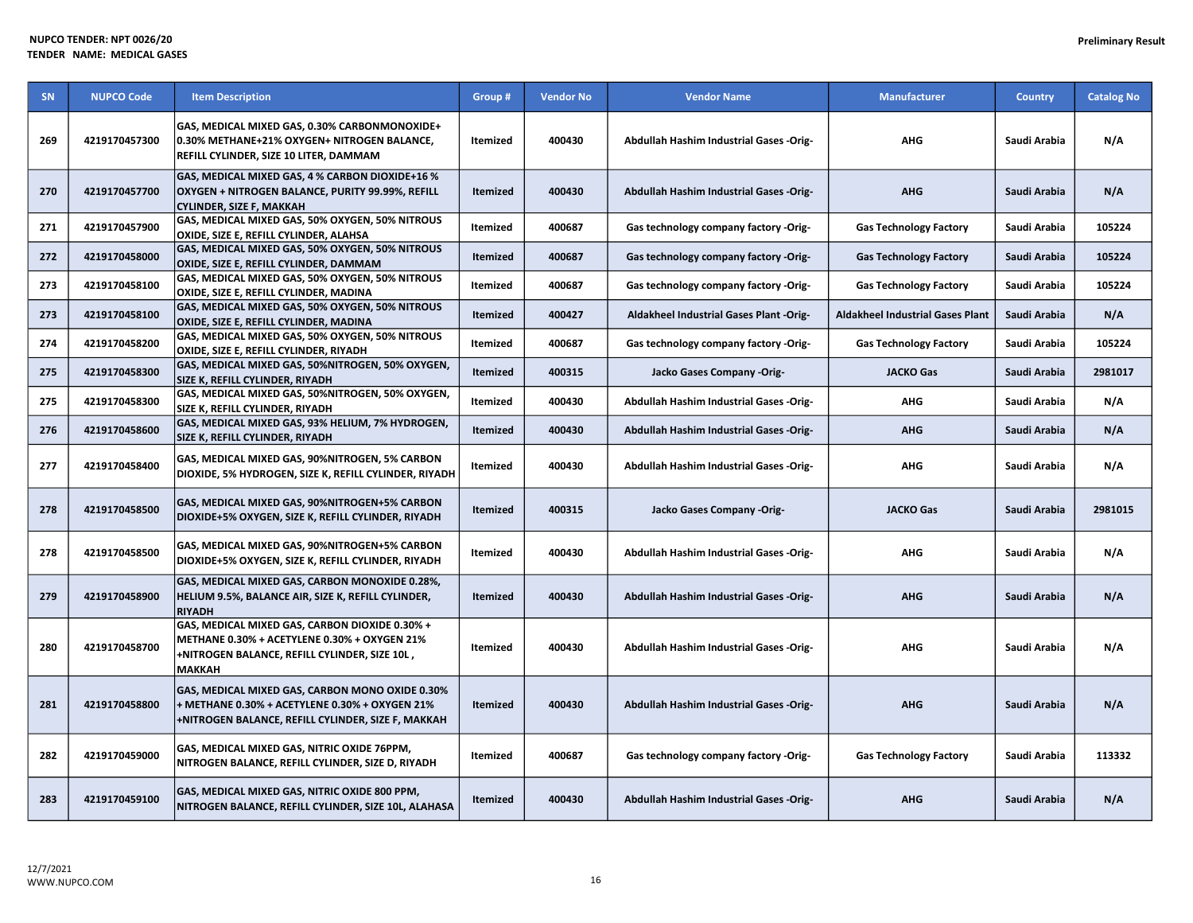**NUPCO TENDER: NPT 0026/20**
**TENDER NAME: MEDICAL GASES**

**Preliminary Result**

| SN | NUPCO Code | Item Description | Group # | Vendor No | Vendor Name | Manufacturer | Country | Catalog No |
|---|---|---|---|---|---|---|---|---|
| 269 | 4219170457300 | GAS, MEDICAL MIXED GAS, 0.30% CARBONMONOXIDE+ 0.30% METHANE+21% OXYGEN+ NITROGEN BALANCE, REFILL CYLINDER, SIZE 10 LITER, DAMMAM | Itemized | 400430 | Abdullah Hashim Industrial Gases -Orig- | AHG | Saudi Arabia | N/A |
| 270 | 4219170457700 | GAS, MEDICAL MIXED GAS, 4 % CARBON DIOXIDE+16 % OXYGEN + NITROGEN BALANCE, PURITY 99.99%, REFILL CYLINDER, SIZE F, MAKKAH | Itemized | 400430 | Abdullah Hashim Industrial Gases -Orig- | AHG | Saudi Arabia | N/A |
| 271 | 4219170457900 | GAS, MEDICAL MIXED GAS, 50% OXYGEN, 50% NITROUS OXIDE, SIZE E, REFILL CYLINDER, ALAHSA | Itemized | 400687 | Gas technology company factory -Orig- | Gas Technology Factory | Saudi Arabia | 105224 |
| 272 | 4219170458000 | GAS, MEDICAL MIXED GAS, 50% OXYGEN, 50% NITROUS OXIDE, SIZE E, REFILL CYLINDER, DAMMAM | Itemized | 400687 | Gas technology company factory -Orig- | Gas Technology Factory | Saudi Arabia | 105224 |
| 273 | 4219170458100 | GAS, MEDICAL MIXED GAS, 50% OXYGEN, 50% NITROUS OXIDE, SIZE E, REFILL CYLINDER, MADINA | Itemized | 400687 | Gas technology company factory -Orig- | Gas Technology Factory | Saudi Arabia | 105224 |
| 273 | 4219170458100 | GAS, MEDICAL MIXED GAS, 50% OXYGEN, 50% NITROUS OXIDE, SIZE E, REFILL CYLINDER, MADINA | Itemized | 400427 | Aldakheel Industrial Gases Plant -Orig- | Aldakheel Industrial Gases Plant | Saudi Arabia | N/A |
| 274 | 4219170458200 | GAS, MEDICAL MIXED GAS, 50% OXYGEN, 50% NITROUS OXIDE, SIZE E, REFILL CYLINDER, RIYADH | Itemized | 400687 | Gas technology company factory -Orig- | Gas Technology Factory | Saudi Arabia | 105224 |
| 275 | 4219170458300 | GAS, MEDICAL MIXED GAS, 50%NITROGEN, 50% OXYGEN, SIZE K, REFILL CYLINDER, RIYADH | Itemized | 400315 | Jacko Gases Company -Orig- | JACKO Gas | Saudi Arabia | 2981017 |
| 275 | 4219170458300 | GAS, MEDICAL MIXED GAS, 50%NITROGEN, 50% OXYGEN, SIZE K, REFILL CYLINDER, RIYADH | Itemized | 400430 | Abdullah Hashim Industrial Gases -Orig- | AHG | Saudi Arabia | N/A |
| 276 | 4219170458600 | GAS, MEDICAL MIXED GAS, 93% HELIUM, 7% HYDROGEN, SIZE K, REFILL CYLINDER, RIYADH | Itemized | 400430 | Abdullah Hashim Industrial Gases -Orig- | AHG | Saudi Arabia | N/A |
| 277 | 4219170458400 | GAS, MEDICAL MIXED GAS, 90%NITROGEN, 5% CARBON DIOXIDE, 5% HYDROGEN, SIZE K, REFILL CYLINDER, RIYADH | Itemized | 400430 | Abdullah Hashim Industrial Gases -Orig- | AHG | Saudi Arabia | N/A |
| 278 | 4219170458500 | GAS, MEDICAL MIXED GAS, 90%NITROGEN+5% CARBON DIOXIDE+5% OXYGEN, SIZE K, REFILL CYLINDER, RIYADH | Itemized | 400315 | Jacko Gases Company -Orig- | JACKO Gas | Saudi Arabia | 2981015 |
| 278 | 4219170458500 | GAS, MEDICAL MIXED GAS, 90%NITROGEN+5% CARBON DIOXIDE+5% OXYGEN, SIZE K, REFILL CYLINDER, RIYADH | Itemized | 400430 | Abdullah Hashim Industrial Gases -Orig- | AHG | Saudi Arabia | N/A |
| 279 | 4219170458900 | GAS, MEDICAL MIXED GAS, CARBON MONOXIDE 0.28%, HELIUM 9.5%, BALANCE AIR, SIZE K, REFILL CYLINDER, RIYADH | Itemized | 400430 | Abdullah Hashim Industrial Gases -Orig- | AHG | Saudi Arabia | N/A |
| 280 | 4219170458700 | GAS, MEDICAL MIXED GAS, CARBON DIOXIDE 0.30% + METHANE 0.30% + ACETYLENE 0.30% + OXYGEN 21% +NITROGEN BALANCE, REFILL CYLINDER, SIZE 10L , MAKKAH | Itemized | 400430 | Abdullah Hashim Industrial Gases -Orig- | AHG | Saudi Arabia | N/A |
| 281 | 4219170458800 | GAS, MEDICAL MIXED GAS, CARBON MONO OXIDE 0.30% + METHANE 0.30% + ACETYLENE 0.30% + OXYGEN 21% +NITROGEN BALANCE, REFILL CYLINDER, SIZE F, MAKKAH | Itemized | 400430 | Abdullah Hashim Industrial Gases -Orig- | AHG | Saudi Arabia | N/A |
| 282 | 4219170459000 | GAS, MEDICAL MIXED GAS, NITRIC OXIDE 76PPM, NITROGEN BALANCE, REFILL CYLINDER, SIZE D, RIYADH | Itemized | 400687 | Gas technology company factory -Orig- | Gas Technology Factory | Saudi Arabia | 113332 |
| 283 | 4219170459100 | GAS, MEDICAL MIXED GAS, NITRIC OXIDE 800 PPM, NITROGEN BALANCE, REFILL CYLINDER, SIZE 10L, ALAHASA | Itemized | 400430 | Abdullah Hashim Industrial Gases -Orig- | AHG | Saudi Arabia | N/A |

12/7/2021
WWW.NUPCO.COM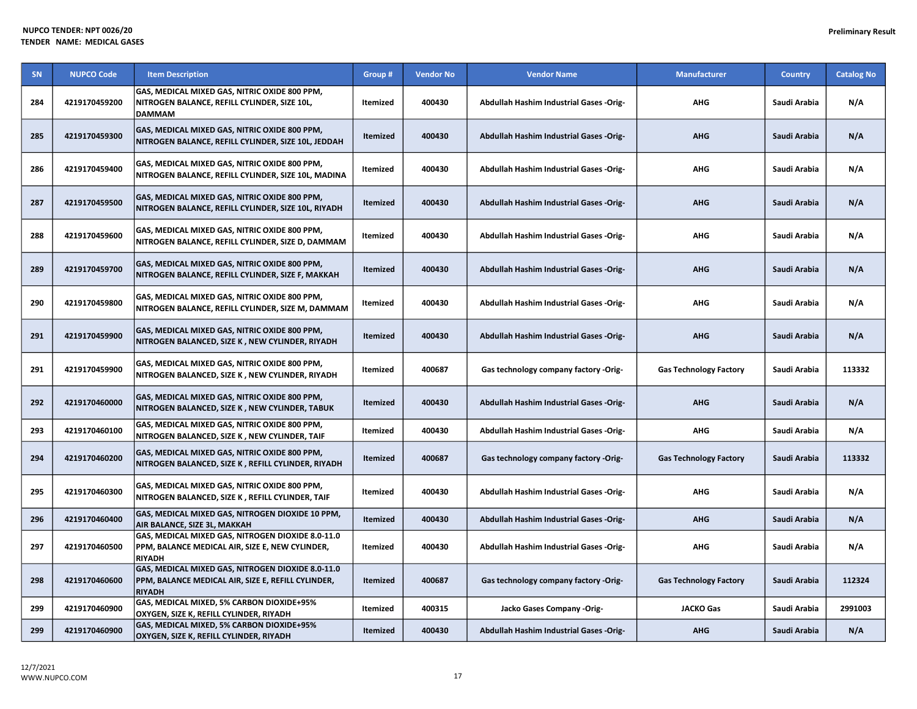**NUPCO TENDER: NPT 0026/20**
**TENDER NAME: MEDICAL GASES**

**Preliminary Result**

| SN | NUPCO Code | Item Description | Group # | Vendor No | Vendor Name | Manufacturer | Country | Catalog No |
|---|---|---|---|---|---|---|---|---|
| 284 | 4219170459200 | GAS, MEDICAL MIXED GAS, NITRIC OXIDE 800 PPM, NITROGEN BALANCE, REFILL CYLINDER, SIZE 10L, DAMMAM | Itemized | 400430 | Abdullah Hashim Industrial Gases -Orig- | AHG | Saudi Arabia | N/A |
| 285 | 4219170459300 | GAS, MEDICAL MIXED GAS, NITRIC OXIDE 800 PPM, NITROGEN BALANCE, REFILL CYLINDER, SIZE 10L, JEDDAH | Itemized | 400430 | Abdullah Hashim Industrial Gases -Orig- | AHG | Saudi Arabia | N/A |
| 286 | 4219170459400 | GAS, MEDICAL MIXED GAS, NITRIC OXIDE 800 PPM, NITROGEN BALANCE, REFILL CYLINDER, SIZE 10L, MADINA | Itemized | 400430 | Abdullah Hashim Industrial Gases -Orig- | AHG | Saudi Arabia | N/A |
| 287 | 4219170459500 | GAS, MEDICAL MIXED GAS, NITRIC OXIDE 800 PPM, NITROGEN BALANCE, REFILL CYLINDER, SIZE 10L, RIYADH | Itemized | 400430 | Abdullah Hashim Industrial Gases -Orig- | AHG | Saudi Arabia | N/A |
| 288 | 4219170459600 | GAS, MEDICAL MIXED GAS, NITRIC OXIDE 800 PPM, NITROGEN BALANCE, REFILL CYLINDER, SIZE D, DAMMAM | Itemized | 400430 | Abdullah Hashim Industrial Gases -Orig- | AHG | Saudi Arabia | N/A |
| 289 | 4219170459700 | GAS, MEDICAL MIXED GAS, NITRIC OXIDE 800 PPM, NITROGEN BALANCE, REFILL CYLINDER, SIZE F, MAKKAH | Itemized | 400430 | Abdullah Hashim Industrial Gases -Orig- | AHG | Saudi Arabia | N/A |
| 290 | 4219170459800 | GAS, MEDICAL MIXED GAS, NITRIC OXIDE 800 PPM, NITROGEN BALANCE, REFILL CYLINDER, SIZE M, DAMMAM | Itemized | 400430 | Abdullah Hashim Industrial Gases -Orig- | AHG | Saudi Arabia | N/A |
| 291 | 4219170459900 | GAS, MEDICAL MIXED GAS, NITRIC OXIDE 800 PPM, NITROGEN BALANCED, SIZE K , NEW CYLINDER, RIYADH | Itemized | 400430 | Abdullah Hashim Industrial Gases -Orig- | AHG | Saudi Arabia | N/A |
| 291 | 4219170459900 | GAS, MEDICAL MIXED GAS, NITRIC OXIDE 800 PPM, NITROGEN BALANCED, SIZE K , NEW CYLINDER, RIYADH | Itemized | 400687 | Gas technology company factory -Orig- | Gas Technology Factory | Saudi Arabia | 113332 |
| 292 | 4219170460000 | GAS, MEDICAL MIXED GAS, NITRIC OXIDE 800 PPM, NITROGEN BALANCED, SIZE K , NEW CYLINDER, TABUK | Itemized | 400430 | Abdullah Hashim Industrial Gases -Orig- | AHG | Saudi Arabia | N/A |
| 293 | 4219170460100 | GAS, MEDICAL MIXED GAS, NITRIC OXIDE 800 PPM, NITROGEN BALANCED, SIZE K , NEW CYLINDER, TAIF | Itemized | 400430 | Abdullah Hashim Industrial Gases -Orig- | AHG | Saudi Arabia | N/A |
| 294 | 4219170460200 | GAS, MEDICAL MIXED GAS, NITRIC OXIDE 800 PPM, NITROGEN BALANCED, SIZE K , REFILL CYLINDER, RIYADH | Itemized | 400687 | Gas technology company factory -Orig- | Gas Technology Factory | Saudi Arabia | 113332 |
| 295 | 4219170460300 | GAS, MEDICAL MIXED GAS, NITRIC OXIDE 800 PPM, NITROGEN BALANCED, SIZE K , REFILL CYLINDER, TAIF | Itemized | 400430 | Abdullah Hashim Industrial Gases -Orig- | AHG | Saudi Arabia | N/A |
| 296 | 4219170460400 | GAS, MEDICAL MIXED GAS, NITROGEN DIOXIDE 10 PPM, AIR BALANCE, SIZE 3L, MAKKAH | Itemized | 400430 | Abdullah Hashim Industrial Gases -Orig- | AHG | Saudi Arabia | N/A |
| 297 | 4219170460500 | GAS, MEDICAL MIXED GAS, NITROGEN DIOXIDE 8.0-11.0 PPM, BALANCE MEDICAL AIR, SIZE E, NEW CYLINDER, RIYADH | Itemized | 400430 | Abdullah Hashim Industrial Gases -Orig- | AHG | Saudi Arabia | N/A |
| 298 | 4219170460600 | GAS, MEDICAL MIXED GAS, NITROGEN DIOXIDE 8.0-11.0 PPM, BALANCE MEDICAL AIR, SIZE E, REFILL CYLINDER, RIYADH | Itemized | 400687 | Gas technology company factory -Orig- | Gas Technology Factory | Saudi Arabia | 112324 |
| 299 | 4219170460900 | GAS, MEDICAL MIXED, 5% CARBON DIOXIDE+95% OXYGEN, SIZE K, REFILL CYLINDER, RIYADH | Itemized | 400315 | Jacko Gases Company -Orig- | JACKO Gas | Saudi Arabia | 2991003 |
| 299 | 4219170460900 | GAS, MEDICAL MIXED, 5% CARBON DIOXIDE+95% OXYGEN, SIZE K, REFILL CYLINDER, RIYADH | Itemized | 400430 | Abdullah Hashim Industrial Gases -Orig- | AHG | Saudi Arabia | N/A |

12/7/2021
WWW.NUPCO.COM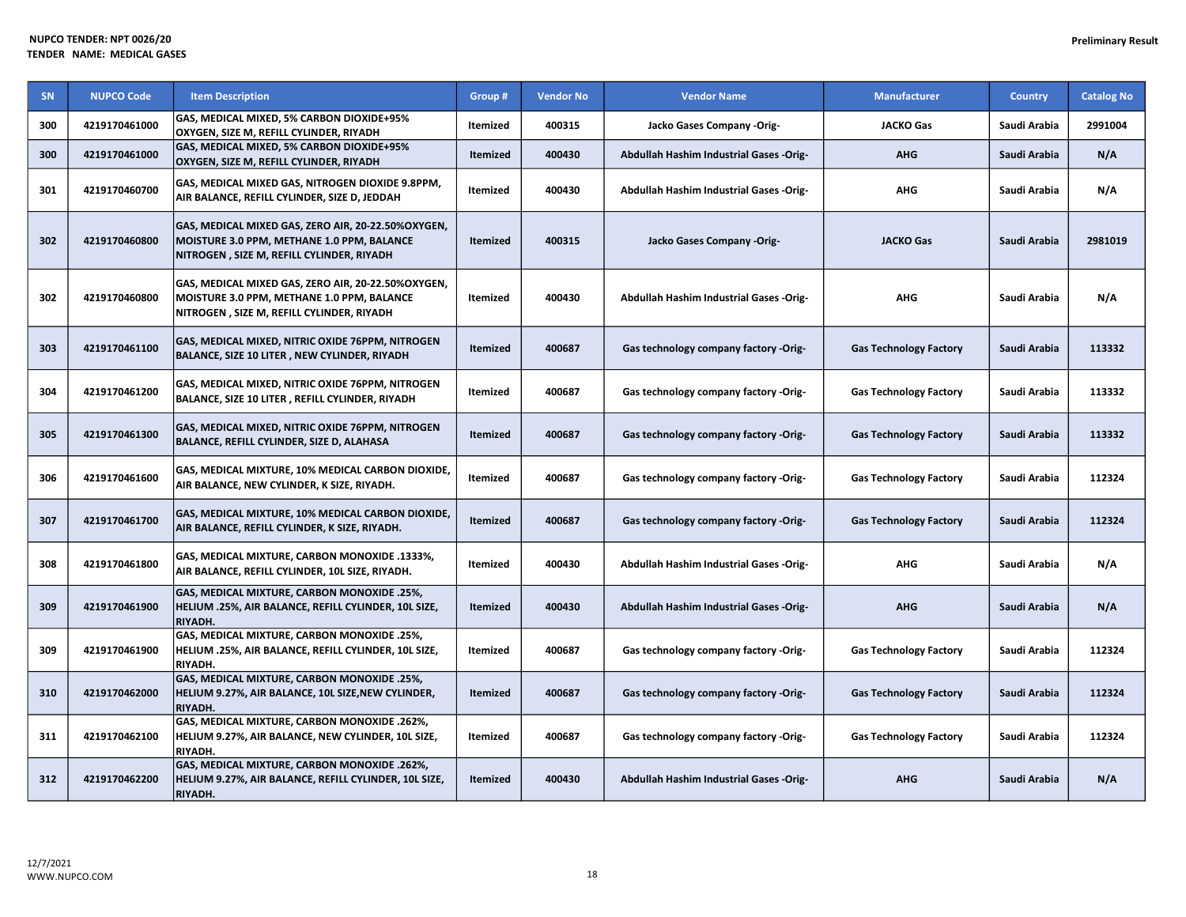NUPCO TENDER: NPT 0026/20
TENDER NAME: MEDICAL GASES

Preliminary Result

| SN | NUPCO Code | Item Description | Group # | Vendor No | Vendor Name | Manufacturer | Country | Catalog No |
|---|---|---|---|---|---|---|---|---|
| 300 | 4219170461000 | GAS, MEDICAL MIXED, 5% CARBON DIOXIDE+95% OXYGEN, SIZE M, REFILL CYLINDER, RIYADH | Itemized | 400315 | Jacko Gases Company -Orig- | JACKO Gas | Saudi Arabia | 2991004 |
| 300 | 4219170461000 | GAS, MEDICAL MIXED, 5% CARBON DIOXIDE+95% OXYGEN, SIZE M, REFILL CYLINDER, RIYADH | Itemized | 400430 | Abdullah Hashim Industrial Gases -Orig- | AHG | Saudi Arabia | N/A |
| 301 | 4219170460700 | GAS, MEDICAL MIXED GAS, NITROGEN DIOXIDE 9.8PPM, AIR BALANCE, REFILL CYLINDER, SIZE D, JEDDAH | Itemized | 400430 | Abdullah Hashim Industrial Gases -Orig- | AHG | Saudi Arabia | N/A |
| 302 | 4219170460800 | GAS, MEDICAL MIXED GAS, ZERO AIR, 20-22.50%OXYGEN, MOISTURE 3.0 PPM, METHANE 1.0 PPM, BALANCE NITROGEN , SIZE M, REFILL CYLINDER, RIYADH | Itemized | 400315 | Jacko Gases Company -Orig- | JACKO Gas | Saudi Arabia | 2981019 |
| 302 | 4219170460800 | GAS, MEDICAL MIXED GAS, ZERO AIR, 20-22.50%OXYGEN, MOISTURE 3.0 PPM, METHANE 1.0 PPM, BALANCE NITROGEN , SIZE M, REFILL CYLINDER, RIYADH | Itemized | 400430 | Abdullah Hashim Industrial Gases -Orig- | AHG | Saudi Arabia | N/A |
| 303 | 4219170461100 | GAS, MEDICAL MIXED, NITRIC OXIDE 76PPM, NITROGEN BALANCE, SIZE 10 LITER , NEW CYLINDER, RIYADH | Itemized | 400687 | Gas technology company factory -Orig- | Gas Technology Factory | Saudi Arabia | 113332 |
| 304 | 4219170461200 | GAS, MEDICAL MIXED, NITRIC OXIDE 76PPM, NITROGEN BALANCE, SIZE 10 LITER , REFILL CYLINDER, RIYADH | Itemized | 400687 | Gas technology company factory -Orig- | Gas Technology Factory | Saudi Arabia | 113332 |
| 305 | 4219170461300 | GAS, MEDICAL MIXED, NITRIC OXIDE 76PPM, NITROGEN BALANCE, REFILL CYLINDER, SIZE D, ALAHASA | Itemized | 400687 | Gas technology company factory -Orig- | Gas Technology Factory | Saudi Arabia | 113332 |
| 306 | 4219170461600 | GAS, MEDICAL MIXTURE, 10% MEDICAL CARBON DIOXIDE, AIR BALANCE, NEW CYLINDER, K SIZE, RIYADH. | Itemized | 400687 | Gas technology company factory -Orig- | Gas Technology Factory | Saudi Arabia | 112324 |
| 307 | 4219170461700 | GAS, MEDICAL MIXTURE, 10% MEDICAL CARBON DIOXIDE, AIR BALANCE, REFILL CYLINDER, K SIZE, RIYADH. | Itemized | 400687 | Gas technology company factory -Orig- | Gas Technology Factory | Saudi Arabia | 112324 |
| 308 | 4219170461800 | GAS, MEDICAL MIXTURE, CARBON MONOXIDE .1333%, AIR BALANCE, REFILL CYLINDER, 10L SIZE, RIYADH. | Itemized | 400430 | Abdullah Hashim Industrial Gases -Orig- | AHG | Saudi Arabia | N/A |
| 309 | 4219170461900 | GAS, MEDICAL MIXTURE, CARBON MONOXIDE .25%, HELIUM .25%, AIR BALANCE, REFILL CYLINDER, 10L SIZE, RIYADH. | Itemized | 400430 | Abdullah Hashim Industrial Gases -Orig- | AHG | Saudi Arabia | N/A |
| 309 | 4219170461900 | GAS, MEDICAL MIXTURE, CARBON MONOXIDE .25%, HELIUM .25%, AIR BALANCE, REFILL CYLINDER, 10L SIZE, RIYADH. | Itemized | 400687 | Gas technology company factory -Orig- | Gas Technology Factory | Saudi Arabia | 112324 |
| 310 | 4219170462000 | GAS, MEDICAL MIXTURE, CARBON MONOXIDE .25%, HELIUM 9.27%, AIR BALANCE, 10L SIZE,NEW CYLINDER, RIYADH. | Itemized | 400687 | Gas technology company factory -Orig- | Gas Technology Factory | Saudi Arabia | 112324 |
| 311 | 4219170462100 | GAS, MEDICAL MIXTURE, CARBON MONOXIDE .262%, HELIUM 9.27%, AIR BALANCE, NEW CYLINDER, 10L SIZE, RIYADH. | Itemized | 400687 | Gas technology company factory -Orig- | Gas Technology Factory | Saudi Arabia | 112324 |
| 312 | 4219170462200 | GAS, MEDICAL MIXTURE, CARBON MONOXIDE .262%, HELIUM 9.27%, AIR BALANCE, REFILL CYLINDER, 10L SIZE, RIYADH. | Itemized | 400430 | Abdullah Hashim Industrial Gases -Orig- | AHG | Saudi Arabia | N/A |

12/7/2021
WWW.NUPCO.COM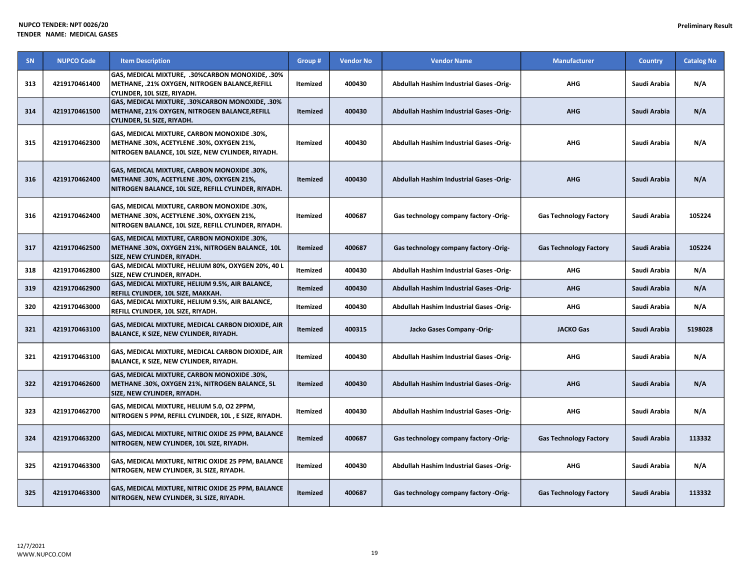| SN | NUPCO Code | Item Description | Group # | Vendor No | Vendor Name | Manufacturer | Country | Catalog No |
|---|---|---|---|---|---|---|---|---|
| 313 | 4219170461400 | GAS, MEDICAL MIXTURE, .30%CARBON MONOXIDE, .30% METHANE, .21% OXYGEN, NITROGEN BALANCE,REFILL CYLINDER, 10L SIZE, RIYADH. | Itemized | 400430 | Abdullah Hashim Industrial Gases -Orig- | AHG | Saudi Arabia | N/A |
| 314 | 4219170461500 | GAS, MEDICAL MIXTURE, .30%CARBON MONOXIDE, .30% METHANE, 21% OXYGEN, NITROGEN BALANCE,REFILL CYLINDER, 5L SIZE, RIYADH. | Itemized | 400430 | Abdullah Hashim Industrial Gases -Orig- | AHG | Saudi Arabia | N/A |
| 315 | 4219170462300 | GAS, MEDICAL MIXTURE, CARBON MONOXIDE .30%, METHANE .30%, ACETYLENE .30%, OXYGEN 21%, NITROGEN BALANCE, 10L SIZE, NEW CYLINDER, RIYADH. | Itemized | 400430 | Abdullah Hashim Industrial Gases -Orig- | AHG | Saudi Arabia | N/A |
| 316 | 4219170462400 | GAS, MEDICAL MIXTURE, CARBON MONOXIDE .30%, METHANE .30%, ACETYLENE .30%, OXYGEN 21%, NITROGEN BALANCE, 10L SIZE, REFILL CYLINDER, RIYADH. | Itemized | 400430 | Abdullah Hashim Industrial Gases -Orig- | AHG | Saudi Arabia | N/A |
| 316 | 4219170462400 | GAS, MEDICAL MIXTURE, CARBON MONOXIDE .30%, METHANE .30%, ACETYLENE .30%, OXYGEN 21%, NITROGEN BALANCE, 10L SIZE, REFILL CYLINDER, RIYADH. | Itemized | 400687 | Gas technology company factory -Orig- | Gas Technology Factory | Saudi Arabia | 105224 |
| 317 | 4219170462500 | GAS, MEDICAL MIXTURE, CARBON MONOXIDE .30%, METHANE .30%, OXYGEN 21%, NITROGEN BALANCE, 10L SIZE, NEW CYLINDER, RIYADH. | Itemized | 400687 | Gas technology company factory -Orig- | Gas Technology Factory | Saudi Arabia | 105224 |
| 318 | 4219170462800 | GAS, MEDICAL MIXTURE, HELIUM 80%, OXYGEN 20%, 40 L SIZE, NEW CYLINDER, RIYADH. | Itemized | 400430 | Abdullah Hashim Industrial Gases -Orig- | AHG | Saudi Arabia | N/A |
| 319 | 4219170462900 | GAS, MEDICAL MIXTURE, HELIUM 9.5%, AIR BALANCE, REFILL CYLINDER, 10L SIZE, MAKKAH. | Itemized | 400430 | Abdullah Hashim Industrial Gases -Orig- | AHG | Saudi Arabia | N/A |
| 320 | 4219170463000 | GAS, MEDICAL MIXTURE, HELIUM 9.5%, AIR BALANCE, REFILL CYLINDER, 10L SIZE, RIYADH. | Itemized | 400430 | Abdullah Hashim Industrial Gases -Orig- | AHG | Saudi Arabia | N/A |
| 321 | 4219170463100 | GAS, MEDICAL MIXTURE, MEDICAL CARBON DIOXIDE, AIR BALANCE, K SIZE, NEW CYLINDER, RIYADH. | Itemized | 400315 | Jacko Gases Company -Orig- | JACKO Gas | Saudi Arabia | 5198028 |
| 321 | 4219170463100 | GAS, MEDICAL MIXTURE, MEDICAL CARBON DIOXIDE, AIR BALANCE, K SIZE, NEW CYLINDER, RIYADH. | Itemized | 400430 | Abdullah Hashim Industrial Gases -Orig- | AHG | Saudi Arabia | N/A |
| 322 | 4219170462600 | GAS, MEDICAL MIXTURE, CARBON MONOXIDE .30%, METHANE .30%, OXYGEN 21%, NITROGEN BALANCE, 5L SIZE, NEW CYLINDER, RIYADH. | Itemized | 400430 | Abdullah Hashim Industrial Gases -Orig- | AHG | Saudi Arabia | N/A |
| 323 | 4219170462700 | GAS, MEDICAL MIXTURE, HELIUM 5.0, O2 2PPM, NITROGEN 5 PPM, REFILL CYLINDER, 10L , E SIZE, RIYADH. | Itemized | 400430 | Abdullah Hashim Industrial Gases -Orig- | AHG | Saudi Arabia | N/A |
| 324 | 4219170463200 | GAS, MEDICAL MIXTURE, NITRIC OXIDE 25 PPM, BALANCE NITROGEN, NEW CYLINDER, 10L SIZE, RIYADH. | Itemized | 400687 | Gas technology company factory -Orig- | Gas Technology Factory | Saudi Arabia | 113332 |
| 325 | 4219170463300 | GAS, MEDICAL MIXTURE, NITRIC OXIDE 25 PPM, BALANCE NITROGEN, NEW CYLINDER, 3L SIZE, RIYADH. | Itemized | 400430 | Abdullah Hashim Industrial Gases -Orig- | AHG | Saudi Arabia | N/A |
| 325 | 4219170463300 | GAS, MEDICAL MIXTURE, NITRIC OXIDE 25 PPM, BALANCE NITROGEN, NEW CYLINDER, 3L SIZE, RIYADH. | Itemized | 400687 | Gas technology company factory -Orig- | Gas Technology Factory | Saudi Arabia | 113332 |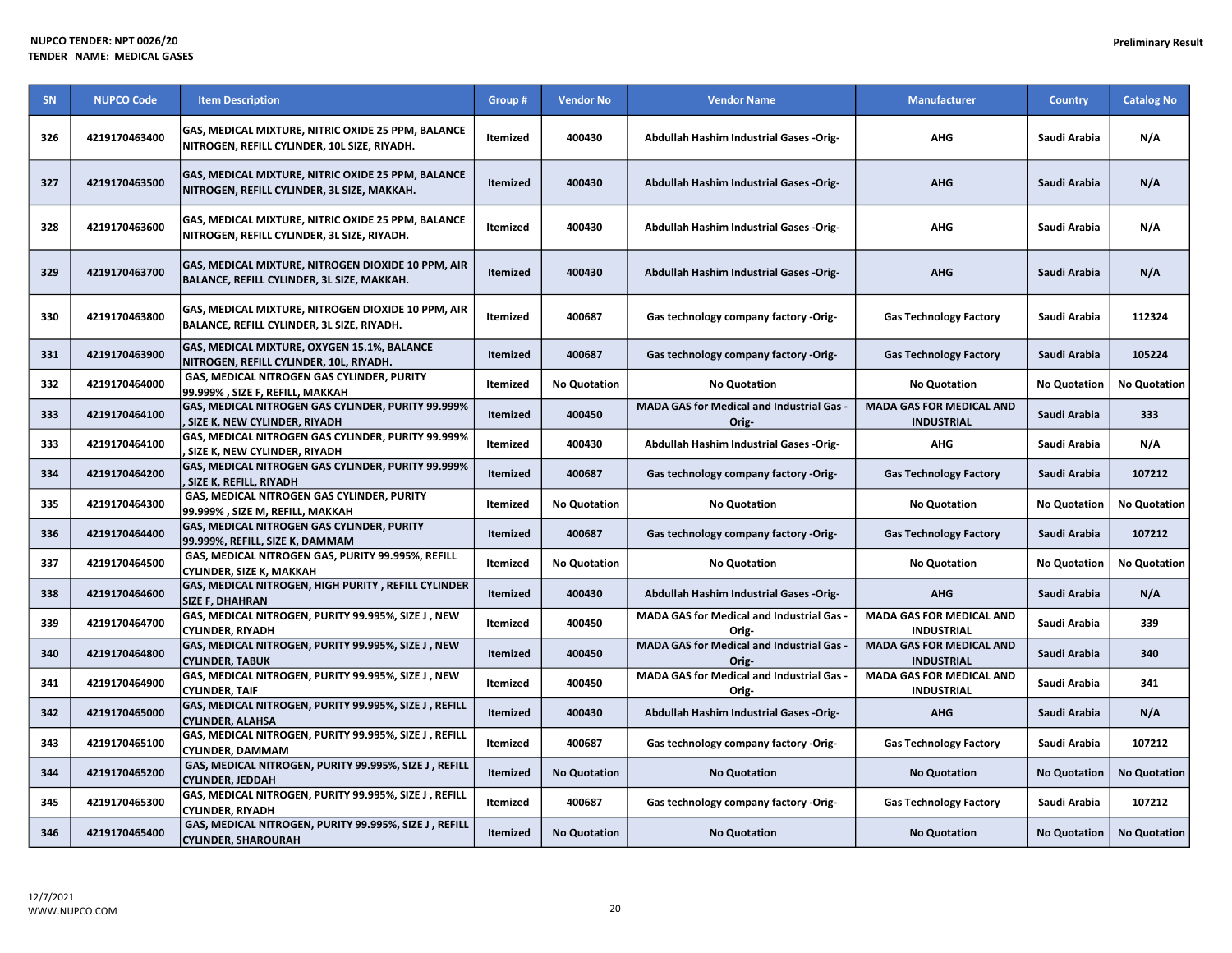| SN | NUPCO Code | Item Description | Group # | Vendor No | Vendor Name | Manufacturer | Country | Catalog No |
|---|---|---|---|---|---|---|---|---|
| 326 | 4219170463400 | GAS, MEDICAL MIXTURE, NITRIC OXIDE 25 PPM, BALANCE NITROGEN, REFILL CYLINDER, 10L SIZE, RIYADH. | Itemized | 400430 | Abdullah Hashim Industrial Gases -Orig- | AHG | Saudi Arabia | N/A |
| 327 | 4219170463500 | GAS, MEDICAL MIXTURE, NITRIC OXIDE 25 PPM, BALANCE NITROGEN, REFILL CYLINDER, 3L SIZE, MAKKAH. | Itemized | 400430 | Abdullah Hashim Industrial Gases -Orig- | AHG | Saudi Arabia | N/A |
| 328 | 4219170463600 | GAS, MEDICAL MIXTURE, NITRIC OXIDE 25 PPM, BALANCE NITROGEN, REFILL CYLINDER, 3L SIZE, RIYADH. | Itemized | 400430 | Abdullah Hashim Industrial Gases -Orig- | AHG | Saudi Arabia | N/A |
| 329 | 4219170463700 | GAS, MEDICAL MIXTURE, NITROGEN DIOXIDE 10 PPM, AIR BALANCE, REFILL CYLINDER, 3L SIZE, MAKKAH. | Itemized | 400430 | Abdullah Hashim Industrial Gases -Orig- | AHG | Saudi Arabia | N/A |
| 330 | 4219170463800 | GAS, MEDICAL MIXTURE, NITROGEN DIOXIDE 10 PPM, AIR BALANCE, REFILL CYLINDER, 3L SIZE, RIYADH. | Itemized | 400687 | Gas technology company factory -Orig- | Gas Technology Factory | Saudi Arabia | 112324 |
| 331 | 4219170463900 | GAS, MEDICAL MIXTURE, OXYGEN 15.1%, BALANCE NITROGEN, REFILL CYLINDER, 10L, RIYADH. | Itemized | 400687 | Gas technology company factory -Orig- | Gas Technology Factory | Saudi Arabia | 105224 |
| 332 | 4219170464000 | GAS, MEDICAL NITROGEN GAS CYLINDER, PURITY 99.999% , SIZE F, REFILL, MAKKAH | Itemized | No Quotation | No Quotation | No Quotation | No Quotation | No Quotation |
| 333 | 4219170464100 | GAS, MEDICAL NITROGEN GAS CYLINDER, PURITY 99.999% , SIZE K, NEW CYLINDER, RIYADH | Itemized | 400450 | MADA GAS for Medical and Industrial Gas -Orig- | MADA GAS FOR MEDICAL AND INDUSTRIAL | Saudi Arabia | 333 |
| 333 | 4219170464100 | GAS, MEDICAL NITROGEN GAS CYLINDER, PURITY 99.999% , SIZE K, NEW CYLINDER, RIYADH | Itemized | 400430 | Abdullah Hashim Industrial Gases -Orig- | AHG | Saudi Arabia | N/A |
| 334 | 4219170464200 | GAS, MEDICAL NITROGEN GAS CYLINDER, PURITY 99.999% , SIZE K, REFILL, RIYADH | Itemized | 400687 | Gas technology company factory -Orig- | Gas Technology Factory | Saudi Arabia | 107212 |
| 335 | 4219170464300 | GAS, MEDICAL NITROGEN GAS CYLINDER, PURITY 99.999% , SIZE M, REFILL, MAKKAH | Itemized | No Quotation | No Quotation | No Quotation | No Quotation | No Quotation |
| 336 | 4219170464400 | GAS, MEDICAL NITROGEN GAS CYLINDER, PURITY 99.999%, REFILL, SIZE K, DAMMAM | Itemized | 400687 | Gas technology company factory -Orig- | Gas Technology Factory | Saudi Arabia | 107212 |
| 337 | 4219170464500 | GAS, MEDICAL NITROGEN GAS, PURITY 99.995%, REFILL CYLINDER, SIZE K, MAKKAH | Itemized | No Quotation | No Quotation | No Quotation | No Quotation | No Quotation |
| 338 | 4219170464600 | GAS, MEDICAL NITROGEN, HIGH PURITY , REFILL CYLINDER SIZE F, DHAHRAN | Itemized | 400430 | Abdullah Hashim Industrial Gases -Orig- | AHG | Saudi Arabia | N/A |
| 339 | 4219170464700 | GAS, MEDICAL NITROGEN, PURITY 99.995%, SIZE J , NEW CYLINDER, RIYADH | Itemized | 400450 | MADA GAS for Medical and Industrial Gas -Orig- | MADA GAS FOR MEDICAL AND INDUSTRIAL | Saudi Arabia | 339 |
| 340 | 4219170464800 | GAS, MEDICAL NITROGEN, PURITY 99.995%, SIZE J , NEW CYLINDER, TABUK | Itemized | 400450 | MADA GAS for Medical and Industrial Gas -Orig- | MADA GAS FOR MEDICAL AND INDUSTRIAL | Saudi Arabia | 340 |
| 341 | 4219170464900 | GAS, MEDICAL NITROGEN, PURITY 99.995%, SIZE J , NEW CYLINDER, TAIF | Itemized | 400450 | MADA GAS for Medical and Industrial Gas -Orig- | MADA GAS FOR MEDICAL AND INDUSTRIAL | Saudi Arabia | 341 |
| 342 | 4219170465000 | GAS, MEDICAL NITROGEN, PURITY 99.995%, SIZE J , REFILL CYLINDER, ALAHSA | Itemized | 400430 | Abdullah Hashim Industrial Gases -Orig- | AHG | Saudi Arabia | N/A |
| 343 | 4219170465100 | GAS, MEDICAL NITROGEN, PURITY 99.995%, SIZE J , REFILL CYLINDER, DAMMAM | Itemized | 400687 | Gas technology company factory -Orig- | Gas Technology Factory | Saudi Arabia | 107212 |
| 344 | 4219170465200 | GAS, MEDICAL NITROGEN, PURITY 99.995%, SIZE J , REFILL CYLINDER, JEDDAH | Itemized | No Quotation | No Quotation | No Quotation | No Quotation | No Quotation |
| 345 | 4219170465300 | GAS, MEDICAL NITROGEN, PURITY 99.995%, SIZE J , REFILL CYLINDER, RIYADH | Itemized | 400687 | Gas technology company factory -Orig- | Gas Technology Factory | Saudi Arabia | 107212 |
| 346 | 4219170465400 | GAS, MEDICAL NITROGEN, PURITY 99.995%, SIZE J , REFILL CYLINDER, SHAROURAH | Itemized | No Quotation | No Quotation | No Quotation | No Quotation | No Quotation |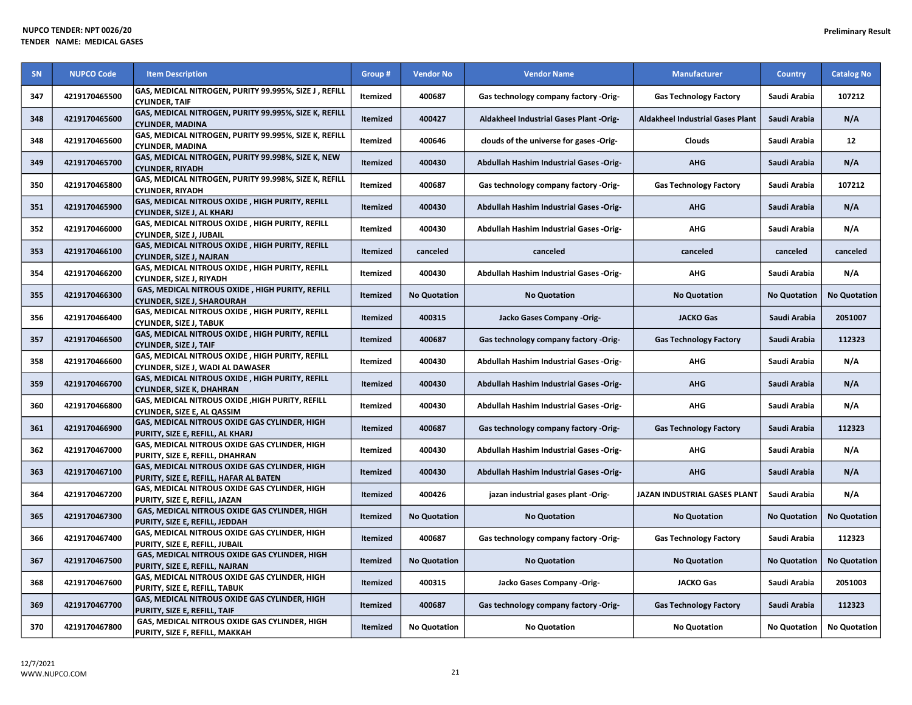NUPCO TENDER: NPT 0026/20
TENDER NAME: MEDICAL GASES

Preliminary Result

| SN | NUPCO Code | Item Description | Group # | Vendor No | Vendor Name | Manufacturer | Country | Catalog No |
|---|---|---|---|---|---|---|---|---|
| 347 | 4219170465500 | GAS, MEDICAL NITROGEN, PURITY 99.995%, SIZE J , REFILL CYLINDER, TAIF | Itemized | 400687 | Gas technology company factory -Orig- | Gas Technology Factory | Saudi Arabia | 107212 |
| 348 | 4219170465600 | GAS, MEDICAL NITROGEN, PURITY 99.995%, SIZE K, REFILL CYLINDER, MADINA | Itemized | 400427 | Aldakheel Industrial Gases Plant -Orig- | Aldakheel Industrial Gases Plant | Saudi Arabia | N/A |
| 348 | 4219170465600 | GAS, MEDICAL NITROGEN, PURITY 99.995%, SIZE K, REFILL CYLINDER, MADINA | Itemized | 400646 | clouds of the universe for gases -Orig- | Clouds | Saudi Arabia | 12 |
| 349 | 4219170465700 | GAS, MEDICAL NITROGEN, PURITY 99.998%, SIZE K, NEW CYLINDER, RIYADH | Itemized | 400430 | Abdullah Hashim Industrial Gases -Orig- | AHG | Saudi Arabia | N/A |
| 350 | 4219170465800 | GAS, MEDICAL NITROGEN, PURITY 99.998%, SIZE K, REFILL CYLINDER, RIYADH | Itemized | 400687 | Gas technology company factory -Orig- | Gas Technology Factory | Saudi Arabia | 107212 |
| 351 | 4219170465900 | GAS, MEDICAL NITROUS OXIDE , HIGH PURITY, REFILL CYLINDER, SIZE J, AL KHARJ | Itemized | 400430 | Abdullah Hashim Industrial Gases -Orig- | AHG | Saudi Arabia | N/A |
| 352 | 4219170466000 | GAS, MEDICAL NITROUS OXIDE , HIGH PURITY, REFILL CYLINDER, SIZE J, JUBAIL | Itemized | 400430 | Abdullah Hashim Industrial Gases -Orig- | AHG | Saudi Arabia | N/A |
| 353 | 4219170466100 | GAS, MEDICAL NITROUS OXIDE , HIGH PURITY, REFILL CYLINDER, SIZE J, NAJRAN | Itemized | canceled | canceled | canceled | canceled | canceled |
| 354 | 4219170466200 | GAS, MEDICAL NITROUS OXIDE , HIGH PURITY, REFILL CYLINDER, SIZE J, RIYADH | Itemized | 400430 | Abdullah Hashim Industrial Gases -Orig- | AHG | Saudi Arabia | N/A |
| 355 | 4219170466300 | GAS, MEDICAL NITROUS OXIDE , HIGH PURITY, REFILL CYLINDER, SIZE J, SHAROURAH | Itemized | No Quotation | No Quotation | No Quotation | No Quotation | No Quotation |
| 356 | 4219170466400 | GAS, MEDICAL NITROUS OXIDE , HIGH PURITY, REFILL CYLINDER, SIZE J, TABUK | Itemized | 400315 | Jacko Gases Company -Orig- | JACKO Gas | Saudi Arabia | 2051007 |
| 357 | 4219170466500 | GAS, MEDICAL NITROUS OXIDE , HIGH PURITY, REFILL CYLINDER, SIZE J, TAIF | Itemized | 400687 | Gas technology company factory -Orig- | Gas Technology Factory | Saudi Arabia | 112323 |
| 358 | 4219170466600 | GAS, MEDICAL NITROUS OXIDE , HIGH PURITY, REFILL CYLINDER, SIZE J, WADI AL DAWASER | Itemized | 400430 | Abdullah Hashim Industrial Gases -Orig- | AHG | Saudi Arabia | N/A |
| 359 | 4219170466700 | GAS, MEDICAL NITROUS OXIDE , HIGH PURITY, REFILL CYLINDER, SIZE K, DHAHRAN | Itemized | 400430 | Abdullah Hashim Industrial Gases -Orig- | AHG | Saudi Arabia | N/A |
| 360 | 4219170466800 | GAS, MEDICAL NITROUS OXIDE ,HIGH PURITY, REFILL CYLINDER, SIZE E, AL QASSIM | Itemized | 400430 | Abdullah Hashim Industrial Gases -Orig- | AHG | Saudi Arabia | N/A |
| 361 | 4219170466900 | GAS, MEDICAL NITROUS OXIDE GAS CYLINDER, HIGH PURITY, SIZE E, REFILL, AL KHARJ | Itemized | 400687 | Gas technology company factory -Orig- | Gas Technology Factory | Saudi Arabia | 112323 |
| 362 | 4219170467000 | GAS, MEDICAL NITROUS OXIDE GAS CYLINDER, HIGH PURITY, SIZE E, REFILL, DHAHRAN | Itemized | 400430 | Abdullah Hashim Industrial Gases -Orig- | AHG | Saudi Arabia | N/A |
| 363 | 4219170467100 | GAS, MEDICAL NITROUS OXIDE GAS CYLINDER, HIGH PURITY, SIZE E, REFILL, HAFAR AL BATEN | Itemized | 400430 | Abdullah Hashim Industrial Gases -Orig- | AHG | Saudi Arabia | N/A |
| 364 | 4219170467200 | GAS, MEDICAL NITROUS OXIDE GAS CYLINDER, HIGH PURITY, SIZE E, REFILL, JAZAN | Itemized | 400426 | jazan industrial gases plant -Orig- | JAZAN INDUSTRIAL GASES PLANT | Saudi Arabia | N/A |
| 365 | 4219170467300 | GAS, MEDICAL NITROUS OXIDE GAS CYLINDER, HIGH PURITY, SIZE E, REFILL, JEDDAH | Itemized | No Quotation | No Quotation | No Quotation | No Quotation | No Quotation |
| 366 | 4219170467400 | GAS, MEDICAL NITROUS OXIDE GAS CYLINDER, HIGH PURITY, SIZE E, REFILL, JUBAIL | Itemized | 400687 | Gas technology company factory -Orig- | Gas Technology Factory | Saudi Arabia | 112323 |
| 367 | 4219170467500 | GAS, MEDICAL NITROUS OXIDE GAS CYLINDER, HIGH PURITY, SIZE E, REFILL, NAJRAN | Itemized | No Quotation | No Quotation | No Quotation | No Quotation | No Quotation |
| 368 | 4219170467600 | GAS, MEDICAL NITROUS OXIDE GAS CYLINDER, HIGH PURITY, SIZE E, REFILL, TABUK | Itemized | 400315 | Jacko Gases Company -Orig- | JACKO Gas | Saudi Arabia | 2051003 |
| 369 | 4219170467700 | GAS, MEDICAL NITROUS OXIDE GAS CYLINDER, HIGH PURITY, SIZE E, REFILL, TAIF | Itemized | 400687 | Gas technology company factory -Orig- | Gas Technology Factory | Saudi Arabia | 112323 |
| 370 | 4219170467800 | GAS, MEDICAL NITROUS OXIDE GAS CYLINDER, HIGH PURITY, SIZE F, REFILL, MAKKAH | Itemized | No Quotation | No Quotation | No Quotation | No Quotation | No Quotation |

12/7/2021
WWW.NUPCO.COM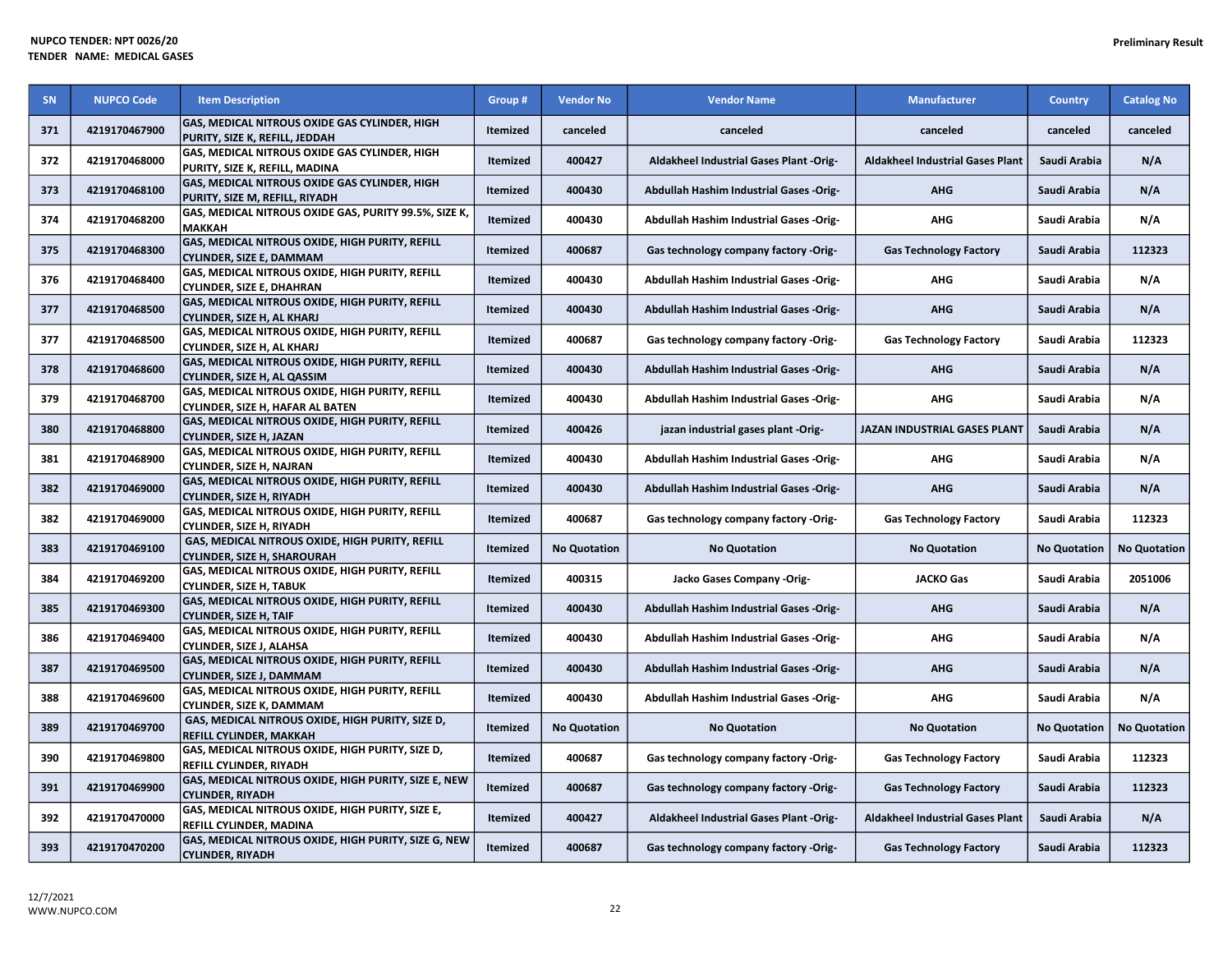NUPCO TENDER: NPT 0026/20
TENDER NAME: MEDICAL GASES

Preliminary Result

| SN | NUPCO Code | Item Description | Group # | Vendor No | Vendor Name | Manufacturer | Country | Catalog No |
|---|---|---|---|---|---|---|---|---|
| 371 | 4219170467900 | GAS, MEDICAL NITROUS OXIDE GAS CYLINDER, HIGH PURITY, SIZE K, REFILL, JEDDAH | Itemized | canceled | canceled | canceled | canceled | canceled |
| 372 | 4219170468000 | GAS, MEDICAL NITROUS OXIDE GAS CYLINDER, HIGH PURITY, SIZE K, REFILL, MADINA | Itemized | 400427 | Aldakheel Industrial Gases Plant -Orig- | Aldakheel Industrial Gases Plant | Saudi Arabia | N/A |
| 373 | 4219170468100 | GAS, MEDICAL NITROUS OXIDE GAS CYLINDER, HIGH PURITY, SIZE M, REFILL, RIYADH | Itemized | 400430 | Abdullah Hashim Industrial Gases -Orig- | AHG | Saudi Arabia | N/A |
| 374 | 4219170468200 | GAS, MEDICAL NITROUS OXIDE GAS, PURITY 99.5%, SIZE K, MAKKAH | Itemized | 400430 | Abdullah Hashim Industrial Gases -Orig- | AHG | Saudi Arabia | N/A |
| 375 | 4219170468300 | GAS, MEDICAL NITROUS OXIDE, HIGH PURITY, REFILL CYLINDER, SIZE E, DAMMAM | Itemized | 400687 | Gas technology company factory -Orig- | Gas Technology Factory | Saudi Arabia | 112323 |
| 376 | 4219170468400 | GAS, MEDICAL NITROUS OXIDE, HIGH PURITY, REFILL CYLINDER, SIZE E, DHAHRAN | Itemized | 400430 | Abdullah Hashim Industrial Gases -Orig- | AHG | Saudi Arabia | N/A |
| 377 | 4219170468500 | GAS, MEDICAL NITROUS OXIDE, HIGH PURITY, REFILL CYLINDER, SIZE H, AL KHARJ | Itemized | 400430 | Abdullah Hashim Industrial Gases -Orig- | AHG | Saudi Arabia | N/A |
| 377 | 4219170468500 | GAS, MEDICAL NITROUS OXIDE, HIGH PURITY, REFILL CYLINDER, SIZE H, AL KHARJ | Itemized | 400687 | Gas technology company factory -Orig- | Gas Technology Factory | Saudi Arabia | 112323 |
| 378 | 4219170468600 | GAS, MEDICAL NITROUS OXIDE, HIGH PURITY, REFILL CYLINDER, SIZE H, AL QASSIM | Itemized | 400430 | Abdullah Hashim Industrial Gases -Orig- | AHG | Saudi Arabia | N/A |
| 379 | 4219170468700 | GAS, MEDICAL NITROUS OXIDE, HIGH PURITY, REFILL CYLINDER, SIZE H, HAFAR AL BATEN | Itemized | 400430 | Abdullah Hashim Industrial Gases -Orig- | AHG | Saudi Arabia | N/A |
| 380 | 4219170468800 | GAS, MEDICAL NITROUS OXIDE, HIGH PURITY, REFILL CYLINDER, SIZE H, JAZAN | Itemized | 400426 | jazan industrial gases plant -Orig- | JAZAN INDUSTRIAL GASES PLANT | Saudi Arabia | N/A |
| 381 | 4219170468900 | GAS, MEDICAL NITROUS OXIDE, HIGH PURITY, REFILL CYLINDER, SIZE H, NAJRAN | Itemized | 400430 | Abdullah Hashim Industrial Gases -Orig- | AHG | Saudi Arabia | N/A |
| 382 | 4219170469000 | GAS, MEDICAL NITROUS OXIDE, HIGH PURITY, REFILL CYLINDER, SIZE H, RIYADH | Itemized | 400430 | Abdullah Hashim Industrial Gases -Orig- | AHG | Saudi Arabia | N/A |
| 382 | 4219170469000 | GAS, MEDICAL NITROUS OXIDE, HIGH PURITY, REFILL CYLINDER, SIZE H, RIYADH | Itemized | 400687 | Gas technology company factory -Orig- | Gas Technology Factory | Saudi Arabia | 112323 |
| 383 | 4219170469100 | GAS, MEDICAL NITROUS OXIDE, HIGH PURITY, REFILL CYLINDER, SIZE H, SHAROURAH | Itemized | No Quotation | No Quotation | No Quotation | No Quotation | No Quotation |
| 384 | 4219170469200 | GAS, MEDICAL NITROUS OXIDE, HIGH PURITY, REFILL CYLINDER, SIZE H, TABUK | Itemized | 400315 | Jacko Gases Company -Orig- | JACKO Gas | Saudi Arabia | 2051006 |
| 385 | 4219170469300 | GAS, MEDICAL NITROUS OXIDE, HIGH PURITY, REFILL CYLINDER, SIZE H, TAIF | Itemized | 400430 | Abdullah Hashim Industrial Gases -Orig- | AHG | Saudi Arabia | N/A |
| 386 | 4219170469400 | GAS, MEDICAL NITROUS OXIDE, HIGH PURITY, REFILL CYLINDER, SIZE J, ALAHSA | Itemized | 400430 | Abdullah Hashim Industrial Gases -Orig- | AHG | Saudi Arabia | N/A |
| 387 | 4219170469500 | GAS, MEDICAL NITROUS OXIDE, HIGH PURITY, REFILL CYLINDER, SIZE J, DAMMAM | Itemized | 400430 | Abdullah Hashim Industrial Gases -Orig- | AHG | Saudi Arabia | N/A |
| 388 | 4219170469600 | GAS, MEDICAL NITROUS OXIDE, HIGH PURITY, REFILL CYLINDER, SIZE K, DAMMAM | Itemized | 400430 | Abdullah Hashim Industrial Gases -Orig- | AHG | Saudi Arabia | N/A |
| 389 | 4219170469700 | GAS, MEDICAL NITROUS OXIDE, HIGH PURITY, SIZE D, REFILL CYLINDER, MAKKAH | Itemized | No Quotation | No Quotation | No Quotation | No Quotation | No Quotation |
| 390 | 4219170469800 | GAS, MEDICAL NITROUS OXIDE, HIGH PURITY, SIZE D, REFILL CYLINDER, RIYADH | Itemized | 400687 | Gas technology company factory -Orig- | Gas Technology Factory | Saudi Arabia | 112323 |
| 391 | 4219170469900 | GAS, MEDICAL NITROUS OXIDE, HIGH PURITY, SIZE E, NEW CYLINDER, RIYADH | Itemized | 400687 | Gas technology company factory -Orig- | Gas Technology Factory | Saudi Arabia | 112323 |
| 392 | 4219170470000 | GAS, MEDICAL NITROUS OXIDE, HIGH PURITY, SIZE E, REFILL CYLINDER, MADINA | Itemized | 400427 | Aldakheel Industrial Gases Plant -Orig- | Aldakheel Industrial Gases Plant | Saudi Arabia | N/A |
| 393 | 4219170470200 | GAS, MEDICAL NITROUS OXIDE, HIGH PURITY, SIZE G, NEW CYLINDER, RIYADH | Itemized | 400687 | Gas technology company factory -Orig- | Gas Technology Factory | Saudi Arabia | 112323 |

12/7/2021
WWW.NUPCO.COM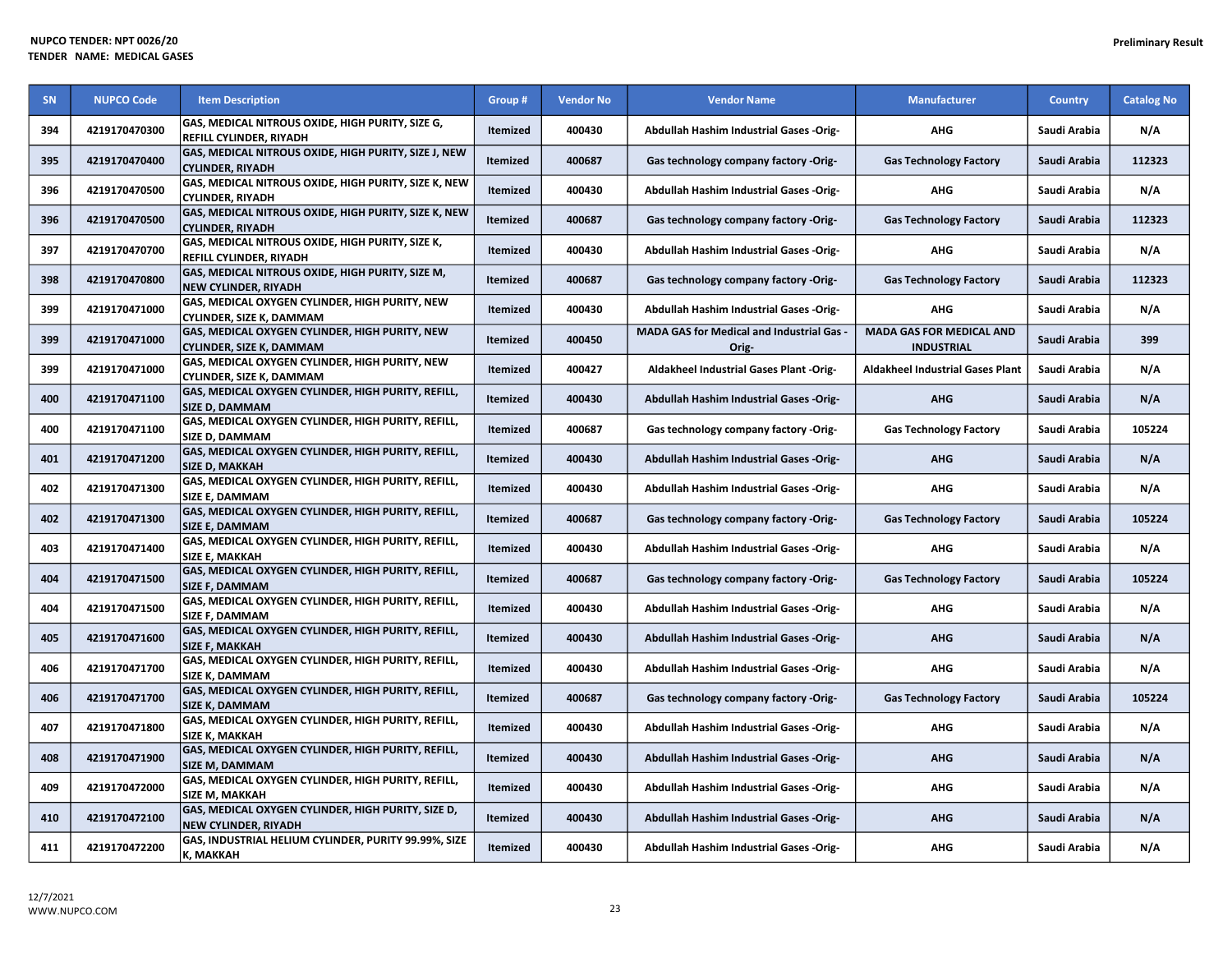NUPCO TENDER: NPT 0026/20
TENDER NAME: MEDICAL GASES

Preliminary Result

| SN | NUPCO Code | Item Description | Group # | Vendor No | Vendor Name | Manufacturer | Country | Catalog No |
|---|---|---|---|---|---|---|---|---|
| 394 | 4219170470300 | GAS, MEDICAL NITROUS OXIDE, HIGH PURITY, SIZE G, REFILL CYLINDER, RIYADH | Itemized | 400430 | Abdullah Hashim Industrial Gases -Orig- | AHG | Saudi Arabia | N/A |
| 395 | 4219170470400 | GAS, MEDICAL NITROUS OXIDE, HIGH PURITY, SIZE J, NEW CYLINDER, RIYADH | Itemized | 400687 | Gas technology company factory -Orig- | Gas Technology Factory | Saudi Arabia | 112323 |
| 396 | 4219170470500 | GAS, MEDICAL NITROUS OXIDE, HIGH PURITY, SIZE K, NEW CYLINDER, RIYADH | Itemized | 400430 | Abdullah Hashim Industrial Gases -Orig- | AHG | Saudi Arabia | N/A |
| 396 | 4219170470500 | GAS, MEDICAL NITROUS OXIDE, HIGH PURITY, SIZE K, NEW CYLINDER, RIYADH | Itemized | 400687 | Gas technology company factory -Orig- | Gas Technology Factory | Saudi Arabia | 112323 |
| 397 | 4219170470700 | GAS, MEDICAL NITROUS OXIDE, HIGH PURITY, SIZE K, REFILL CYLINDER, RIYADH | Itemized | 400430 | Abdullah Hashim Industrial Gases -Orig- | AHG | Saudi Arabia | N/A |
| 398 | 4219170470800 | GAS, MEDICAL NITROUS OXIDE, HIGH PURITY, SIZE M, NEW CYLINDER, RIYADH | Itemized | 400687 | Gas technology company factory -Orig- | Gas Technology Factory | Saudi Arabia | 112323 |
| 399 | 4219170471000 | GAS, MEDICAL OXYGEN CYLINDER, HIGH PURITY, NEW CYLINDER, SIZE K, DAMMAM | Itemized | 400430 | Abdullah Hashim Industrial Gases -Orig- | AHG | Saudi Arabia | N/A |
| 399 | 4219170471000 | GAS, MEDICAL OXYGEN CYLINDER, HIGH PURITY, NEW CYLINDER, SIZE K, DAMMAM | Itemized | 400450 | MADA GAS for Medical and Industrial Gas -Orig- | MADA GAS FOR MEDICAL AND INDUSTRIAL | Saudi Arabia | 399 |
| 399 | 4219170471000 | GAS, MEDICAL OXYGEN CYLINDER, HIGH PURITY, NEW CYLINDER, SIZE K, DAMMAM | Itemized | 400427 | Aldakheel Industrial Gases Plant -Orig- | Aldakheel Industrial Gases Plant | Saudi Arabia | N/A |
| 400 | 4219170471100 | GAS, MEDICAL OXYGEN CYLINDER, HIGH PURITY, REFILL, SIZE D, DAMMAM | Itemized | 400430 | Abdullah Hashim Industrial Gases -Orig- | AHG | Saudi Arabia | N/A |
| 400 | 4219170471100 | GAS, MEDICAL OXYGEN CYLINDER, HIGH PURITY, REFILL, SIZE D, DAMMAM | Itemized | 400687 | Gas technology company factory -Orig- | Gas Technology Factory | Saudi Arabia | 105224 |
| 401 | 4219170471200 | GAS, MEDICAL OXYGEN CYLINDER, HIGH PURITY, REFILL, SIZE D, MAKKAH | Itemized | 400430 | Abdullah Hashim Industrial Gases -Orig- | AHG | Saudi Arabia | N/A |
| 402 | 4219170471300 | GAS, MEDICAL OXYGEN CYLINDER, HIGH PURITY, REFILL, SIZE E, DAMMAM | Itemized | 400430 | Abdullah Hashim Industrial Gases -Orig- | AHG | Saudi Arabia | N/A |
| 402 | 4219170471300 | GAS, MEDICAL OXYGEN CYLINDER, HIGH PURITY, REFILL, SIZE E, DAMMAM | Itemized | 400687 | Gas technology company factory -Orig- | Gas Technology Factory | Saudi Arabia | 105224 |
| 403 | 4219170471400 | GAS, MEDICAL OXYGEN CYLINDER, HIGH PURITY, REFILL, SIZE E, MAKKAH | Itemized | 400430 | Abdullah Hashim Industrial Gases -Orig- | AHG | Saudi Arabia | N/A |
| 404 | 4219170471500 | GAS, MEDICAL OXYGEN CYLINDER, HIGH PURITY, REFILL, SIZE F, DAMMAM | Itemized | 400687 | Gas technology company factory -Orig- | Gas Technology Factory | Saudi Arabia | 105224 |
| 404 | 4219170471500 | GAS, MEDICAL OXYGEN CYLINDER, HIGH PURITY, REFILL, SIZE F, DAMMAM | Itemized | 400430 | Abdullah Hashim Industrial Gases -Orig- | AHG | Saudi Arabia | N/A |
| 405 | 4219170471600 | GAS, MEDICAL OXYGEN CYLINDER, HIGH PURITY, REFILL, SIZE F, MAKKAH | Itemized | 400430 | Abdullah Hashim Industrial Gases -Orig- | AHG | Saudi Arabia | N/A |
| 406 | 4219170471700 | GAS, MEDICAL OXYGEN CYLINDER, HIGH PURITY, REFILL, SIZE K, DAMMAM | Itemized | 400430 | Abdullah Hashim Industrial Gases -Orig- | AHG | Saudi Arabia | N/A |
| 406 | 4219170471700 | GAS, MEDICAL OXYGEN CYLINDER, HIGH PURITY, REFILL, SIZE K, DAMMAM | Itemized | 400687 | Gas technology company factory -Orig- | Gas Technology Factory | Saudi Arabia | 105224 |
| 407 | 4219170471800 | GAS, MEDICAL OXYGEN CYLINDER, HIGH PURITY, REFILL, SIZE K, MAKKAH | Itemized | 400430 | Abdullah Hashim Industrial Gases -Orig- | AHG | Saudi Arabia | N/A |
| 408 | 4219170471900 | GAS, MEDICAL OXYGEN CYLINDER, HIGH PURITY, REFILL, SIZE M, DAMMAM | Itemized | 400430 | Abdullah Hashim Industrial Gases -Orig- | AHG | Saudi Arabia | N/A |
| 409 | 4219170472000 | GAS, MEDICAL OXYGEN CYLINDER, HIGH PURITY, REFILL, SIZE M, MAKKAH | Itemized | 400430 | Abdullah Hashim Industrial Gases -Orig- | AHG | Saudi Arabia | N/A |
| 410 | 4219170472100 | GAS, MEDICAL OXYGEN CYLINDER, HIGH PURITY, SIZE D, NEW CYLINDER, RIYADH | Itemized | 400430 | Abdullah Hashim Industrial Gases -Orig- | AHG | Saudi Arabia | N/A |
| 411 | 4219170472200 | GAS, INDUSTRIAL HELIUM CYLINDER, PURITY 99.99%, SIZE K, MAKKAH | Itemized | 400430 | Abdullah Hashim Industrial Gases -Orig- | AHG | Saudi Arabia | N/A |

12/7/2021
WWW.NUPCO.COM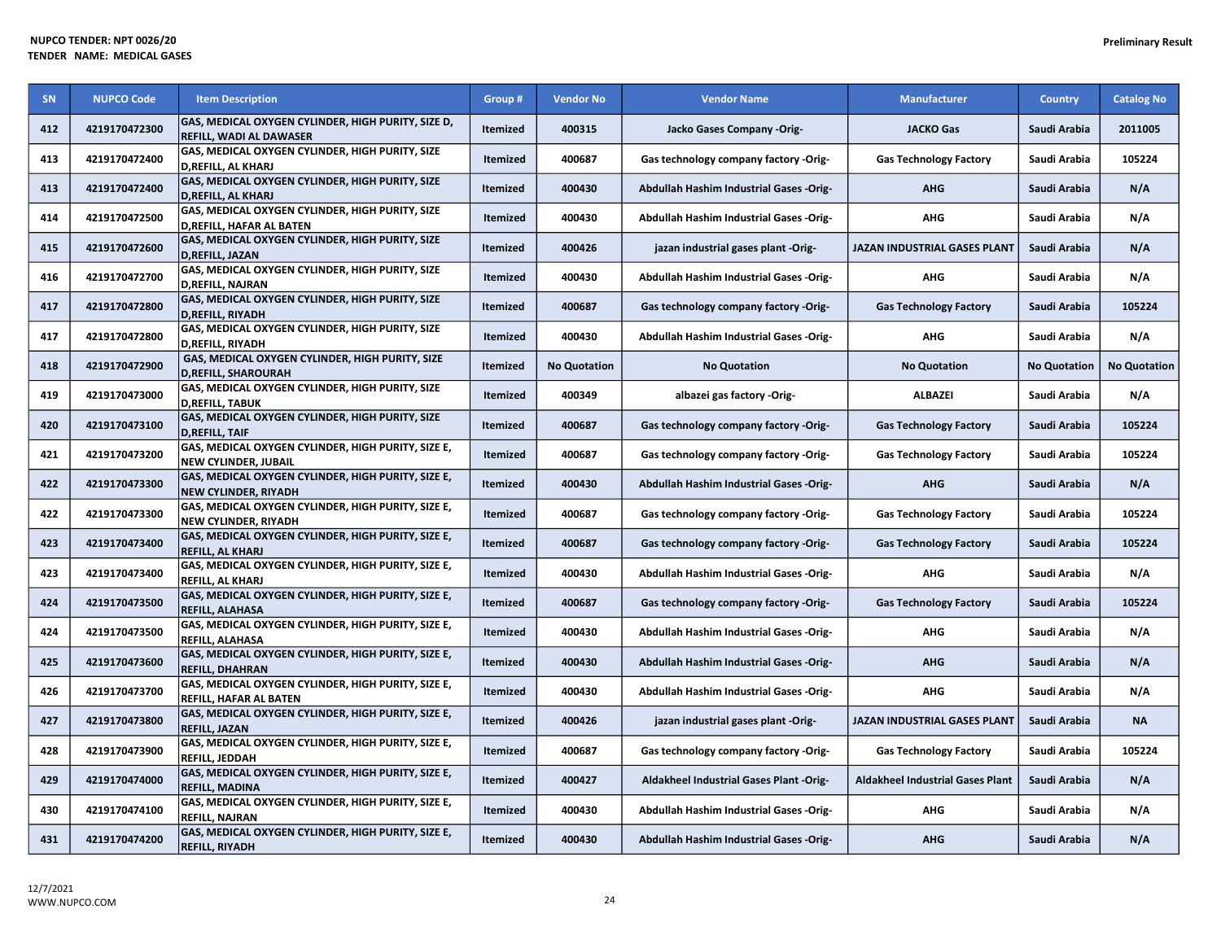NUPCO TENDER: NPT 0026/20
TENDER NAME: MEDICAL GASES

Preliminary Result

| SN | NUPCO Code | Item Description | Group # | Vendor No | Vendor Name | Manufacturer | Country | Catalog No |
|---|---|---|---|---|---|---|---|---|
| 412 | 4219170472300 | GAS, MEDICAL OXYGEN CYLINDER, HIGH PURITY, SIZE D, REFILL, WADI AL DAWASER | Itemized | 400315 | Jacko Gases Company -Orig- | JACKO Gas | Saudi Arabia | 2011005 |
| 413 | 4219170472400 | GAS, MEDICAL OXYGEN CYLINDER, HIGH PURITY, SIZE D,REFILL, AL KHARJ | Itemized | 400687 | Gas technology company factory -Orig- | Gas Technology Factory | Saudi Arabia | 105224 |
| 413 | 4219170472400 | GAS, MEDICAL OXYGEN CYLINDER, HIGH PURITY, SIZE D,REFILL, AL KHARJ | Itemized | 400430 | Abdullah Hashim Industrial Gases -Orig- | AHG | Saudi Arabia | N/A |
| 414 | 4219170472500 | GAS, MEDICAL OXYGEN CYLINDER, HIGH PURITY, SIZE D,REFILL, HAFAR AL BATEN | Itemized | 400430 | Abdullah Hashim Industrial Gases -Orig- | AHG | Saudi Arabia | N/A |
| 415 | 4219170472600 | GAS, MEDICAL OXYGEN CYLINDER, HIGH PURITY, SIZE D,REFILL, JAZAN | Itemized | 400426 | jazan industrial gases plant -Orig- | JAZAN INDUSTRIAL GASES PLANT | Saudi Arabia | N/A |
| 416 | 4219170472700 | GAS, MEDICAL OXYGEN CYLINDER, HIGH PURITY, SIZE D,REFILL, NAJRAN | Itemized | 400430 | Abdullah Hashim Industrial Gases -Orig- | AHG | Saudi Arabia | N/A |
| 417 | 4219170472800 | GAS, MEDICAL OXYGEN CYLINDER, HIGH PURITY, SIZE D,REFILL, RIYADH | Itemized | 400687 | Gas technology company factory -Orig- | Gas Technology Factory | Saudi Arabia | 105224 |
| 417 | 4219170472800 | GAS, MEDICAL OXYGEN CYLINDER, HIGH PURITY, SIZE D,REFILL, RIYADH | Itemized | 400430 | Abdullah Hashim Industrial Gases -Orig- | AHG | Saudi Arabia | N/A |
| 418 | 4219170472900 | GAS, MEDICAL OXYGEN CYLINDER, HIGH PURITY, SIZE D,REFILL, SHAROURAH | Itemized | No Quotation | No Quotation | No Quotation | No Quotation | No Quotation |
| 419 | 4219170473000 | GAS, MEDICAL OXYGEN CYLINDER, HIGH PURITY, SIZE D,REFILL, TABUK | Itemized | 400349 | albazei gas factory -Orig- | ALBAZEI | Saudi Arabia | N/A |
| 420 | 4219170473100 | GAS, MEDICAL OXYGEN CYLINDER, HIGH PURITY, SIZE D,REFILL, TAIF | Itemized | 400687 | Gas technology company factory -Orig- | Gas Technology Factory | Saudi Arabia | 105224 |
| 421 | 4219170473200 | GAS, MEDICAL OXYGEN CYLINDER, HIGH PURITY, SIZE E, NEW CYLINDER, JUBAIL | Itemized | 400687 | Gas technology company factory -Orig- | Gas Technology Factory | Saudi Arabia | 105224 |
| 422 | 4219170473300 | GAS, MEDICAL OXYGEN CYLINDER, HIGH PURITY, SIZE E, NEW CYLINDER, RIYADH | Itemized | 400430 | Abdullah Hashim Industrial Gases -Orig- | AHG | Saudi Arabia | N/A |
| 422 | 4219170473300 | GAS, MEDICAL OXYGEN CYLINDER, HIGH PURITY, SIZE E, NEW CYLINDER, RIYADH | Itemized | 400687 | Gas technology company factory -Orig- | Gas Technology Factory | Saudi Arabia | 105224 |
| 423 | 4219170473400 | GAS, MEDICAL OXYGEN CYLINDER, HIGH PURITY, SIZE E, REFILL, AL KHARJ | Itemized | 400687 | Gas technology company factory -Orig- | Gas Technology Factory | Saudi Arabia | 105224 |
| 423 | 4219170473400 | GAS, MEDICAL OXYGEN CYLINDER, HIGH PURITY, SIZE E, REFILL, AL KHARJ | Itemized | 400430 | Abdullah Hashim Industrial Gases -Orig- | AHG | Saudi Arabia | N/A |
| 424 | 4219170473500 | GAS, MEDICAL OXYGEN CYLINDER, HIGH PURITY, SIZE E, REFILL, ALAHASA | Itemized | 400687 | Gas technology company factory -Orig- | Gas Technology Factory | Saudi Arabia | 105224 |
| 424 | 4219170473500 | GAS, MEDICAL OXYGEN CYLINDER, HIGH PURITY, SIZE E, REFILL, ALAHASA | Itemized | 400430 | Abdullah Hashim Industrial Gases -Orig- | AHG | Saudi Arabia | N/A |
| 425 | 4219170473600 | GAS, MEDICAL OXYGEN CYLINDER, HIGH PURITY, SIZE E, REFILL, DHAHRAN | Itemized | 400430 | Abdullah Hashim Industrial Gases -Orig- | AHG | Saudi Arabia | N/A |
| 426 | 4219170473700 | GAS, MEDICAL OXYGEN CYLINDER, HIGH PURITY, SIZE E, REFILL, HAFAR AL BATEN | Itemized | 400430 | Abdullah Hashim Industrial Gases -Orig- | AHG | Saudi Arabia | N/A |
| 427 | 4219170473800 | GAS, MEDICAL OXYGEN CYLINDER, HIGH PURITY, SIZE E, REFILL, JAZAN | Itemized | 400426 | jazan industrial gases plant -Orig- | JAZAN INDUSTRIAL GASES PLANT | Saudi Arabia | NA |
| 428 | 4219170473900 | GAS, MEDICAL OXYGEN CYLINDER, HIGH PURITY, SIZE E, REFILL, JEDDAH | Itemized | 400687 | Gas technology company factory -Orig- | Gas Technology Factory | Saudi Arabia | 105224 |
| 429 | 4219170474000 | GAS, MEDICAL OXYGEN CYLINDER, HIGH PURITY, SIZE E, REFILL, MADINA | Itemized | 400427 | Aldakheel Industrial Gases Plant -Orig- | Aldakheel Industrial Gases Plant | Saudi Arabia | N/A |
| 430 | 4219170474100 | GAS, MEDICAL OXYGEN CYLINDER, HIGH PURITY, SIZE E, REFILL, NAJRAN | Itemized | 400430 | Abdullah Hashim Industrial Gases -Orig- | AHG | Saudi Arabia | N/A |
| 431 | 4219170474200 | GAS, MEDICAL OXYGEN CYLINDER, HIGH PURITY, SIZE E, REFILL, RIYADH | Itemized | 400430 | Abdullah Hashim Industrial Gases -Orig- | AHG | Saudi Arabia | N/A |

12/7/2021
WWW.NUPCO.COM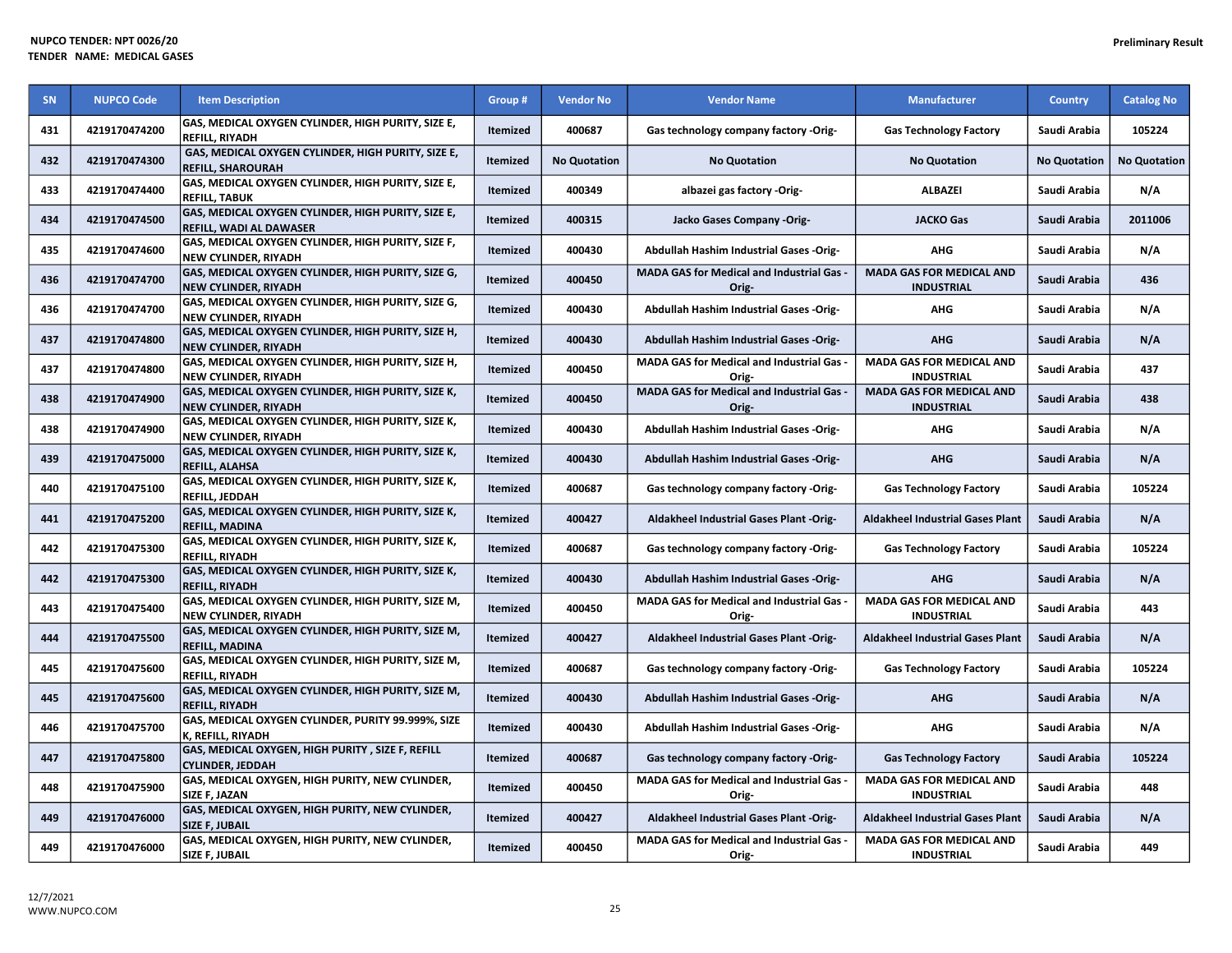NUPCO TENDER: NPT 0026/20
TENDER NAME: MEDICAL GASES

Preliminary Result

| SN | NUPCO Code | Item Description | Group # | Vendor No | Vendor Name | Manufacturer | Country | Catalog No |
|---|---|---|---|---|---|---|---|---|
| 431 | 4219170474200 | GAS, MEDICAL OXYGEN CYLINDER, HIGH PURITY, SIZE E, REFILL, RIYADH | Itemized | 400687 | Gas technology company factory -Orig- | Gas Technology Factory | Saudi Arabia | 105224 |
| 432 | 4219170474300 | GAS, MEDICAL OXYGEN CYLINDER, HIGH PURITY, SIZE E, REFILL, SHAROURAH | Itemized | No Quotation | No Quotation | No Quotation | No Quotation | No Quotation |
| 433 | 4219170474400 | GAS, MEDICAL OXYGEN CYLINDER, HIGH PURITY, SIZE E, REFILL, TABUK | Itemized | 400349 | albazei gas factory -Orig- | ALBAZEI | Saudi Arabia | N/A |
| 434 | 4219170474500 | GAS, MEDICAL OXYGEN CYLINDER, HIGH PURITY, SIZE E, REFILL, WADI AL DAWASER | Itemized | 400315 | Jacko Gases Company -Orig- | JACKO Gas | Saudi Arabia | 2011006 |
| 435 | 4219170474600 | GAS, MEDICAL OXYGEN CYLINDER, HIGH PURITY, SIZE F, NEW CYLINDER, RIYADH | Itemized | 400430 | Abdullah Hashim Industrial Gases -Orig- | AHG | Saudi Arabia | N/A |
| 436 | 4219170474700 | GAS, MEDICAL OXYGEN CYLINDER, HIGH PURITY, SIZE G, NEW CYLINDER, RIYADH | Itemized | 400450 | MADA GAS for Medical and Industrial Gas -Orig- | MADA GAS FOR MEDICAL AND INDUSTRIAL | Saudi Arabia | 436 |
| 436 | 4219170474700 | GAS, MEDICAL OXYGEN CYLINDER, HIGH PURITY, SIZE G, NEW CYLINDER, RIYADH | Itemized | 400430 | Abdullah Hashim Industrial Gases -Orig- | AHG | Saudi Arabia | N/A |
| 437 | 4219170474800 | GAS, MEDICAL OXYGEN CYLINDER, HIGH PURITY, SIZE H, NEW CYLINDER, RIYADH | Itemized | 400430 | Abdullah Hashim Industrial Gases -Orig- | AHG | Saudi Arabia | N/A |
| 437 | 4219170474800 | GAS, MEDICAL OXYGEN CYLINDER, HIGH PURITY, SIZE H, NEW CYLINDER, RIYADH | Itemized | 400450 | MADA GAS for Medical and Industrial Gas -Orig- | MADA GAS FOR MEDICAL AND INDUSTRIAL | Saudi Arabia | 437 |
| 438 | 4219170474900 | GAS, MEDICAL OXYGEN CYLINDER, HIGH PURITY, SIZE K, NEW CYLINDER, RIYADH | Itemized | 400450 | MADA GAS for Medical and Industrial Gas -Orig- | MADA GAS FOR MEDICAL AND INDUSTRIAL | Saudi Arabia | 438 |
| 438 | 4219170474900 | GAS, MEDICAL OXYGEN CYLINDER, HIGH PURITY, SIZE K, NEW CYLINDER, RIYADH | Itemized | 400430 | Abdullah Hashim Industrial Gases -Orig- | AHG | Saudi Arabia | N/A |
| 439 | 4219170475000 | GAS, MEDICAL OXYGEN CYLINDER, HIGH PURITY, SIZE K, REFILL, ALAHSA | Itemized | 400430 | Abdullah Hashim Industrial Gases -Orig- | AHG | Saudi Arabia | N/A |
| 440 | 4219170475100 | GAS, MEDICAL OXYGEN CYLINDER, HIGH PURITY, SIZE K, REFILL, JEDDAH | Itemized | 400687 | Gas technology company factory -Orig- | Gas Technology Factory | Saudi Arabia | 105224 |
| 441 | 4219170475200 | GAS, MEDICAL OXYGEN CYLINDER, HIGH PURITY, SIZE K, REFILL, MADINA | Itemized | 400427 | Aldakheel Industrial Gases Plant -Orig- | Aldakheel Industrial Gases Plant | Saudi Arabia | N/A |
| 442 | 4219170475300 | GAS, MEDICAL OXYGEN CYLINDER, HIGH PURITY, SIZE K, REFILL, RIYADH | Itemized | 400687 | Gas technology company factory -Orig- | Gas Technology Factory | Saudi Arabia | 105224 |
| 442 | 4219170475300 | GAS, MEDICAL OXYGEN CYLINDER, HIGH PURITY, SIZE K, REFILL, RIYADH | Itemized | 400430 | Abdullah Hashim Industrial Gases -Orig- | AHG | Saudi Arabia | N/A |
| 443 | 4219170475400 | GAS, MEDICAL OXYGEN CYLINDER, HIGH PURITY, SIZE M, NEW CYLINDER, RIYADH | Itemized | 400450 | MADA GAS for Medical and Industrial Gas -Orig- | MADA GAS FOR MEDICAL AND INDUSTRIAL | Saudi Arabia | 443 |
| 444 | 4219170475500 | GAS, MEDICAL OXYGEN CYLINDER, HIGH PURITY, SIZE M, REFILL, MADINA | Itemized | 400427 | Aldakheel Industrial Gases Plant -Orig- | Aldakheel Industrial Gases Plant | Saudi Arabia | N/A |
| 445 | 4219170475600 | GAS, MEDICAL OXYGEN CYLINDER, HIGH PURITY, SIZE M, REFILL, RIYADH | Itemized | 400687 | Gas technology company factory -Orig- | Gas Technology Factory | Saudi Arabia | 105224 |
| 445 | 4219170475600 | GAS, MEDICAL OXYGEN CYLINDER, HIGH PURITY, SIZE M, REFILL, RIYADH | Itemized | 400430 | Abdullah Hashim Industrial Gases -Orig- | AHG | Saudi Arabia | N/A |
| 446 | 4219170475700 | GAS, MEDICAL OXYGEN CYLINDER, PURITY 99.999%, SIZE K, REFILL, RIYADH | Itemized | 400430 | Abdullah Hashim Industrial Gases -Orig- | AHG | Saudi Arabia | N/A |
| 447 | 4219170475800 | GAS, MEDICAL OXYGEN, HIGH PURITY , SIZE F, REFILL CYLINDER, JEDDAH | Itemized | 400687 | Gas technology company factory -Orig- | Gas Technology Factory | Saudi Arabia | 105224 |
| 448 | 4219170475900 | GAS, MEDICAL OXYGEN, HIGH PURITY, NEW CYLINDER, SIZE F, JAZAN | Itemized | 400450 | MADA GAS for Medical and Industrial Gas -Orig- | MADA GAS FOR MEDICAL AND INDUSTRIAL | Saudi Arabia | 448 |
| 449 | 4219170476000 | GAS, MEDICAL OXYGEN, HIGH PURITY, NEW CYLINDER, SIZE F, JUBAIL | Itemized | 400427 | Aldakheel Industrial Gases Plant -Orig- | Aldakheel Industrial Gases Plant | Saudi Arabia | N/A |
| 449 | 4219170476000 | GAS, MEDICAL OXYGEN, HIGH PURITY, NEW CYLINDER, SIZE F, JUBAIL | Itemized | 400450 | MADA GAS for Medical and Industrial Gas -Orig- | MADA GAS FOR MEDICAL AND INDUSTRIAL | Saudi Arabia | 449 |

12/7/2021
WWW.NUPCO.COM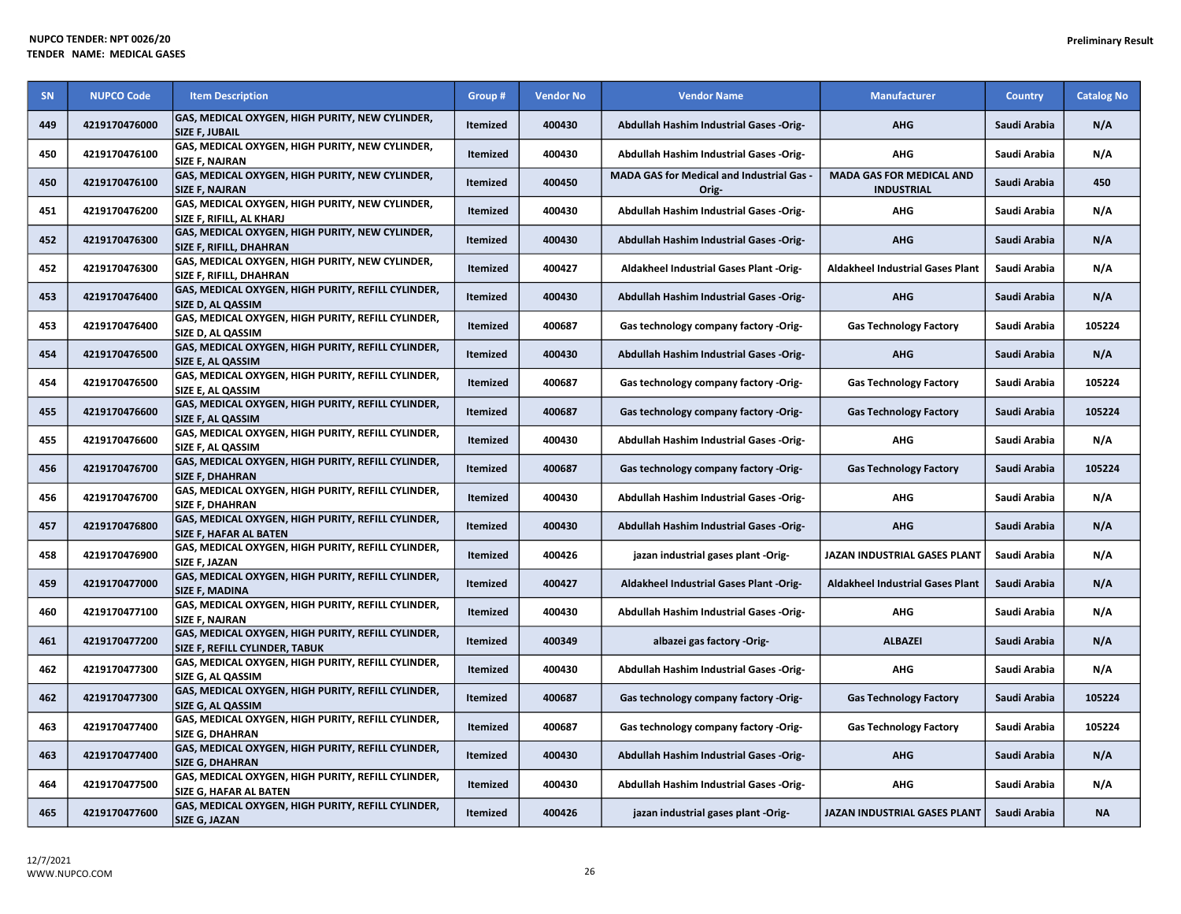NUPCO TENDER: NPT 0026/20
TENDER NAME: MEDICAL GASES

Preliminary Result

| SN | NUPCO Code | Item Description | Group # | Vendor No | Vendor Name | Manufacturer | Country | Catalog No |
|---|---|---|---|---|---|---|---|---|
| 449 | 4219170476000 | GAS, MEDICAL OXYGEN, HIGH PURITY, NEW CYLINDER, SIZE F, JUBAIL | Itemized | 400430 | Abdullah Hashim Industrial Gases -Orig- | AHG | Saudi Arabia | N/A |
| 450 | 4219170476100 | GAS, MEDICAL OXYGEN, HIGH PURITY, NEW CYLINDER, SIZE F, NAJRAN | Itemized | 400430 | Abdullah Hashim Industrial Gases -Orig- | AHG | Saudi Arabia | N/A |
| 450 | 4219170476100 | GAS, MEDICAL OXYGEN, HIGH PURITY, NEW CYLINDER, SIZE F, NAJRAN | Itemized | 400450 | MADA GAS for Medical and Industrial Gas -Orig- | MADA GAS FOR MEDICAL AND INDUSTRIAL | Saudi Arabia | 450 |
| 451 | 4219170476200 | GAS, MEDICAL OXYGEN, HIGH PURITY, NEW CYLINDER, SIZE F, RIFILL, AL KHARJ | Itemized | 400430 | Abdullah Hashim Industrial Gases -Orig- | AHG | Saudi Arabia | N/A |
| 452 | 4219170476300 | GAS, MEDICAL OXYGEN, HIGH PURITY, NEW CYLINDER, SIZE F, RIFILL, DHAHRAN | Itemized | 400430 | Abdullah Hashim Industrial Gases -Orig- | AHG | Saudi Arabia | N/A |
| 452 | 4219170476300 | GAS, MEDICAL OXYGEN, HIGH PURITY, NEW CYLINDER, SIZE F, RIFILL, DHAHRAN | Itemized | 400427 | Aldakheel Industrial Gases Plant -Orig- | Aldakheel Industrial Gases Plant | Saudi Arabia | N/A |
| 453 | 4219170476400 | GAS, MEDICAL OXYGEN, HIGH PURITY, REFILL CYLINDER, SIZE D, AL QASSIM | Itemized | 400430 | Abdullah Hashim Industrial Gases -Orig- | AHG | Saudi Arabia | N/A |
| 453 | 4219170476400 | GAS, MEDICAL OXYGEN, HIGH PURITY, REFILL CYLINDER, SIZE D, AL QASSIM | Itemized | 400687 | Gas technology company factory -Orig- | Gas Technology Factory | Saudi Arabia | 105224 |
| 454 | 4219170476500 | GAS, MEDICAL OXYGEN, HIGH PURITY, REFILL CYLINDER, SIZE E, AL QASSIM | Itemized | 400430 | Abdullah Hashim Industrial Gases -Orig- | AHG | Saudi Arabia | N/A |
| 454 | 4219170476500 | GAS, MEDICAL OXYGEN, HIGH PURITY, REFILL CYLINDER, SIZE E, AL QASSIM | Itemized | 400687 | Gas technology company factory -Orig- | Gas Technology Factory | Saudi Arabia | 105224 |
| 455 | 4219170476600 | GAS, MEDICAL OXYGEN, HIGH PURITY, REFILL CYLINDER, SIZE F, AL QASSIM | Itemized | 400687 | Gas technology company factory -Orig- | Gas Technology Factory | Saudi Arabia | 105224 |
| 455 | 4219170476600 | GAS, MEDICAL OXYGEN, HIGH PURITY, REFILL CYLINDER, SIZE F, AL QASSIM | Itemized | 400430 | Abdullah Hashim Industrial Gases -Orig- | AHG | Saudi Arabia | N/A |
| 456 | 4219170476700 | GAS, MEDICAL OXYGEN, HIGH PURITY, REFILL CYLINDER, SIZE F, DHAHRAN | Itemized | 400687 | Gas technology company factory -Orig- | Gas Technology Factory | Saudi Arabia | 105224 |
| 456 | 4219170476700 | GAS, MEDICAL OXYGEN, HIGH PURITY, REFILL CYLINDER, SIZE F, DHAHRAN | Itemized | 400430 | Abdullah Hashim Industrial Gases -Orig- | AHG | Saudi Arabia | N/A |
| 457 | 4219170476800 | GAS, MEDICAL OXYGEN, HIGH PURITY, REFILL CYLINDER, SIZE F, HAFAR AL BATEN | Itemized | 400430 | Abdullah Hashim Industrial Gases -Orig- | AHG | Saudi Arabia | N/A |
| 458 | 4219170476900 | GAS, MEDICAL OXYGEN, HIGH PURITY, REFILL CYLINDER, SIZE F, JAZAN | Itemized | 400426 | jazan industrial gases plant -Orig- | JAZAN INDUSTRIAL GASES PLANT | Saudi Arabia | N/A |
| 459 | 4219170477000 | GAS, MEDICAL OXYGEN, HIGH PURITY, REFILL CYLINDER, SIZE F, MADINA | Itemized | 400427 | Aldakheel Industrial Gases Plant -Orig- | Aldakheel Industrial Gases Plant | Saudi Arabia | N/A |
| 460 | 4219170477100 | GAS, MEDICAL OXYGEN, HIGH PURITY, REFILL CYLINDER, SIZE F, NAJRAN | Itemized | 400430 | Abdullah Hashim Industrial Gases -Orig- | AHG | Saudi Arabia | N/A |
| 461 | 4219170477200 | GAS, MEDICAL OXYGEN, HIGH PURITY, REFILL CYLINDER, SIZE F, REFILL CYLINDER, TABUK | Itemized | 400349 | albazei gas factory -Orig- | ALBAZEI | Saudi Arabia | N/A |
| 462 | 4219170477300 | GAS, MEDICAL OXYGEN, HIGH PURITY, REFILL CYLINDER, SIZE G, AL QASSIM | Itemized | 400430 | Abdullah Hashim Industrial Gases -Orig- | AHG | Saudi Arabia | N/A |
| 462 | 4219170477300 | GAS, MEDICAL OXYGEN, HIGH PURITY, REFILL CYLINDER, SIZE G, AL QASSIM | Itemized | 400687 | Gas technology company factory -Orig- | Gas Technology Factory | Saudi Arabia | 105224 |
| 463 | 4219170477400 | GAS, MEDICAL OXYGEN, HIGH PURITY, REFILL CYLINDER, SIZE G, DHAHRAN | Itemized | 400687 | Gas technology company factory -Orig- | Gas Technology Factory | Saudi Arabia | 105224 |
| 463 | 4219170477400 | GAS, MEDICAL OXYGEN, HIGH PURITY, REFILL CYLINDER, SIZE G, DHAHRAN | Itemized | 400430 | Abdullah Hashim Industrial Gases -Orig- | AHG | Saudi Arabia | N/A |
| 464 | 4219170477500 | GAS, MEDICAL OXYGEN, HIGH PURITY, REFILL CYLINDER, SIZE G, HAFAR AL BATEN | Itemized | 400430 | Abdullah Hashim Industrial Gases -Orig- | AHG | Saudi Arabia | N/A |
| 465 | 4219170477600 | GAS, MEDICAL OXYGEN, HIGH PURITY, REFILL CYLINDER, SIZE G, JAZAN | Itemized | 400426 | jazan industrial gases plant -Orig- | JAZAN INDUSTRIAL GASES PLANT | Saudi Arabia | NA |

12/7/2021
WWW.NUPCO.COM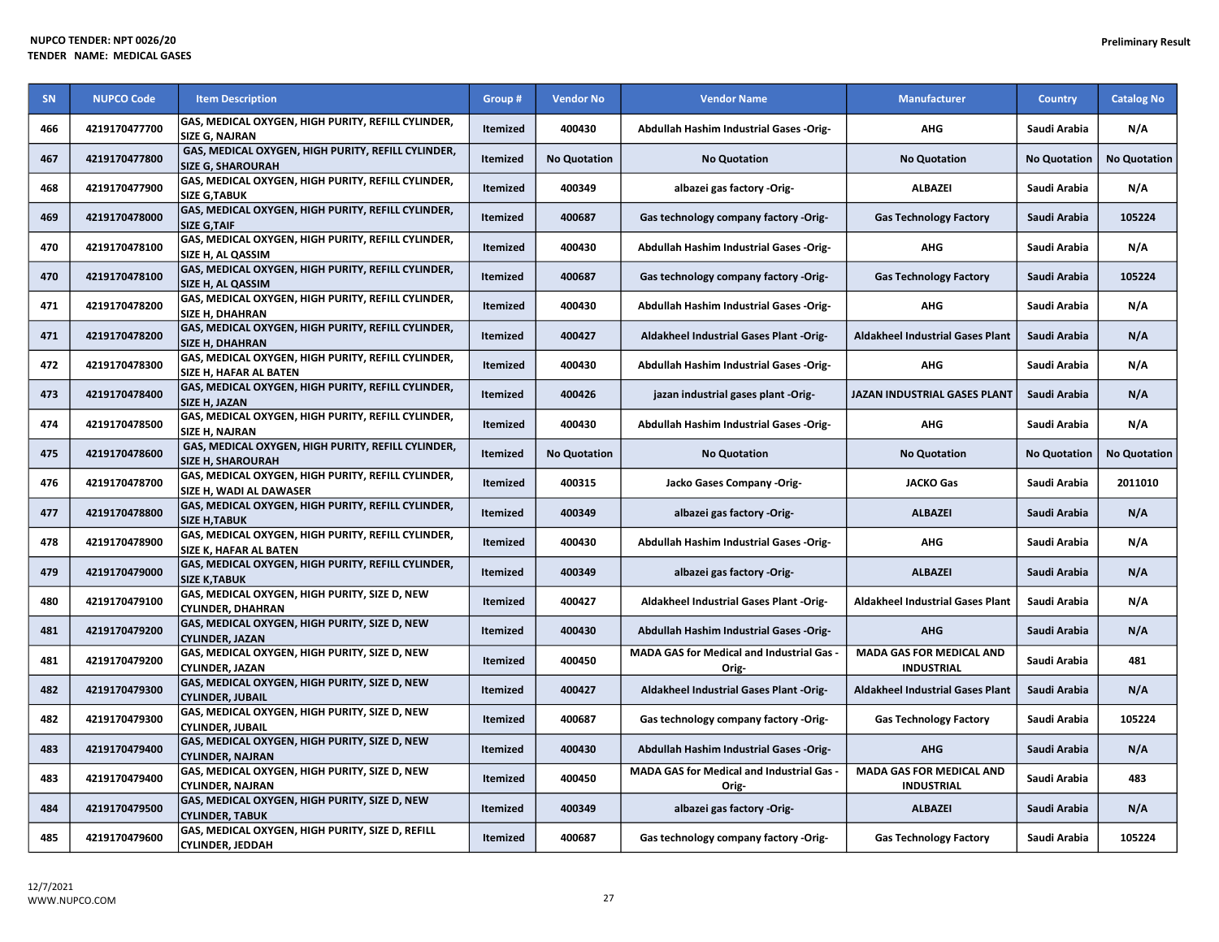NUPCO TENDER: NPT 0026/20
TENDER NAME: MEDICAL GASES

Preliminary Result

| SN | NUPCO Code | Item Description | Group # | Vendor No | Vendor Name | Manufacturer | Country | Catalog No |
|---|---|---|---|---|---|---|---|---|
| 466 | 4219170477700 | GAS, MEDICAL OXYGEN, HIGH PURITY, REFILL CYLINDER, SIZE G, NAJRAN | Itemized | 400430 | Abdullah Hashim Industrial Gases -Orig- | AHG | Saudi Arabia | N/A |
| 467 | 4219170477800 | GAS, MEDICAL OXYGEN, HIGH PURITY, REFILL CYLINDER, SIZE G, SHAROURAH | Itemized | No Quotation | No Quotation | No Quotation | No Quotation | No Quotation |
| 468 | 4219170477900 | GAS, MEDICAL OXYGEN, HIGH PURITY, REFILL CYLINDER, SIZE G,TABUK | Itemized | 400349 | albazei gas factory -Orig- | ALBAZEI | Saudi Arabia | N/A |
| 469 | 4219170478000 | GAS, MEDICAL OXYGEN, HIGH PURITY, REFILL CYLINDER, SIZE G,TAIF | Itemized | 400687 | Gas technology company factory -Orig- | Gas Technology Factory | Saudi Arabia | 105224 |
| 470 | 4219170478100 | GAS, MEDICAL OXYGEN, HIGH PURITY, REFILL CYLINDER, SIZE H, AL QASSIM | Itemized | 400430 | Abdullah Hashim Industrial Gases -Orig- | AHG | Saudi Arabia | N/A |
| 470 | 4219170478100 | GAS, MEDICAL OXYGEN, HIGH PURITY, REFILL CYLINDER, SIZE H, AL QASSIM | Itemized | 400687 | Gas technology company factory -Orig- | Gas Technology Factory | Saudi Arabia | 105224 |
| 471 | 4219170478200 | GAS, MEDICAL OXYGEN, HIGH PURITY, REFILL CYLINDER, SIZE H, DHAHRAN | Itemized | 400430 | Abdullah Hashim Industrial Gases -Orig- | AHG | Saudi Arabia | N/A |
| 471 | 4219170478200 | GAS, MEDICAL OXYGEN, HIGH PURITY, REFILL CYLINDER, SIZE H, DHAHRAN | Itemized | 400427 | Aldakheel Industrial Gases Plant -Orig- | Aldakheel Industrial Gases Plant | Saudi Arabia | N/A |
| 472 | 4219170478300 | GAS, MEDICAL OXYGEN, HIGH PURITY, REFILL CYLINDER, SIZE H, HAFAR AL BATEN | Itemized | 400430 | Abdullah Hashim Industrial Gases -Orig- | AHG | Saudi Arabia | N/A |
| 473 | 4219170478400 | GAS, MEDICAL OXYGEN, HIGH PURITY, REFILL CYLINDER, SIZE H, JAZAN | Itemized | 400426 | jazan industrial gases plant -Orig- | JAZAN INDUSTRIAL GASES PLANT | Saudi Arabia | N/A |
| 474 | 4219170478500 | GAS, MEDICAL OXYGEN, HIGH PURITY, REFILL CYLINDER, SIZE H, NAJRAN | Itemized | 400430 | Abdullah Hashim Industrial Gases -Orig- | AHG | Saudi Arabia | N/A |
| 475 | 4219170478600 | GAS, MEDICAL OXYGEN, HIGH PURITY, REFILL CYLINDER, SIZE H, SHAROURAH | Itemized | No Quotation | No Quotation | No Quotation | No Quotation | No Quotation |
| 476 | 4219170478700 | GAS, MEDICAL OXYGEN, HIGH PURITY, REFILL CYLINDER, SIZE H, WADI AL DAWASER | Itemized | 400315 | Jacko Gases Company -Orig- | JACKO Gas | Saudi Arabia | 2011010 |
| 477 | 4219170478800 | GAS, MEDICAL OXYGEN, HIGH PURITY, REFILL CYLINDER, SIZE H,TABUK | Itemized | 400349 | albazei gas factory -Orig- | ALBAZEI | Saudi Arabia | N/A |
| 478 | 4219170478900 | GAS, MEDICAL OXYGEN, HIGH PURITY, REFILL CYLINDER, SIZE K, HAFAR AL BATEN | Itemized | 400430 | Abdullah Hashim Industrial Gases -Orig- | AHG | Saudi Arabia | N/A |
| 479 | 4219170479000 | GAS, MEDICAL OXYGEN, HIGH PURITY, REFILL CYLINDER, SIZE K,TABUK | Itemized | 400349 | albazei gas factory -Orig- | ALBAZEI | Saudi Arabia | N/A |
| 480 | 4219170479100 | GAS, MEDICAL OXYGEN, HIGH PURITY, SIZE D, NEW CYLINDER, DHAHRAN | Itemized | 400427 | Aldakheel Industrial Gases Plant -Orig- | Aldakheel Industrial Gases Plant | Saudi Arabia | N/A |
| 481 | 4219170479200 | GAS, MEDICAL OXYGEN, HIGH PURITY, SIZE D, NEW CYLINDER, JAZAN | Itemized | 400430 | Abdullah Hashim Industrial Gases -Orig- | AHG | Saudi Arabia | N/A |
| 481 | 4219170479200 | GAS, MEDICAL OXYGEN, HIGH PURITY, SIZE D, NEW CYLINDER, JAZAN | Itemized | 400450 | MADA GAS for Medical and Industrial Gas -Orig- | MADA GAS FOR MEDICAL AND INDUSTRIAL | Saudi Arabia | 481 |
| 482 | 4219170479300 | GAS, MEDICAL OXYGEN, HIGH PURITY, SIZE D, NEW CYLINDER, JUBAIL | Itemized | 400427 | Aldakheel Industrial Gases Plant -Orig- | Aldakheel Industrial Gases Plant | Saudi Arabia | N/A |
| 482 | 4219170479300 | GAS, MEDICAL OXYGEN, HIGH PURITY, SIZE D, NEW CYLINDER, JUBAIL | Itemized | 400687 | Gas technology company factory -Orig- | Gas Technology Factory | Saudi Arabia | 105224 |
| 483 | 4219170479400 | GAS, MEDICAL OXYGEN, HIGH PURITY, SIZE D, NEW CYLINDER, NAJRAN | Itemized | 400430 | Abdullah Hashim Industrial Gases -Orig- | AHG | Saudi Arabia | N/A |
| 483 | 4219170479400 | GAS, MEDICAL OXYGEN, HIGH PURITY, SIZE D, NEW CYLINDER, NAJRAN | Itemized | 400450 | MADA GAS for Medical and Industrial Gas -Orig- | MADA GAS FOR MEDICAL AND INDUSTRIAL | Saudi Arabia | 483 |
| 484 | 4219170479500 | GAS, MEDICAL OXYGEN, HIGH PURITY, SIZE D, NEW CYLINDER, TABUK | Itemized | 400349 | albazei gas factory -Orig- | ALBAZEI | Saudi Arabia | N/A |
| 485 | 4219170479600 | GAS, MEDICAL OXYGEN, HIGH PURITY, SIZE D, REFILL CYLINDER, JEDDAH | Itemized | 400687 | Gas technology company factory -Orig- | Gas Technology Factory | Saudi Arabia | 105224 |

12/7/2021
WWW.NUPCO.COM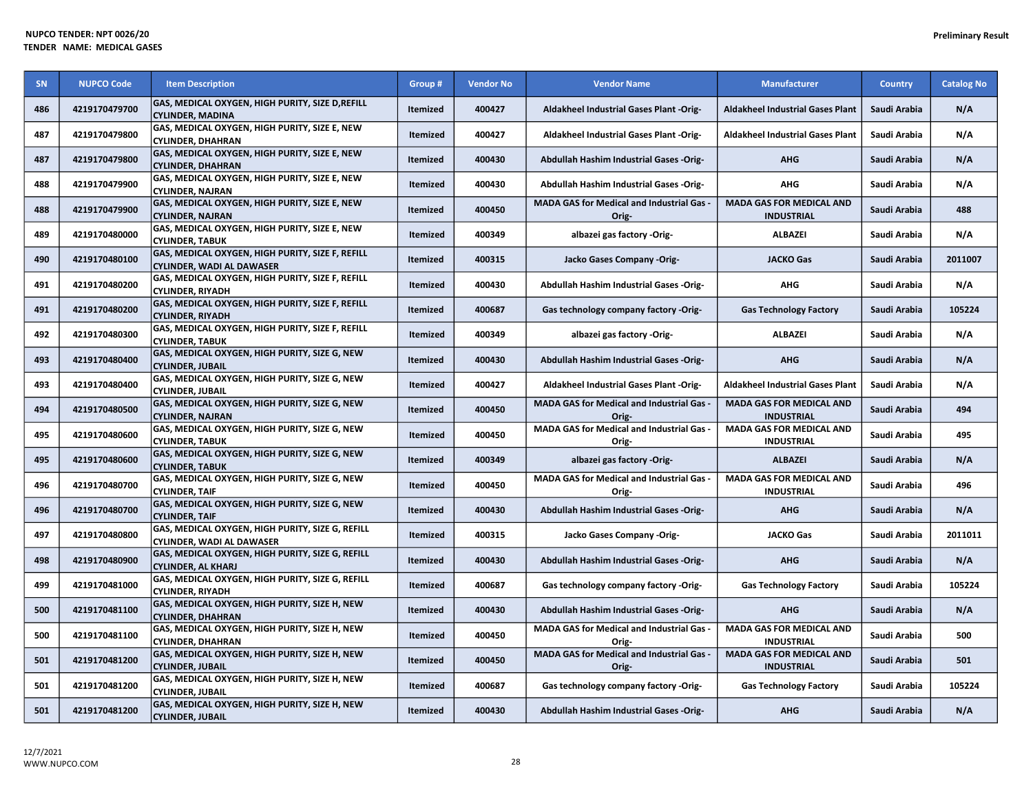NUPCO TENDER: NPT 0026/20
TENDER NAME: MEDICAL GASES

Preliminary Result

| SN | NUPCO Code | Item Description | Group # | Vendor No | Vendor Name | Manufacturer | Country | Catalog No |
|---|---|---|---|---|---|---|---|---|
| 486 | 4219170479700 | GAS, MEDICAL OXYGEN, HIGH PURITY, SIZE D,REFILL CYLINDER, MADINA | Itemized | 400427 | Aldakheel Industrial Gases Plant -Orig- | Aldakheel Industrial Gases Plant | Saudi Arabia | N/A |
| 487 | 4219170479800 | GAS, MEDICAL OXYGEN, HIGH PURITY, SIZE E, NEW CYLINDER, DHAHRAN | Itemized | 400427 | Aldakheel Industrial Gases Plant -Orig- | Aldakheel Industrial Gases Plant | Saudi Arabia | N/A |
| 487 | 4219170479800 | GAS, MEDICAL OXYGEN, HIGH PURITY, SIZE E, NEW CYLINDER, DHAHRAN | Itemized | 400430 | Abdullah Hashim Industrial Gases -Orig- | AHG | Saudi Arabia | N/A |
| 488 | 4219170479900 | GAS, MEDICAL OXYGEN, HIGH PURITY, SIZE E, NEW CYLINDER, NAJRAN | Itemized | 400430 | Abdullah Hashim Industrial Gases -Orig- | AHG | Saudi Arabia | N/A |
| 488 | 4219170479900 | GAS, MEDICAL OXYGEN, HIGH PURITY, SIZE E, NEW CYLINDER, NAJRAN | Itemized | 400450 | MADA GAS for Medical and Industrial Gas -Orig- | MADA GAS FOR MEDICAL AND INDUSTRIAL | Saudi Arabia | 488 |
| 489 | 4219170480000 | GAS, MEDICAL OXYGEN, HIGH PURITY, SIZE E, NEW CYLINDER, TABUK | Itemized | 400349 | albazei gas factory -Orig- | ALBAZEI | Saudi Arabia | N/A |
| 490 | 4219170480100 | GAS, MEDICAL OXYGEN, HIGH PURITY, SIZE F, REFILL CYLINDER, WADI AL DAWASER | Itemized | 400315 | Jacko Gases Company -Orig- | JACKO Gas | Saudi Arabia | 2011007 |
| 491 | 4219170480200 | GAS, MEDICAL OXYGEN, HIGH PURITY, SIZE F, REFILL CYLINDER, RIYADH | Itemized | 400430 | Abdullah Hashim Industrial Gases -Orig- | AHG | Saudi Arabia | N/A |
| 491 | 4219170480200 | GAS, MEDICAL OXYGEN, HIGH PURITY, SIZE F, REFILL CYLINDER, RIYADH | Itemized | 400687 | Gas technology company factory -Orig- | Gas Technology Factory | Saudi Arabia | 105224 |
| 492 | 4219170480300 | GAS, MEDICAL OXYGEN, HIGH PURITY, SIZE F, REFILL CYLINDER, TABUK | Itemized | 400349 | albazei gas factory -Orig- | ALBAZEI | Saudi Arabia | N/A |
| 493 | 4219170480400 | GAS, MEDICAL OXYGEN, HIGH PURITY, SIZE G, NEW CYLINDER, JUBAIL | Itemized | 400430 | Abdullah Hashim Industrial Gases -Orig- | AHG | Saudi Arabia | N/A |
| 493 | 4219170480400 | GAS, MEDICAL OXYGEN, HIGH PURITY, SIZE G, NEW CYLINDER, JUBAIL | Itemized | 400427 | Aldakheel Industrial Gases Plant -Orig- | Aldakheel Industrial Gases Plant | Saudi Arabia | N/A |
| 494 | 4219170480500 | GAS, MEDICAL OXYGEN, HIGH PURITY, SIZE G, NEW CYLINDER, NAJRAN | Itemized | 400450 | MADA GAS for Medical and Industrial Gas -Orig- | MADA GAS FOR MEDICAL AND INDUSTRIAL | Saudi Arabia | 494 |
| 495 | 4219170480600 | GAS, MEDICAL OXYGEN, HIGH PURITY, SIZE G, NEW CYLINDER, TABUK | Itemized | 400450 | MADA GAS for Medical and Industrial Gas -Orig- | MADA GAS FOR MEDICAL AND INDUSTRIAL | Saudi Arabia | 495 |
| 495 | 4219170480600 | GAS, MEDICAL OXYGEN, HIGH PURITY, SIZE G, NEW CYLINDER, TABUK | Itemized | 400349 | albazei gas factory -Orig- | ALBAZEI | Saudi Arabia | N/A |
| 496 | 4219170480700 | GAS, MEDICAL OXYGEN, HIGH PURITY, SIZE G, NEW CYLINDER, TAIF | Itemized | 400450 | MADA GAS for Medical and Industrial Gas -Orig- | MADA GAS FOR MEDICAL AND INDUSTRIAL | Saudi Arabia | 496 |
| 496 | 4219170480700 | GAS, MEDICAL OXYGEN, HIGH PURITY, SIZE G, NEW CYLINDER, TAIF | Itemized | 400430 | Abdullah Hashim Industrial Gases -Orig- | AHG | Saudi Arabia | N/A |
| 497 | 4219170480800 | GAS, MEDICAL OXYGEN, HIGH PURITY, SIZE G, REFILL CYLINDER, WADI AL DAWASER | Itemized | 400315 | Jacko Gases Company -Orig- | JACKO Gas | Saudi Arabia | 2011011 |
| 498 | 4219170480900 | GAS, MEDICAL OXYGEN, HIGH PURITY, SIZE G, REFILL CYLINDER, AL KHARJ | Itemized | 400430 | Abdullah Hashim Industrial Gases -Orig- | AHG | Saudi Arabia | N/A |
| 499 | 4219170481000 | GAS, MEDICAL OXYGEN, HIGH PURITY, SIZE G, REFILL CYLINDER, RIYADH | Itemized | 400687 | Gas technology company factory -Orig- | Gas Technology Factory | Saudi Arabia | 105224 |
| 500 | 4219170481100 | GAS, MEDICAL OXYGEN, HIGH PURITY, SIZE H, NEW CYLINDER, DHAHRAN | Itemized | 400430 | Abdullah Hashim Industrial Gases -Orig- | AHG | Saudi Arabia | N/A |
| 500 | 4219170481100 | GAS, MEDICAL OXYGEN, HIGH PURITY, SIZE H, NEW CYLINDER, DHAHRAN | Itemized | 400450 | MADA GAS for Medical and Industrial Gas -Orig- | MADA GAS FOR MEDICAL AND INDUSTRIAL | Saudi Arabia | 500 |
| 501 | 4219170481200 | GAS, MEDICAL OXYGEN, HIGH PURITY, SIZE H, NEW CYLINDER, JUBAIL | Itemized | 400450 | MADA GAS for Medical and Industrial Gas -Orig- | MADA GAS FOR MEDICAL AND INDUSTRIAL | Saudi Arabia | 501 |
| 501 | 4219170481200 | GAS, MEDICAL OXYGEN, HIGH PURITY, SIZE H, NEW CYLINDER, JUBAIL | Itemized | 400687 | Gas technology company factory -Orig- | Gas Technology Factory | Saudi Arabia | 105224 |
| 501 | 4219170481200 | GAS, MEDICAL OXYGEN, HIGH PURITY, SIZE H, NEW CYLINDER, JUBAIL | Itemized | 400430 | Abdullah Hashim Industrial Gases -Orig- | AHG | Saudi Arabia | N/A |

12/7/2021
WWW.NUPCO.COM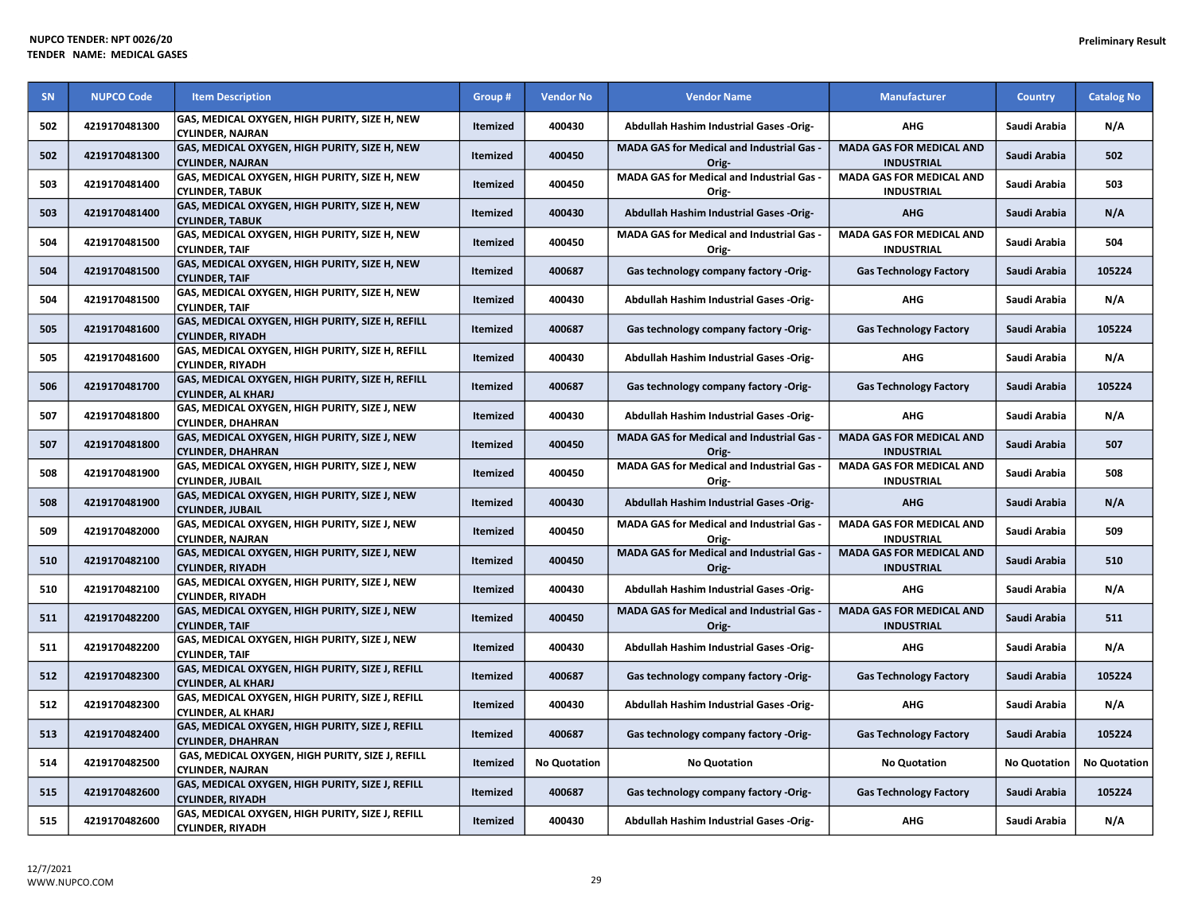NUPCO TENDER: NPT 0026/20
TENDER NAME: MEDICAL GASES

Preliminary Result

| SN | NUPCO Code | Item Description | Group # | Vendor No | Vendor Name | Manufacturer | Country | Catalog No |
|---|---|---|---|---|---|---|---|---|
| 502 | 4219170481300 | GAS, MEDICAL OXYGEN, HIGH PURITY, SIZE H, NEW CYLINDER, NAJRAN | Itemized | 400430 | Abdullah Hashim Industrial Gases -Orig- | AHG | Saudi Arabia | N/A |
| 502 | 4219170481300 | GAS, MEDICAL OXYGEN, HIGH PURITY, SIZE H, NEW CYLINDER, NAJRAN | Itemized | 400450 | MADA GAS for Medical and Industrial Gas -Orig- | MADA GAS FOR MEDICAL AND INDUSTRIAL | Saudi Arabia | 502 |
| 503 | 4219170481400 | GAS, MEDICAL OXYGEN, HIGH PURITY, SIZE H, NEW CYLINDER, TABUK | Itemized | 400450 | MADA GAS for Medical and Industrial Gas -Orig- | MADA GAS FOR MEDICAL AND INDUSTRIAL | Saudi Arabia | 503 |
| 503 | 4219170481400 | GAS, MEDICAL OXYGEN, HIGH PURITY, SIZE H, NEW CYLINDER, TABUK | Itemized | 400430 | Abdullah Hashim Industrial Gases -Orig- | AHG | Saudi Arabia | N/A |
| 504 | 4219170481500 | GAS, MEDICAL OXYGEN, HIGH PURITY, SIZE H, NEW CYLINDER, TAIF | Itemized | 400450 | MADA GAS for Medical and Industrial Gas -Orig- | MADA GAS FOR MEDICAL AND INDUSTRIAL | Saudi Arabia | 504 |
| 504 | 4219170481500 | GAS, MEDICAL OXYGEN, HIGH PURITY, SIZE H, NEW CYLINDER, TAIF | Itemized | 400687 | Gas technology company factory -Orig- | Gas Technology Factory | Saudi Arabia | 105224 |
| 504 | 4219170481500 | GAS, MEDICAL OXYGEN, HIGH PURITY, SIZE H, NEW CYLINDER, TAIF | Itemized | 400430 | Abdullah Hashim Industrial Gases -Orig- | AHG | Saudi Arabia | N/A |
| 505 | 4219170481600 | GAS, MEDICAL OXYGEN, HIGH PURITY, SIZE H, REFILL CYLINDER, RIYADH | Itemized | 400687 | Gas technology company factory -Orig- | Gas Technology Factory | Saudi Arabia | 105224 |
| 505 | 4219170481600 | GAS, MEDICAL OXYGEN, HIGH PURITY, SIZE H, REFILL CYLINDER, RIYADH | Itemized | 400430 | Abdullah Hashim Industrial Gases -Orig- | AHG | Saudi Arabia | N/A |
| 506 | 4219170481700 | GAS, MEDICAL OXYGEN, HIGH PURITY, SIZE H, REFILL CYLINDER, AL KHARJ | Itemized | 400687 | Gas technology company factory -Orig- | Gas Technology Factory | Saudi Arabia | 105224 |
| 507 | 4219170481800 | GAS, MEDICAL OXYGEN, HIGH PURITY, SIZE J, NEW CYLINDER, DHAHRAN | Itemized | 400430 | Abdullah Hashim Industrial Gases -Orig- | AHG | Saudi Arabia | N/A |
| 507 | 4219170481800 | GAS, MEDICAL OXYGEN, HIGH PURITY, SIZE J, NEW CYLINDER, DHAHRAN | Itemized | 400450 | MADA GAS for Medical and Industrial Gas -Orig- | MADA GAS FOR MEDICAL AND INDUSTRIAL | Saudi Arabia | 507 |
| 508 | 4219170481900 | GAS, MEDICAL OXYGEN, HIGH PURITY, SIZE J, NEW CYLINDER, JUBAIL | Itemized | 400450 | MADA GAS for Medical and Industrial Gas -Orig- | MADA GAS FOR MEDICAL AND INDUSTRIAL | Saudi Arabia | 508 |
| 508 | 4219170481900 | GAS, MEDICAL OXYGEN, HIGH PURITY, SIZE J, NEW CYLINDER, JUBAIL | Itemized | 400430 | Abdullah Hashim Industrial Gases -Orig- | AHG | Saudi Arabia | N/A |
| 509 | 4219170482000 | GAS, MEDICAL OXYGEN, HIGH PURITY, SIZE J, NEW CYLINDER, NAJRAN | Itemized | 400450 | MADA GAS for Medical and Industrial Gas -Orig- | MADA GAS FOR MEDICAL AND INDUSTRIAL | Saudi Arabia | 509 |
| 510 | 4219170482100 | GAS, MEDICAL OXYGEN, HIGH PURITY, SIZE J, NEW CYLINDER, RIYADH | Itemized | 400450 | MADA GAS for Medical and Industrial Gas -Orig- | MADA GAS FOR MEDICAL AND INDUSTRIAL | Saudi Arabia | 510 |
| 510 | 4219170482100 | GAS, MEDICAL OXYGEN, HIGH PURITY, SIZE J, NEW CYLINDER, RIYADH | Itemized | 400430 | Abdullah Hashim Industrial Gases -Orig- | AHG | Saudi Arabia | N/A |
| 511 | 4219170482200 | GAS, MEDICAL OXYGEN, HIGH PURITY, SIZE J, NEW CYLINDER, TAIF | Itemized | 400450 | MADA GAS for Medical and Industrial Gas -Orig- | MADA GAS FOR MEDICAL AND INDUSTRIAL | Saudi Arabia | 511 |
| 511 | 4219170482200 | GAS, MEDICAL OXYGEN, HIGH PURITY, SIZE J, NEW CYLINDER, TAIF | Itemized | 400430 | Abdullah Hashim Industrial Gases -Orig- | AHG | Saudi Arabia | N/A |
| 512 | 4219170482300 | GAS, MEDICAL OXYGEN, HIGH PURITY, SIZE J, REFILL CYLINDER, AL KHARJ | Itemized | 400687 | Gas technology company factory -Orig- | Gas Technology Factory | Saudi Arabia | 105224 |
| 512 | 4219170482300 | GAS, MEDICAL OXYGEN, HIGH PURITY, SIZE J, REFILL CYLINDER, AL KHARJ | Itemized | 400430 | Abdullah Hashim Industrial Gases -Orig- | AHG | Saudi Arabia | N/A |
| 513 | 4219170482400 | GAS, MEDICAL OXYGEN, HIGH PURITY, SIZE J, REFILL CYLINDER, DHAHRAN | Itemized | 400687 | Gas technology company factory -Orig- | Gas Technology Factory | Saudi Arabia | 105224 |
| 514 | 4219170482500 | GAS, MEDICAL OXYGEN, HIGH PURITY, SIZE J, REFILL CYLINDER, NAJRAN | Itemized | No Quotation | No Quotation | No Quotation | No Quotation | No Quotation |
| 515 | 4219170482600 | GAS, MEDICAL OXYGEN, HIGH PURITY, SIZE J, REFILL CYLINDER, RIYADH | Itemized | 400687 | Gas technology company factory -Orig- | Gas Technology Factory | Saudi Arabia | 105224 |
| 515 | 4219170482600 | GAS, MEDICAL OXYGEN, HIGH PURITY, SIZE J, REFILL CYLINDER, RIYADH | Itemized | 400430 | Abdullah Hashim Industrial Gases -Orig- | AHG | Saudi Arabia | N/A |

12/7/2021
WWW.NUPCO.COM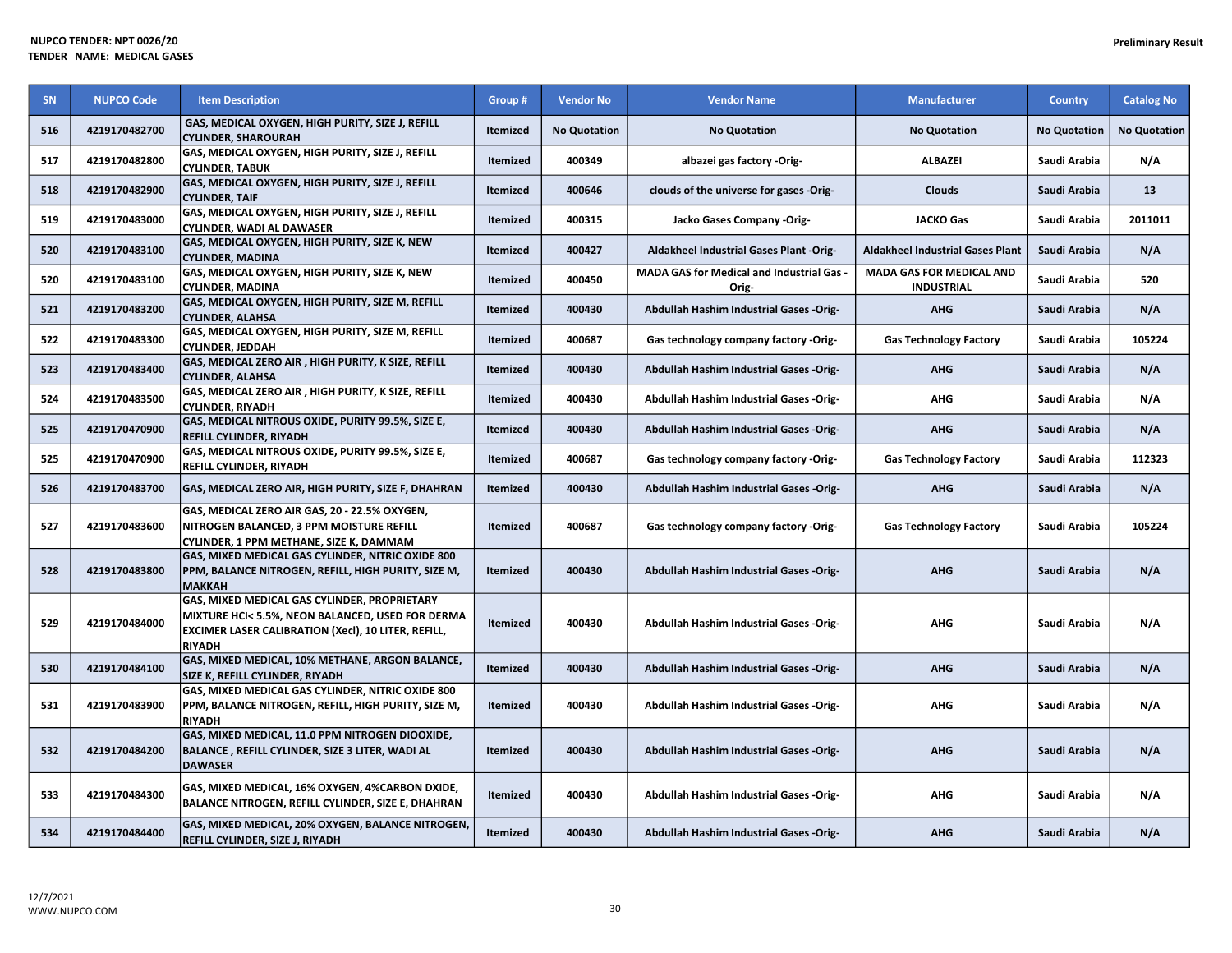NUPCO TENDER: NPT 0026/20
TENDER NAME: MEDICAL GASES

Preliminary Result

| SN | NUPCO Code | Item Description | Group # | Vendor No | Vendor Name | Manufacturer | Country | Catalog No |
|---|---|---|---|---|---|---|---|---|
| 516 | 4219170482700 | GAS, MEDICAL OXYGEN, HIGH PURITY, SIZE J, REFILL CYLINDER, SHAROURAH | Itemized | No Quotation | No Quotation | No Quotation | No Quotation | No Quotation |
| 517 | 4219170482800 | GAS, MEDICAL OXYGEN, HIGH PURITY, SIZE J, REFILL CYLINDER, TABUK | Itemized | 400349 | albazei gas factory -Orig- | ALBAZEI | Saudi Arabia | N/A |
| 518 | 4219170482900 | GAS, MEDICAL OXYGEN, HIGH PURITY, SIZE J, REFILL CYLINDER, TAIF | Itemized | 400646 | clouds of the universe for gases -Orig- | Clouds | Saudi Arabia | 13 |
| 519 | 4219170483000 | GAS, MEDICAL OXYGEN, HIGH PURITY, SIZE J, REFILL CYLINDER, WADI AL DAWASER | Itemized | 400315 | Jacko Gases Company -Orig- | JACKO Gas | Saudi Arabia | 2011011 |
| 520 | 4219170483100 | GAS, MEDICAL OXYGEN, HIGH PURITY, SIZE K, NEW CYLINDER, MADINA | Itemized | 400427 | Aldakheel Industrial Gases Plant -Orig- | Aldakheel Industrial Gases Plant | Saudi Arabia | N/A |
| 520 | 4219170483100 | GAS, MEDICAL OXYGEN, HIGH PURITY, SIZE K, NEW CYLINDER, MADINA | Itemized | 400450 | MADA GAS for Medical and Industrial Gas -Orig- | MADA GAS FOR MEDICAL AND INDUSTRIAL | Saudi Arabia | 520 |
| 521 | 4219170483200 | GAS, MEDICAL OXYGEN, HIGH PURITY, SIZE M, REFILL CYLINDER, ALAHSA | Itemized | 400430 | Abdullah Hashim Industrial Gases -Orig- | AHG | Saudi Arabia | N/A |
| 522 | 4219170483300 | GAS, MEDICAL OXYGEN, HIGH PURITY, SIZE M, REFILL CYLINDER, JEDDAH | Itemized | 400687 | Gas technology company factory -Orig- | Gas Technology Factory | Saudi Arabia | 105224 |
| 523 | 4219170483400 | GAS, MEDICAL ZERO AIR , HIGH PURITY, K SIZE, REFILL CYLINDER, ALAHSA | Itemized | 400430 | Abdullah Hashim Industrial Gases -Orig- | AHG | Saudi Arabia | N/A |
| 524 | 4219170483500 | GAS, MEDICAL ZERO AIR , HIGH PURITY, K SIZE, REFILL CYLINDER, RIYADH | Itemized | 400430 | Abdullah Hashim Industrial Gases -Orig- | AHG | Saudi Arabia | N/A |
| 525 | 4219170470900 | GAS, MEDICAL NITROUS OXIDE, PURITY 99.5%, SIZE E, REFILL CYLINDER, RIYADH | Itemized | 400430 | Abdullah Hashim Industrial Gases -Orig- | AHG | Saudi Arabia | N/A |
| 525 | 4219170470900 | GAS, MEDICAL NITROUS OXIDE, PURITY 99.5%, SIZE E, REFILL CYLINDER, RIYADH | Itemized | 400687 | Gas technology company factory -Orig- | Gas Technology Factory | Saudi Arabia | 112323 |
| 526 | 4219170483700 | GAS, MEDICAL ZERO AIR, HIGH PURITY, SIZE F, DHAHRAN | Itemized | 400430 | Abdullah Hashim Industrial Gases -Orig- | AHG | Saudi Arabia | N/A |
| 527 | 4219170483600 | GAS, MEDICAL ZERO AIR GAS, 20 - 22.5% OXYGEN, NITROGEN BALANCED, 3 PPM MOISTURE REFILL CYLINDER, 1 PPM METHANE, SIZE K, DAMMAM | Itemized | 400687 | Gas technology company factory -Orig- | Gas Technology Factory | Saudi Arabia | 105224 |
| 528 | 4219170483800 | GAS, MIXED MEDICAL GAS CYLINDER, NITRIC OXIDE 800 PPM, BALANCE NITROGEN, REFILL, HIGH PURITY, SIZE M, MAKKAH | Itemized | 400430 | Abdullah Hashim Industrial Gases -Orig- | AHG | Saudi Arabia | N/A |
| 529 | 4219170484000 | GAS, MIXED MEDICAL GAS CYLINDER, PROPRIETARY MIXTURE HCl< 5.5%, NEON BALANCED, USED FOR DERMA EXCIMER LASER CALIBRATION (Xecl), 10 LITER, REFILL, RIYADH | Itemized | 400430 | Abdullah Hashim Industrial Gases -Orig- | AHG | Saudi Arabia | N/A |
| 530 | 4219170484100 | GAS, MIXED MEDICAL, 10% METHANE, ARGON BALANCE, SIZE K, REFILL CYLINDER, RIYADH | Itemized | 400430 | Abdullah Hashim Industrial Gases -Orig- | AHG | Saudi Arabia | N/A |
| 531 | 4219170483900 | GAS, MIXED MEDICAL GAS CYLINDER, NITRIC OXIDE 800 PPM, BALANCE NITROGEN, REFILL, HIGH PURITY, SIZE M, RIYADH | Itemized | 400430 | Abdullah Hashim Industrial Gases -Orig- | AHG | Saudi Arabia | N/A |
| 532 | 4219170484200 | GAS, MIXED MEDICAL, 11.0 PPM NITROGEN DIOOXIDE, BALANCE , REFILL CYLINDER, SIZE 3 LITER, WADI AL DAWASER | Itemized | 400430 | Abdullah Hashim Industrial Gases -Orig- | AHG | Saudi Arabia | N/A |
| 533 | 4219170484300 | GAS, MIXED MEDICAL, 16% OXYGEN, 4%CARBON DXIDE, BALANCE NITROGEN, REFILL CYLINDER, SIZE E, DHAHRAN | Itemized | 400430 | Abdullah Hashim Industrial Gases -Orig- | AHG | Saudi Arabia | N/A |
| 534 | 4219170484400 | GAS, MIXED MEDICAL, 20% OXYGEN, BALANCE NITROGEN, REFILL CYLINDER, SIZE J, RIYADH | Itemized | 400430 | Abdullah Hashim Industrial Gases -Orig- | AHG | Saudi Arabia | N/A |

12/7/2021
WWW.NUPCO.COM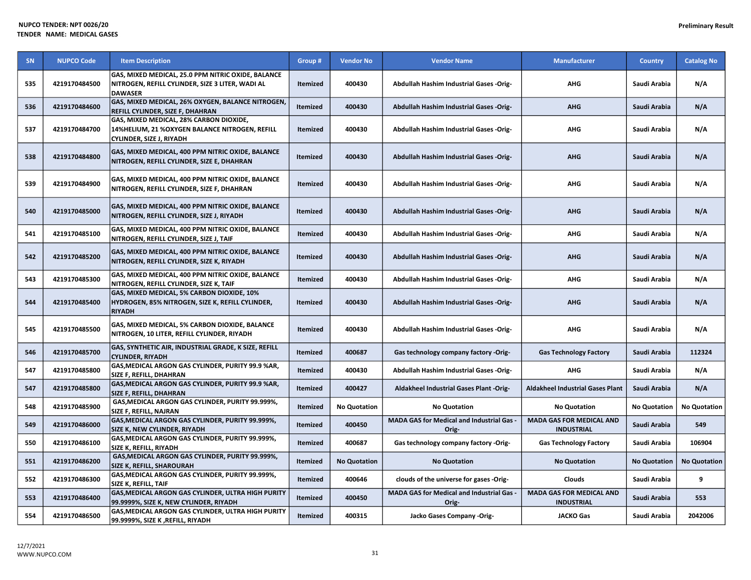NUPCO TENDER: NPT 0026/20
TENDER NAME: MEDICAL GASES

Preliminary Result

| SN | NUPCO Code | Item Description | Group # | Vendor No | Vendor Name | Manufacturer | Country | Catalog No |
|---|---|---|---|---|---|---|---|---|
| 535 | 4219170484500 | GAS, MIXED MEDICAL, 25.0 PPM NITRIC OXIDE, BALANCE NITROGEN, REFILL CYLINDER, SIZE 3 LITER, WADI AL DAWASER | Itemized | 400430 | Abdullah Hashim Industrial Gases -Orig- | AHG | Saudi Arabia | N/A |
| 536 | 4219170484600 | GAS, MIXED MEDICAL, 26% OXYGEN, BALANCE NITROGEN, REFILL CYLINDER, SIZE F, DHAHRAN | Itemized | 400430 | Abdullah Hashim Industrial Gases -Orig- | AHG | Saudi Arabia | N/A |
| 537 | 4219170484700 | GAS, MIXED MEDICAL, 28% CARBON DIOXIDE, 14%HELIUM, 21 %OXYGEN BALANCE NITROGEN, REFILL CYLINDER, SIZE J, RIYADH | Itemized | 400430 | Abdullah Hashim Industrial Gases -Orig- | AHG | Saudi Arabia | N/A |
| 538 | 4219170484800 | GAS, MIXED MEDICAL, 400 PPM NITRIC OXIDE, BALANCE NITROGEN, REFILL CYLINDER, SIZE E, DHAHRAN | Itemized | 400430 | Abdullah Hashim Industrial Gases -Orig- | AHG | Saudi Arabia | N/A |
| 539 | 4219170484900 | GAS, MIXED MEDICAL, 400 PPM NITRIC OXIDE, BALANCE NITROGEN, REFILL CYLINDER, SIZE F, DHAHRAN | Itemized | 400430 | Abdullah Hashim Industrial Gases -Orig- | AHG | Saudi Arabia | N/A |
| 540 | 4219170485000 | GAS, MIXED MEDICAL, 400 PPM NITRIC OXIDE, BALANCE NITROGEN, REFILL CYLINDER, SIZE J, RIYADH | Itemized | 400430 | Abdullah Hashim Industrial Gases -Orig- | AHG | Saudi Arabia | N/A |
| 541 | 4219170485100 | GAS, MIXED MEDICAL, 400 PPM NITRIC OXIDE, BALANCE NITROGEN, REFILL CYLINDER, SIZE J, TAIF | Itemized | 400430 | Abdullah Hashim Industrial Gases -Orig- | AHG | Saudi Arabia | N/A |
| 542 | 4219170485200 | GAS, MIXED MEDICAL, 400 PPM NITRIC OXIDE, BALANCE NITROGEN, REFILL CYLINDER, SIZE K, RIYADH | Itemized | 400430 | Abdullah Hashim Industrial Gases -Orig- | AHG | Saudi Arabia | N/A |
| 543 | 4219170485300 | GAS, MIXED MEDICAL, 400 PPM NITRIC OXIDE, BALANCE NITROGEN, REFILL CYLINDER, SIZE K, TAIF | Itemized | 400430 | Abdullah Hashim Industrial Gases -Orig- | AHG | Saudi Arabia | N/A |
| 544 | 4219170485400 | GAS, MIXED MEDICAL, 5% CARBON DIOXIDE, 10% HYDROGEN, 85% NITROGEN, SIZE K, REFILL CYLINDER, RIYADH | Itemized | 400430 | Abdullah Hashim Industrial Gases -Orig- | AHG | Saudi Arabia | N/A |
| 545 | 4219170485500 | GAS, MIXED MEDICAL, 5% CARBON DIOXIDE, BALANCE NITROGEN, 10 LITER, REFILL CYLINDER, RIYADH | Itemized | 400430 | Abdullah Hashim Industrial Gases -Orig- | AHG | Saudi Arabia | N/A |
| 546 | 4219170485700 | GAS, SYNTHETIC AIR, INDUSTRIAL GRADE, K SIZE, REFILL CYLINDER, RIYADH | Itemized | 400687 | Gas technology company factory -Orig- | Gas Technology Factory | Saudi Arabia | 112324 |
| 547 | 4219170485800 | GAS,MEDICAL ARGON GAS CYLINDER, PURITY 99.9 %AR, SIZE F, REFILL, DHAHRAN | Itemized | 400430 | Abdullah Hashim Industrial Gases -Orig- | AHG | Saudi Arabia | N/A |
| 547 | 4219170485800 | GAS,MEDICAL ARGON GAS CYLINDER, PURITY 99.9 %AR, SIZE F, REFILL, DHAHRAN | Itemized | 400427 | Aldakheel Industrial Gases Plant -Orig- | Aldakheel Industrial Gases Plant | Saudi Arabia | N/A |
| 548 | 4219170485900 | GAS,MEDICAL ARGON GAS CYLINDER, PURITY 99.999%, SIZE F, REFILL, NAJRAN | Itemized | No Quotation | No Quotation | No Quotation | No Quotation | No Quotation |
| 549 | 4219170486000 | GAS,MEDICAL ARGON GAS CYLINDER, PURITY 99.999%, SIZE K, NEW CYLINDER, RIYADH | Itemized | 400450 | MADA GAS for Medical and Industrial Gas -Orig- | MADA GAS FOR MEDICAL AND INDUSTRIAL | Saudi Arabia | 549 |
| 550 | 4219170486100 | GAS,MEDICAL ARGON GAS CYLINDER, PURITY 99.999%, SIZE K, REFILL, RIYADH | Itemized | 400687 | Gas technology company factory -Orig- | Gas Technology Factory | Saudi Arabia | 106904 |
| 551 | 4219170486200 | GAS,MEDICAL ARGON GAS CYLINDER, PURITY 99.999%, SIZE K, REFILL, SHAROURAH | Itemized | No Quotation | No Quotation | No Quotation | No Quotation | No Quotation |
| 552 | 4219170486300 | GAS,MEDICAL ARGON GAS CYLINDER, PURITY 99.999%, SIZE K, REFILL, TAIF | Itemized | 400646 | clouds of the universe for gases -Orig- | Clouds | Saudi Arabia | 9 |
| 553 | 4219170486400 | GAS,MEDICAL ARGON GAS CYLINDER, ULTRA HIGH PURITY 99.9999%, SIZE K, NEW CYLINDER, RIYADH | Itemized | 400450 | MADA GAS for Medical and Industrial Gas -Orig- | MADA GAS FOR MEDICAL AND INDUSTRIAL | Saudi Arabia | 553 |
| 554 | 4219170486500 | GAS,MEDICAL ARGON GAS CYLINDER, ULTRA HIGH PURITY 99.9999%, SIZE K ,REFILL, RIYADH | Itemized | 400315 | Jacko Gases Company -Orig- | JACKO Gas | Saudi Arabia | 2042006 |

12/7/2021
WWW.NUPCO.COM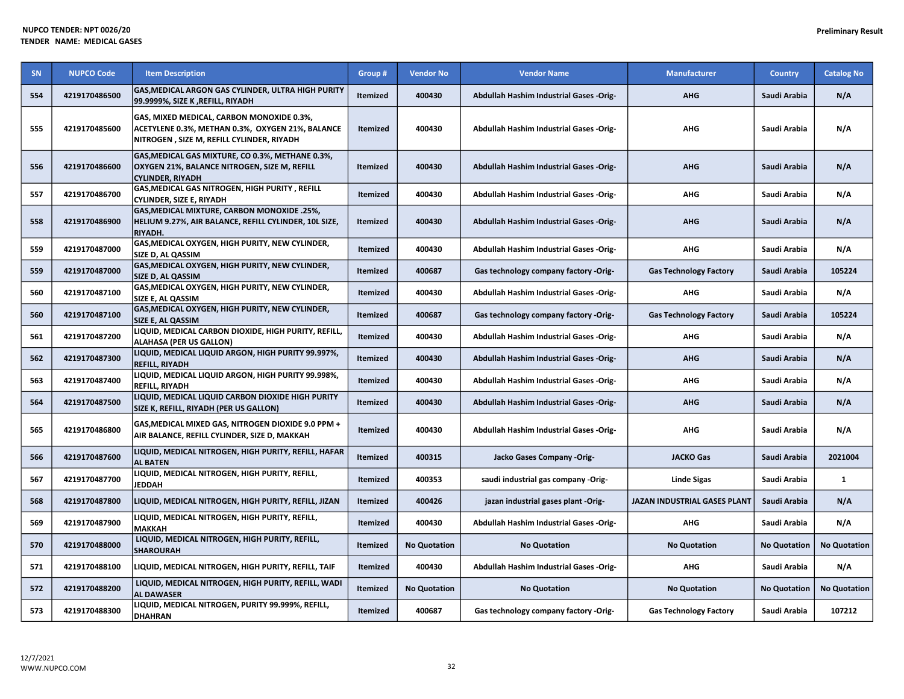NUPCO TENDER: NPT 0026/20
TENDER NAME: MEDICAL GASES

Preliminary Result

| SN | NUPCO Code | Item Description | Group # | Vendor No | Vendor Name | Manufacturer | Country | Catalog No |
|---|---|---|---|---|---|---|---|---|
| 554 | 4219170486500 | GAS,MEDICAL ARGON GAS CYLINDER, ULTRA HIGH PURITY 99.9999%, SIZE K ,REFILL, RIYADH | Itemized | 400430 | Abdullah Hashim Industrial Gases -Orig- | AHG | Saudi Arabia | N/A |
| 555 | 4219170485600 | GAS, MIXED MEDICAL, CARBON MONOXIDE 0.3%, ACETYLENE 0.3%, METHAN 0.3%, OXYGEN 21%, BALANCE NITROGEN , SIZE M, REFILL CYLINDER, RIYADH | Itemized | 400430 | Abdullah Hashim Industrial Gases -Orig- | AHG | Saudi Arabia | N/A |
| 556 | 4219170486600 | GAS,MEDICAL GAS MIXTURE, CO 0.3%, METHANE 0.3%, OXYGEN 21%, BALANCE NITROGEN, SIZE M, REFILL CYLINDER, RIYADH | Itemized | 400430 | Abdullah Hashim Industrial Gases -Orig- | AHG | Saudi Arabia | N/A |
| 557 | 4219170486700 | GAS,MEDICAL GAS NITROGEN, HIGH PURITY , REFILL CYLINDER, SIZE E, RIYADH | Itemized | 400430 | Abdullah Hashim Industrial Gases -Orig- | AHG | Saudi Arabia | N/A |
| 558 | 4219170486900 | GAS,MEDICAL MIXTURE, CARBON MONOXIDE .25%, HELIUM 9.27%, AIR BALANCE, REFILL CYLINDER, 10L SIZE, RIYADH. | Itemized | 400430 | Abdullah Hashim Industrial Gases -Orig- | AHG | Saudi Arabia | N/A |
| 559 | 4219170487000 | GAS,MEDICAL OXYGEN, HIGH PURITY, NEW CYLINDER, SIZE D, AL QASSIM | Itemized | 400430 | Abdullah Hashim Industrial Gases -Orig- | AHG | Saudi Arabia | N/A |
| 559 | 4219170487000 | GAS,MEDICAL OXYGEN, HIGH PURITY, NEW CYLINDER, SIZE D, AL QASSIM | Itemized | 400687 | Gas technology company factory -Orig- | Gas Technology Factory | Saudi Arabia | 105224 |
| 560 | 4219170487100 | GAS,MEDICAL OXYGEN, HIGH PURITY, NEW CYLINDER, SIZE E, AL QASSIM | Itemized | 400430 | Abdullah Hashim Industrial Gases -Orig- | AHG | Saudi Arabia | N/A |
| 560 | 4219170487100 | GAS,MEDICAL OXYGEN, HIGH PURITY, NEW CYLINDER, SIZE E, AL QASSIM | Itemized | 400687 | Gas technology company factory -Orig- | Gas Technology Factory | Saudi Arabia | 105224 |
| 561 | 4219170487200 | LIQUID, MEDICAL CARBON DIOXIDE, HIGH PURITY, REFILL, ALAHASA (PER US GALLON) | Itemized | 400430 | Abdullah Hashim Industrial Gases -Orig- | AHG | Saudi Arabia | N/A |
| 562 | 4219170487300 | LIQUID, MEDICAL LIQUID ARGON, HIGH PURITY 99.997%, REFILL, RIYADH | Itemized | 400430 | Abdullah Hashim Industrial Gases -Orig- | AHG | Saudi Arabia | N/A |
| 563 | 4219170487400 | LIQUID, MEDICAL LIQUID ARGON, HIGH PURITY 99.998%, REFILL, RIYADH | Itemized | 400430 | Abdullah Hashim Industrial Gases -Orig- | AHG | Saudi Arabia | N/A |
| 564 | 4219170487500 | LIQUID, MEDICAL LIQUID CARBON DIOXIDE HIGH PURITY SIZE K, REFILL, RIYADH (PER US GALLON) | Itemized | 400430 | Abdullah Hashim Industrial Gases -Orig- | AHG | Saudi Arabia | N/A |
| 565 | 4219170486800 | GAS,MEDICAL MIXED GAS, NITROGEN DIOXIDE 9.0 PPM + AIR BALANCE, REFILL CYLINDER, SIZE D, MAKKAH | Itemized | 400430 | Abdullah Hashim Industrial Gases -Orig- | AHG | Saudi Arabia | N/A |
| 566 | 4219170487600 | LIQUID, MEDICAL NITROGEN, HIGH PURITY, REFILL, HAFAR AL BATEN | Itemized | 400315 | Jacko Gases Company -Orig- | JACKO Gas | Saudi Arabia | 2021004 |
| 567 | 4219170487700 | LIQUID, MEDICAL NITROGEN, HIGH PURITY, REFILL, JEDDAH | Itemized | 400353 | saudi industrial gas company -Orig- | Linde Sigas | Saudi Arabia | 1 |
| 568 | 4219170487800 | LIQUID, MEDICAL NITROGEN, HIGH PURITY, REFILL, JIZAN | Itemized | 400426 | jazan industrial gases plant -Orig- | JAZAN INDUSTRIAL GASES PLANT | Saudi Arabia | N/A |
| 569 | 4219170487900 | LIQUID, MEDICAL NITROGEN, HIGH PURITY, REFILL, MAKKAH | Itemized | 400430 | Abdullah Hashim Industrial Gases -Orig- | AHG | Saudi Arabia | N/A |
| 570 | 4219170488000 | LIQUID, MEDICAL NITROGEN, HIGH PURITY, REFILL, SHAROURAH | Itemized | No Quotation | No Quotation | No Quotation | No Quotation | No Quotation |
| 571 | 4219170488100 | LIQUID, MEDICAL NITROGEN, HIGH PURITY, REFILL, TAIF | Itemized | 400430 | Abdullah Hashim Industrial Gases -Orig- | AHG | Saudi Arabia | N/A |
| 572 | 4219170488200 | LIQUID, MEDICAL NITROGEN, HIGH PURITY, REFILL, WADI AL DAWASER | Itemized | No Quotation | No Quotation | No Quotation | No Quotation | No Quotation |
| 573 | 4219170488300 | LIQUID, MEDICAL NITROGEN, PURITY 99.999%, REFILL, DHAHRAN | Itemized | 400687 | Gas technology company factory -Orig- | Gas Technology Factory | Saudi Arabia | 107212 |

12/7/2021
WWW.NUPCO.COM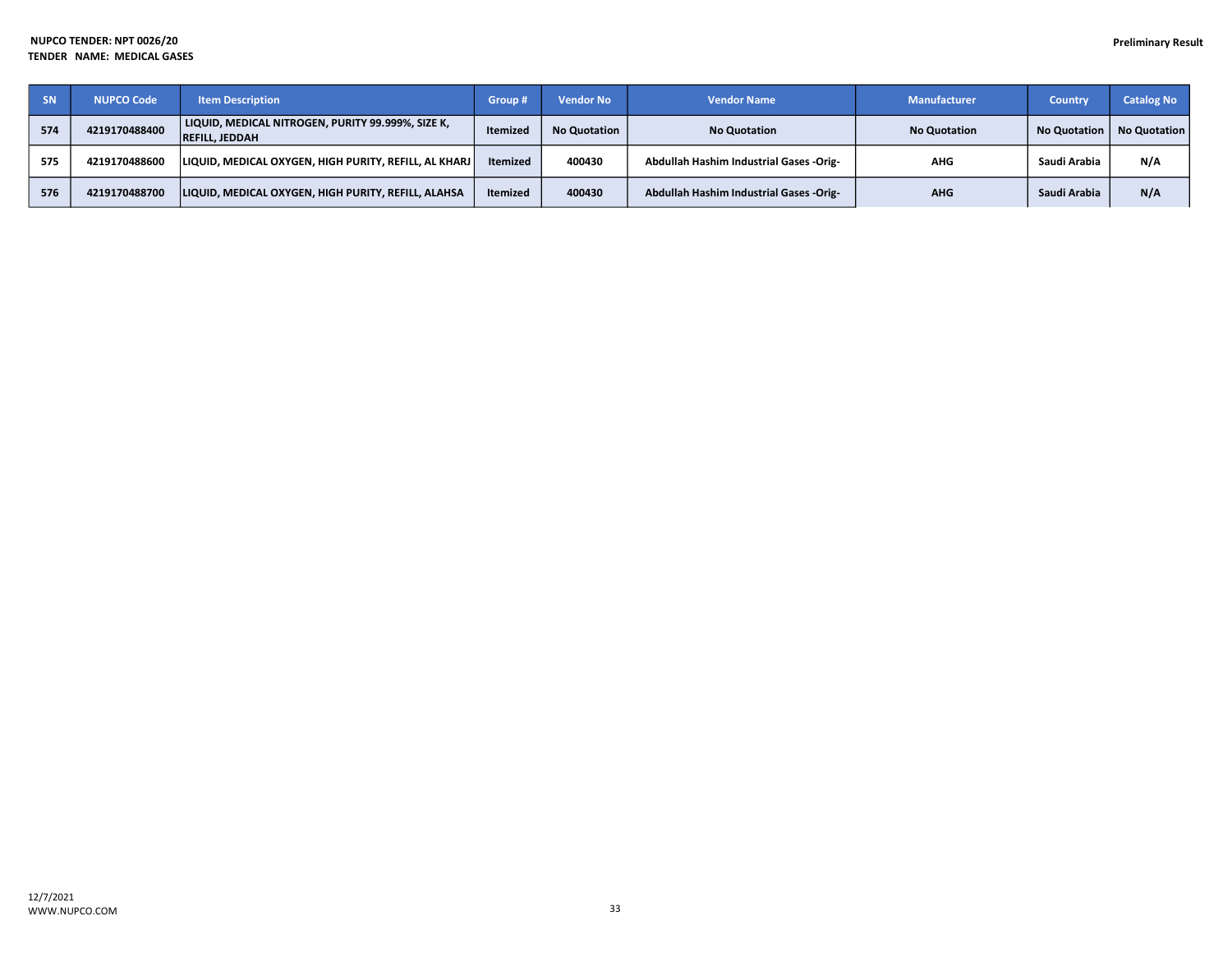**NUPCO TENDER: NPT 0026/20**
**TENDER NAME: MEDICAL GASES**

**Preliminary Result**

| SN | NUPCO Code | Item Description | Group # | Vendor No | Vendor Name | Manufacturer | Country | Catalog No |
|---|---|---|---|---|---|---|---|---|
| 574 | 4219170488400 | LIQUID, MEDICAL NITROGEN, PURITY 99.999%, SIZE K, REFILL, JEDDAH | Itemized | No Quotation | No Quotation | No Quotation | No Quotation | No Quotation |
| 575 | 4219170488600 | LIQUID, MEDICAL OXYGEN, HIGH PURITY, REFILL, AL KHARJ | Itemized | 400430 | Abdullah Hashim Industrial Gases -Orig- | AHG | Saudi Arabia | N/A |
| 576 | 4219170488700 | LIQUID, MEDICAL OXYGEN, HIGH PURITY, REFILL, ALAHSA | Itemized | 400430 | Abdullah Hashim Industrial Gases -Orig- | AHG | Saudi Arabia | N/A |

12/7/2021
WWW.NUPCO.COM